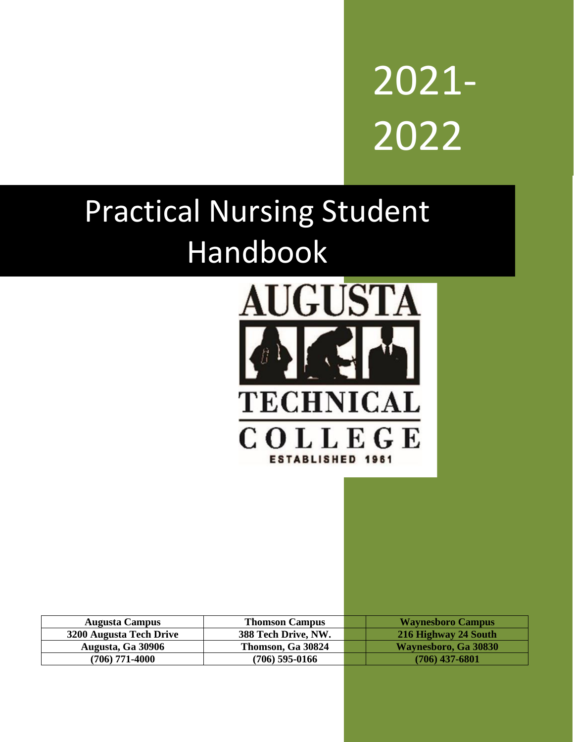# 2021-2022

# Practical Nursing Student Handbook

AUGUSTA TECHNICAL COLLEGE

ESTABLISHED 1961

| Augusta Campus | Thomson Campus | Waynesboro Campus |
|---|---|---|
| 3200 Augusta Tech Drive | 388 Tech Drive, NW. | 216 Highway 24 South |
| Augusta, Ga 30906 | Thomson, Ga 30824 | Waynesboro, Ga 30830 |
| (706) 771-4000 | (706) 595-0166 | (706) 437-6801 |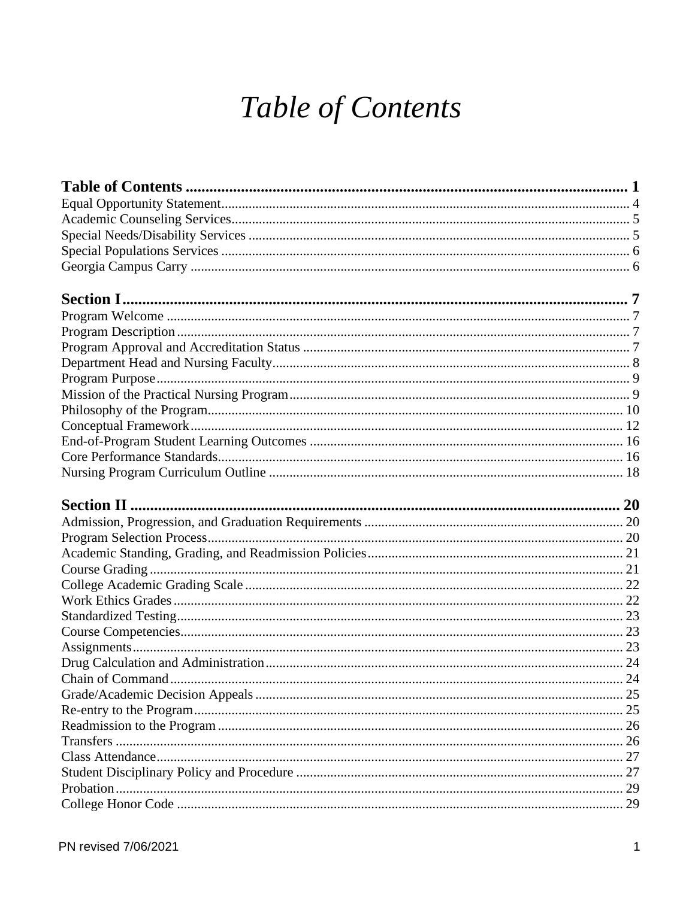# *Table of Contents*

**Table of Contents** ........ 1
Equal Opportunity Statement ........ 4
Academic Counseling Services ........ 5
Special Needs/Disability Services ........ 5
Special Populations Services ........ 6
Georgia Campus Carry ........ 6

**Section I** ........ 7
Program Welcome ........ 7
Program Description ........ 7
Program Approval and Accreditation Status ........ 7
Department Head and Nursing Faculty ........ 8
Program Purpose ........ 9
Mission of the Practical Nursing Program ........ 9
Philosophy of the Program ........ 10
Conceptual Framework ........ 12
End-of-Program Student Learning Outcomes ........ 16
Core Performance Standards ........ 16
Nursing Program Curriculum Outline ........ 18

**Section II** ........ 20
Admission, Progression, and Graduation Requirements ........ 20
Program Selection Process ........ 20
Academic Standing, Grading, and Readmission Policies ........ 21
Course Grading ........ 21
College Academic Grading Scale ........ 22
Work Ethics Grades ........ 22
Standardized Testing ........ 23
Course Competencies ........ 23
Assignments ........ 23
Drug Calculation and Administration ........ 24
Chain of Command ........ 24
Grade/Academic Decision Appeals ........ 25
Re-entry to the Program ........ 25
Readmission to the Program ........ 26
Transfers ........ 26
Class Attendance ........ 27
Student Disciplinary Policy and Procedure ........ 27
Probation ........ 29
College Honor Code ........ 29

PN revised 7/06/2021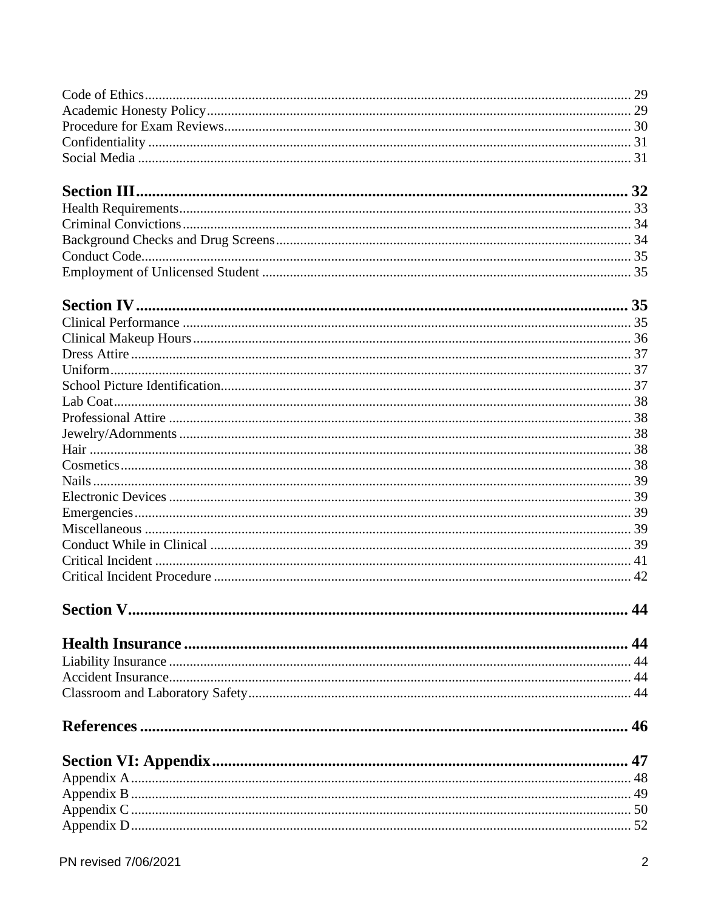Code of Ethics ........................................................................................................................ 29
Academic Honesty Policy ........................................................................................................ 29
Procedure for Exam Reviews .................................................................................................. 30
Confidentiality ........................................................................................................................ 31
Social Media ........................................................................................................................... 31

**Section III ............................................................................................................................ 32**
Health Requirements ............................................................................................................... 33
Criminal Convictions ............................................................................................................... 34
Background Checks and Drug Screens .................................................................................... 34
Conduct Code .......................................................................................................................... 35
Employment of Unlicensed Student ........................................................................................ 35

**Section IV ............................................................................................................................ 35**
Clinical Performance ............................................................................................................... 35
Clinical Makeup Hours ............................................................................................................ 36
Dress Attire ............................................................................................................................. 37
Uniform ................................................................................................................................... 37
School Picture Identification .................................................................................................... 37
Lab Coat .................................................................................................................................. 38
Professional Attire ................................................................................................................... 38
Jewelry/Adornments ............................................................................................................... 38
Hair ......................................................................................................................................... 38
Cosmetics ................................................................................................................................ 38
Nails ........................................................................................................................................ 39
Electronic Devices ................................................................................................................... 39
Emergencies ............................................................................................................................ 39
Miscellaneous .......................................................................................................................... 39
Conduct While in Clinical ....................................................................................................... 39
Critical Incident ...................................................................................................................... 41
Critical Incident Procedure ...................................................................................................... 42

**Section V ............................................................................................................................. 44**

**Health Insurance ................................................................................................................ 44**
Liability Insurance ................................................................................................................... 44
Accident Insurance .................................................................................................................. 44
Classroom and Laboratory Safety ............................................................................................ 44

**References ........................................................................................................................... 46**

**Section VI: Appendix ........................................................................................................ 47**
Appendix A ............................................................................................................................. 48
Appendix B ............................................................................................................................. 49
Appendix C ............................................................................................................................. 50
Appendix D ............................................................................................................................. 52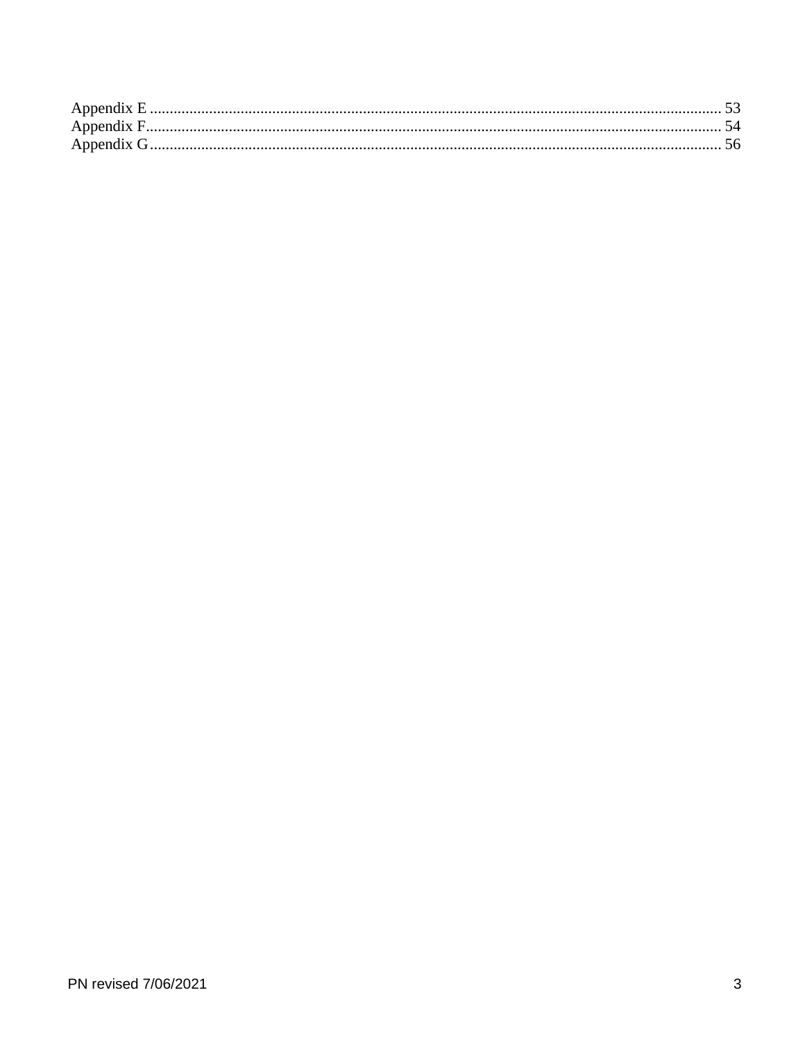Appendix E ........................................................................................................................................ 53
Appendix F........................................................................................................................................ 54
Appendix G........................................................................................................................................ 56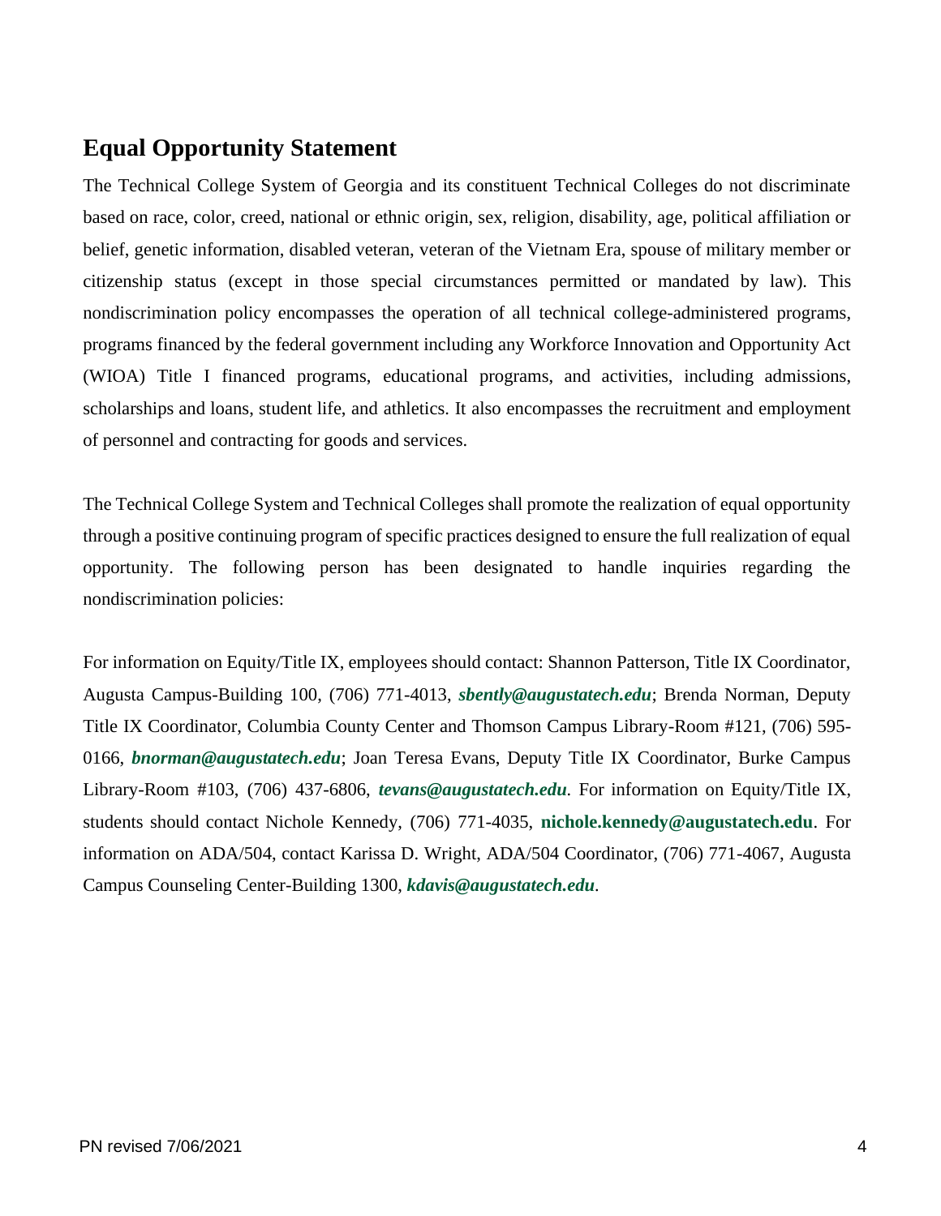## Equal Opportunity Statement

The Technical College System of Georgia and its constituent Technical Colleges do not discriminate based on race, color, creed, national or ethnic origin, sex, religion, disability, age, political affiliation or belief, genetic information, disabled veteran, veteran of the Vietnam Era, spouse of military member or citizenship status (except in those special circumstances permitted or mandated by law). This nondiscrimination policy encompasses the operation of all technical college-administered programs, programs financed by the federal government including any Workforce Innovation and Opportunity Act (WIOA) Title I financed programs, educational programs, and activities, including admissions, scholarships and loans, student life, and athletics. It also encompasses the recruitment and employment of personnel and contracting for goods and services.

The Technical College System and Technical Colleges shall promote the realization of equal opportunity through a positive continuing program of specific practices designed to ensure the full realization of equal opportunity. The following person has been designated to handle inquiries regarding the nondiscrimination policies:

For information on Equity/Title IX, employees should contact: Shannon Patterson, Title IX Coordinator, Augusta Campus-Building 100, (706) 771-4013, ***sbently@augustatech.edu***; Brenda Norman, Deputy Title IX Coordinator, Columbia County Center and Thomson Campus Library-Room #121, (706) 595-0166, ***bnorman@augustatech.edu***; Joan Teresa Evans, Deputy Title IX Coordinator, Burke Campus Library-Room #103, (706) 437-6806, ***tevans@augustatech.edu***. For information on Equity/Title IX, students should contact Nichole Kennedy, (706) 771-4035, **nichole.kennedy@augustatech.edu**. For information on ADA/504, contact Karissa D. Wright, ADA/504 Coordinator, (706) 771-4067, Augusta Campus Counseling Center-Building 1300, ***kdavis@augustatech.edu***.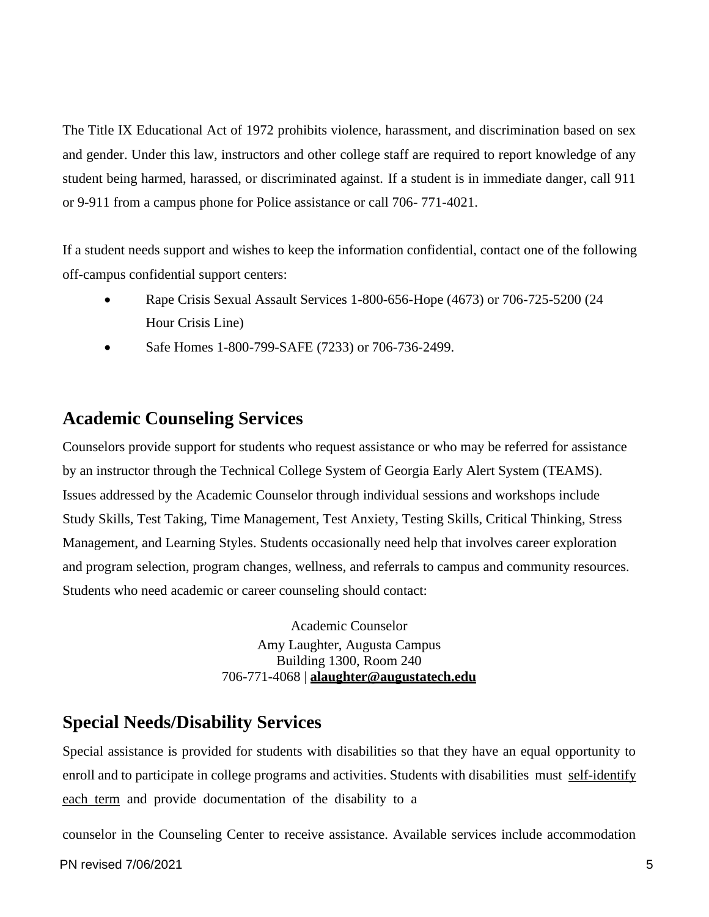The Title IX Educational Act of 1972 prohibits violence, harassment, and discrimination based on sex and gender. Under this law, instructors and other college staff are required to report knowledge of any student being harmed, harassed, or discriminated against. If a student is in immediate danger, call 911 or 9-911 from a campus phone for Police assistance or call 706- 771-4021.

If a student needs support and wishes to keep the information confidential, contact one of the following off-campus confidential support centers:

- Rape Crisis Sexual Assault Services 1-800-656-Hope (4673) or 706-725-5200 (24 Hour Crisis Line)
- Safe Homes 1-800-799-SAFE (7233) or 706-736-2499.

## Academic Counseling Services

Counselors provide support for students who request assistance or who may be referred for assistance by an instructor through the Technical College System of Georgia Early Alert System (TEAMS). Issues addressed by the Academic Counselor through individual sessions and workshops include Study Skills, Test Taking, Time Management, Test Anxiety, Testing Skills, Critical Thinking, Stress Management, and Learning Styles. Students occasionally need help that involves career exploration and program selection, program changes, wellness, and referrals to campus and community resources. Students who need academic or career counseling should contact:

Academic Counselor
Amy Laughter, Augusta Campus
Building 1300, Room 240
706-771-4068 | **alaughter@augustatech.edu**

## Special Needs/Disability Services

Special assistance is provided for students with disabilities so that they have an equal opportunity to enroll and to participate in college programs and activities. Students with disabilities must self-identify each term and provide documentation of the disability to a counselor in the Counseling Center to receive assistance. Available services include accommodation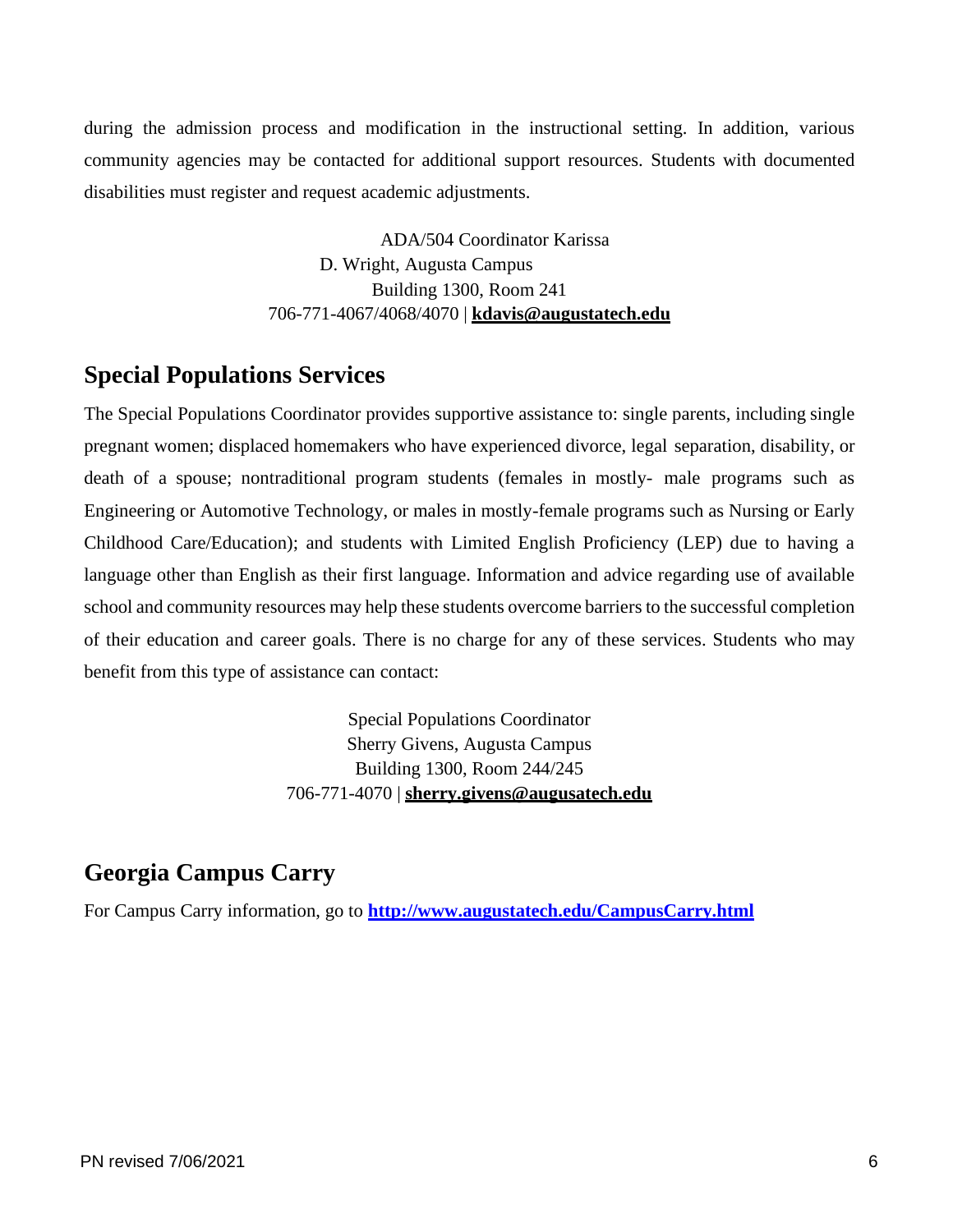during the admission process and modification in the instructional setting. In addition, various community agencies may be contacted for additional support resources. Students with documented disabilities must register and request academic adjustments.

ADA/504 Coordinator Karissa
D. Wright, Augusta Campus
Building 1300, Room 241
706-771-4067/4068/4070 | **kdavis@augustatech.edu**

## Special Populations Services

The Special Populations Coordinator provides supportive assistance to: single parents, including single pregnant women; displaced homemakers who have experienced divorce, legal separation, disability, or death of a spouse; nontraditional program students (females in mostly- male programs such as Engineering or Automotive Technology, or males in mostly-female programs such as Nursing or Early Childhood Care/Education); and students with Limited English Proficiency (LEP) due to having a language other than English as their first language. Information and advice regarding use of available school and community resources may help these students overcome barriers to the successful completion of their education and career goals. There is no charge for any of these services. Students who may benefit from this type of assistance can contact:

Special Populations Coordinator
Sherry Givens, Augusta Campus
Building 1300, Room 244/245
706-771-4070 | **sherry.givens@augusatech.edu**

## Georgia Campus Carry

For Campus Carry information, go to **http://www.augustatech.edu/CampusCarry.html**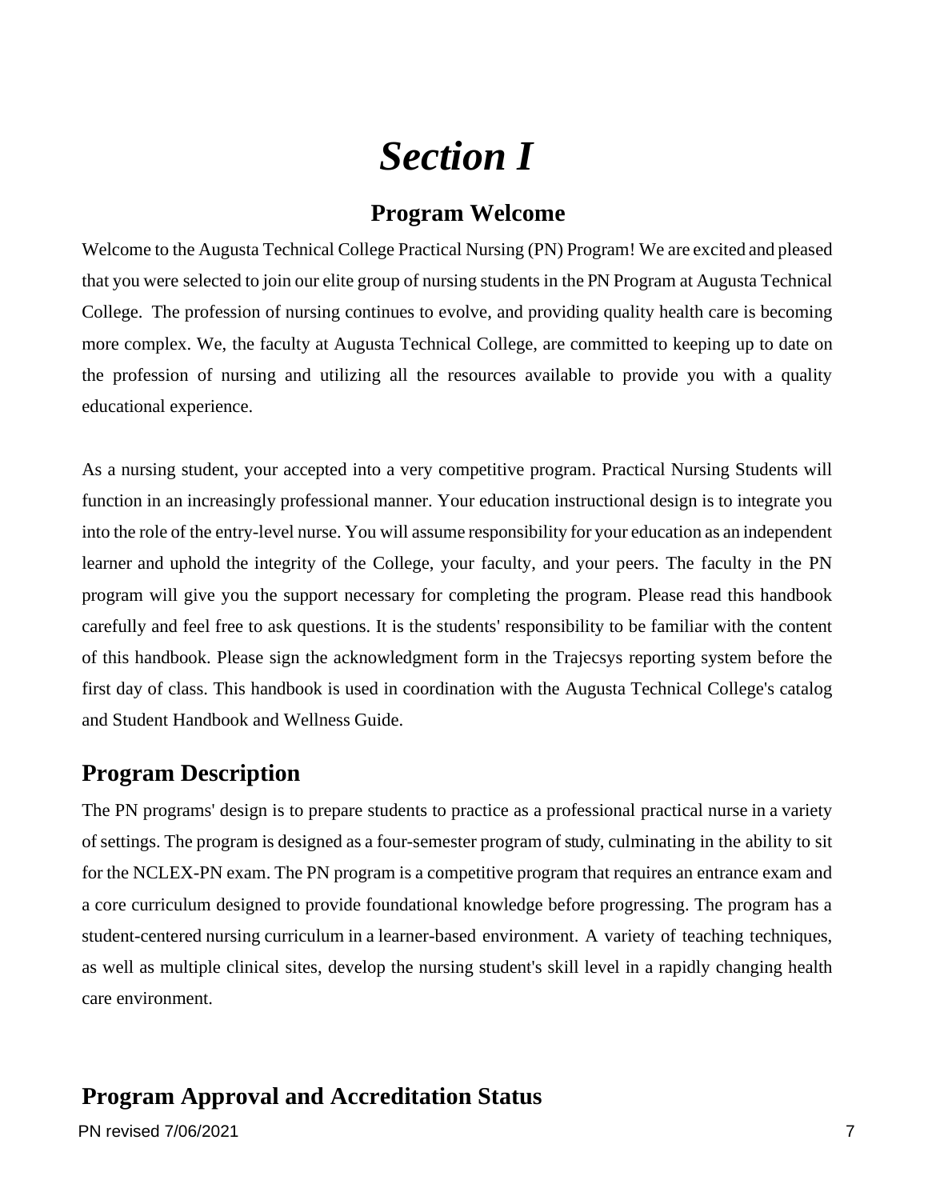# *Section I*

## Program Welcome

Welcome to the Augusta Technical College Practical Nursing (PN) Program! We are excited and pleased that you were selected to join our elite group of nursing students in the PN Program at Augusta Technical College. The profession of nursing continues to evolve, and providing quality health care is becoming more complex. We, the faculty at Augusta Technical College, are committed to keeping up to date on the profession of nursing and utilizing all the resources available to provide you with a quality educational experience.

As a nursing student, your accepted into a very competitive program. Practical Nursing Students will function in an increasingly professional manner. Your education instructional design is to integrate you into the role of the entry-level nurse. You will assume responsibility for your education as an independent learner and uphold the integrity of the College, your faculty, and your peers. The faculty in the PN program will give you the support necessary for completing the program. Please read this handbook carefully and feel free to ask questions. It is the students' responsibility to be familiar with the content of this handbook. Please sign the acknowledgment form in the Trajecsys reporting system before the first day of class. This handbook is used in coordination with the Augusta Technical College's catalog and Student Handbook and Wellness Guide.

## Program Description

The PN programs' design is to prepare students to practice as a professional practical nurse in a variety of settings. The program is designed as a four-semester program of study, culminating in the ability to sit for the NCLEX-PN exam. The PN program is a competitive program that requires an entrance exam and a core curriculum designed to provide foundational knowledge before progressing. The program has a student-centered nursing curriculum in a learner-based environment. A variety of teaching techniques, as well as multiple clinical sites, develop the nursing student's skill level in a rapidly changing health care environment.

## Program Approval and Accreditation Status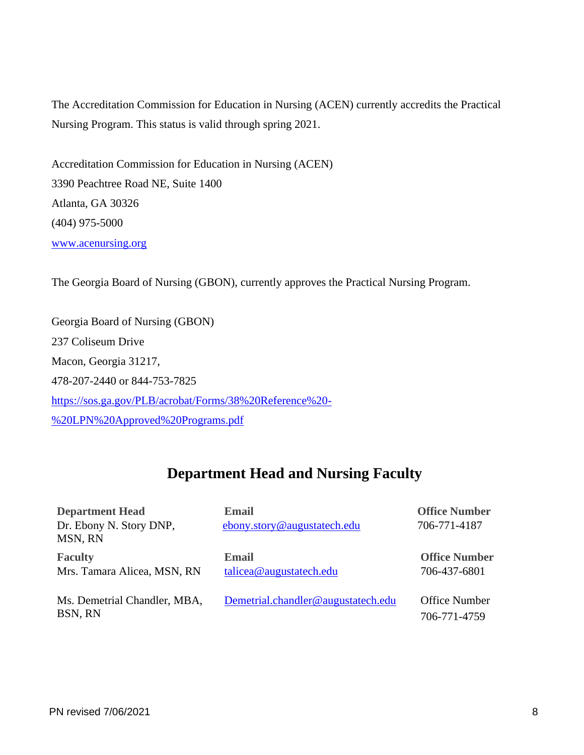The Accreditation Commission for Education in Nursing (ACEN) currently accredits the Practical Nursing Program. This status is valid through spring 2021.

Accreditation Commission for Education in Nursing (ACEN)
3390 Peachtree Road NE, Suite 1400
Atlanta, GA 30326
(404) 975-5000
www.acenursing.org

The Georgia Board of Nursing (GBON), currently approves the Practical Nursing Program.

Georgia Board of Nursing (GBON)
237 Coliseum Drive
Macon, Georgia 31217,
478-207-2440 or 844-753-7825
https://sos.ga.gov/PLB/acrobat/Forms/38%20Reference%20-%20LPN%20Approved%20Programs.pdf

## Department Head and Nursing Faculty

| **Department Head** | **Email** | **Office Number** |
| --- | --- | --- |
| Dr. Ebony N. Story DNP, MSN, RN | ebony.story@augustatech.edu | 706-771-4187 |
| **Faculty** | **Email** | **Office Number** |
| Mrs. Tamara Alicea, MSN, RN | talicea@augustatech.edu | 706-437-6801 |
| Ms. Demetrial Chandler, MBA, BSN, RN | Demetrial.chandler@augustatech.edu | Office Number 706-771-4759 |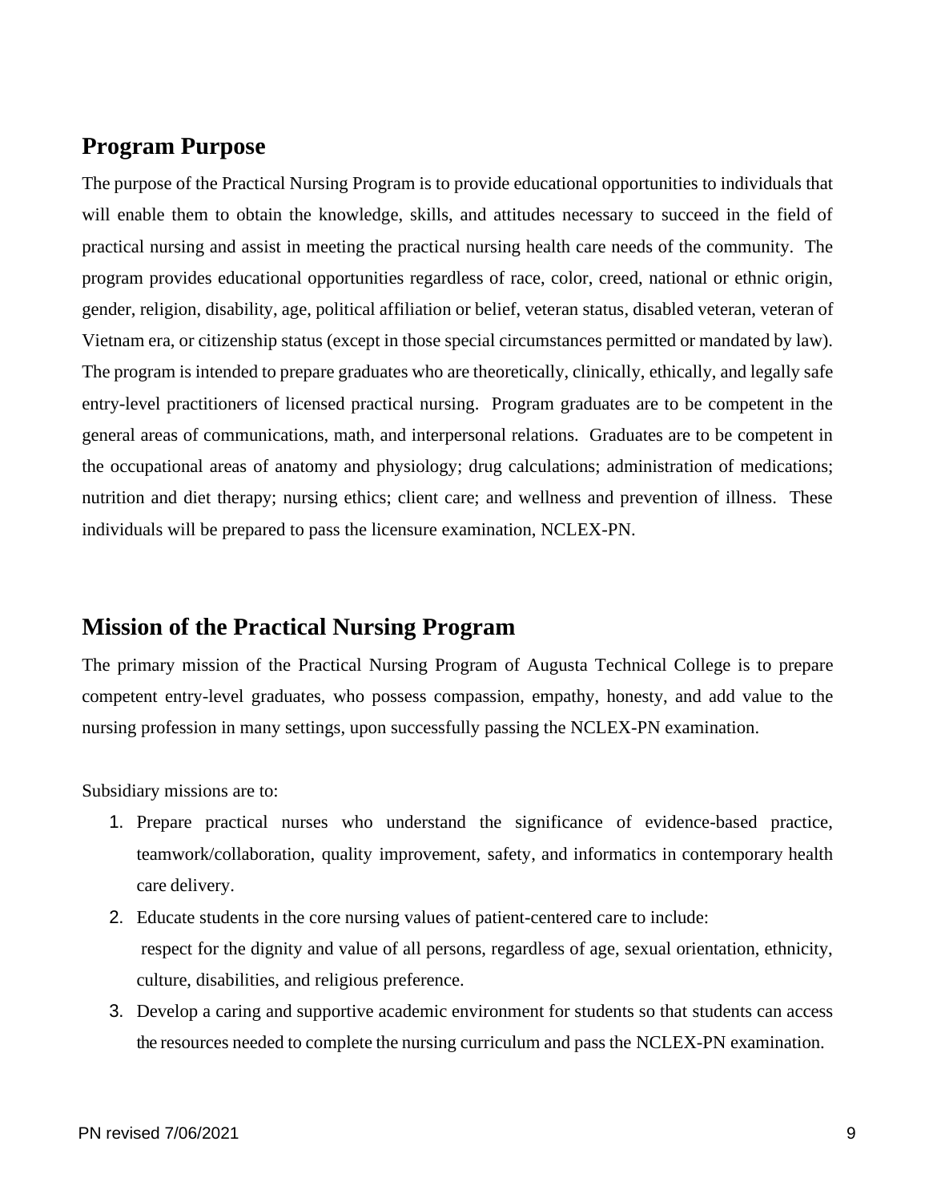## Program Purpose

The purpose of the Practical Nursing Program is to provide educational opportunities to individuals that will enable them to obtain the knowledge, skills, and attitudes necessary to succeed in the field of practical nursing and assist in meeting the practical nursing health care needs of the community. The program provides educational opportunities regardless of race, color, creed, national or ethnic origin, gender, religion, disability, age, political affiliation or belief, veteran status, disabled veteran, veteran of Vietnam era, or citizenship status (except in those special circumstances permitted or mandated by law). The program is intended to prepare graduates who are theoretically, clinically, ethically, and legally safe entry-level practitioners of licensed practical nursing. Program graduates are to be competent in the general areas of communications, math, and interpersonal relations. Graduates are to be competent in the occupational areas of anatomy and physiology; drug calculations; administration of medications; nutrition and diet therapy; nursing ethics; client care; and wellness and prevention of illness. These individuals will be prepared to pass the licensure examination, NCLEX-PN.

## Mission of the Practical Nursing Program

The primary mission of the Practical Nursing Program of Augusta Technical College is to prepare competent entry-level graduates, who possess compassion, empathy, honesty, and add value to the nursing profession in many settings, upon successfully passing the NCLEX-PN examination.

Subsidiary missions are to:

1. Prepare practical nurses who understand the significance of evidence-based practice, teamwork/collaboration, quality improvement, safety, and informatics in contemporary health care delivery.
2. Educate students in the core nursing values of patient-centered care to include: respect for the dignity and value of all persons, regardless of age, sexual orientation, ethnicity, culture, disabilities, and religious preference.
3. Develop a caring and supportive academic environment for students so that students can access the resources needed to complete the nursing curriculum and pass the NCLEX-PN examination.

PN revised 7/06/2021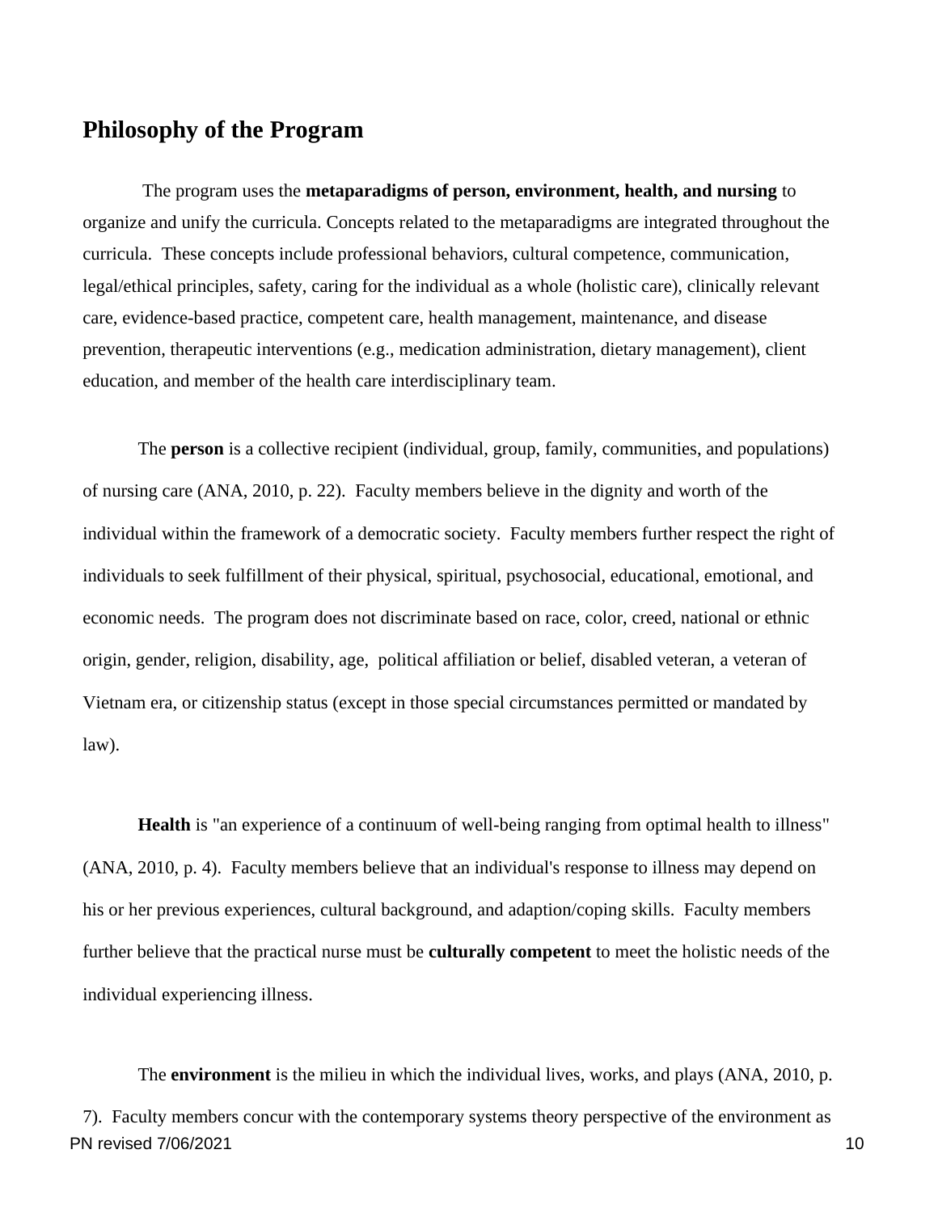## Philosophy of the Program

The program uses the **metaparadigms of person, environment, health, and nursing** to organize and unify the curricula. Concepts related to the metaparadigms are integrated throughout the curricula. These concepts include professional behaviors, cultural competence, communication, legal/ethical principles, safety, caring for the individual as a whole (holistic care), clinically relevant care, evidence-based practice, competent care, health management, maintenance, and disease prevention, therapeutic interventions (e.g., medication administration, dietary management), client education, and member of the health care interdisciplinary team.

The **person** is a collective recipient (individual, group, family, communities, and populations) of nursing care (ANA, 2010, p. 22). Faculty members believe in the dignity and worth of the individual within the framework of a democratic society. Faculty members further respect the right of individuals to seek fulfillment of their physical, spiritual, psychosocial, educational, emotional, and economic needs. The program does not discriminate based on race, color, creed, national or ethnic origin, gender, religion, disability, age, political affiliation or belief, disabled veteran, a veteran of Vietnam era, or citizenship status (except in those special circumstances permitted or mandated by law).

**Health** is "an experience of a continuum of well-being ranging from optimal health to illness" (ANA, 2010, p. 4). Faculty members believe that an individual's response to illness may depend on his or her previous experiences, cultural background, and adaption/coping skills. Faculty members further believe that the practical nurse must be **culturally competent** to meet the holistic needs of the individual experiencing illness.

The **environment** is the milieu in which the individual lives, works, and plays (ANA, 2010, p. 7). Faculty members concur with the contemporary systems theory perspective of the environment as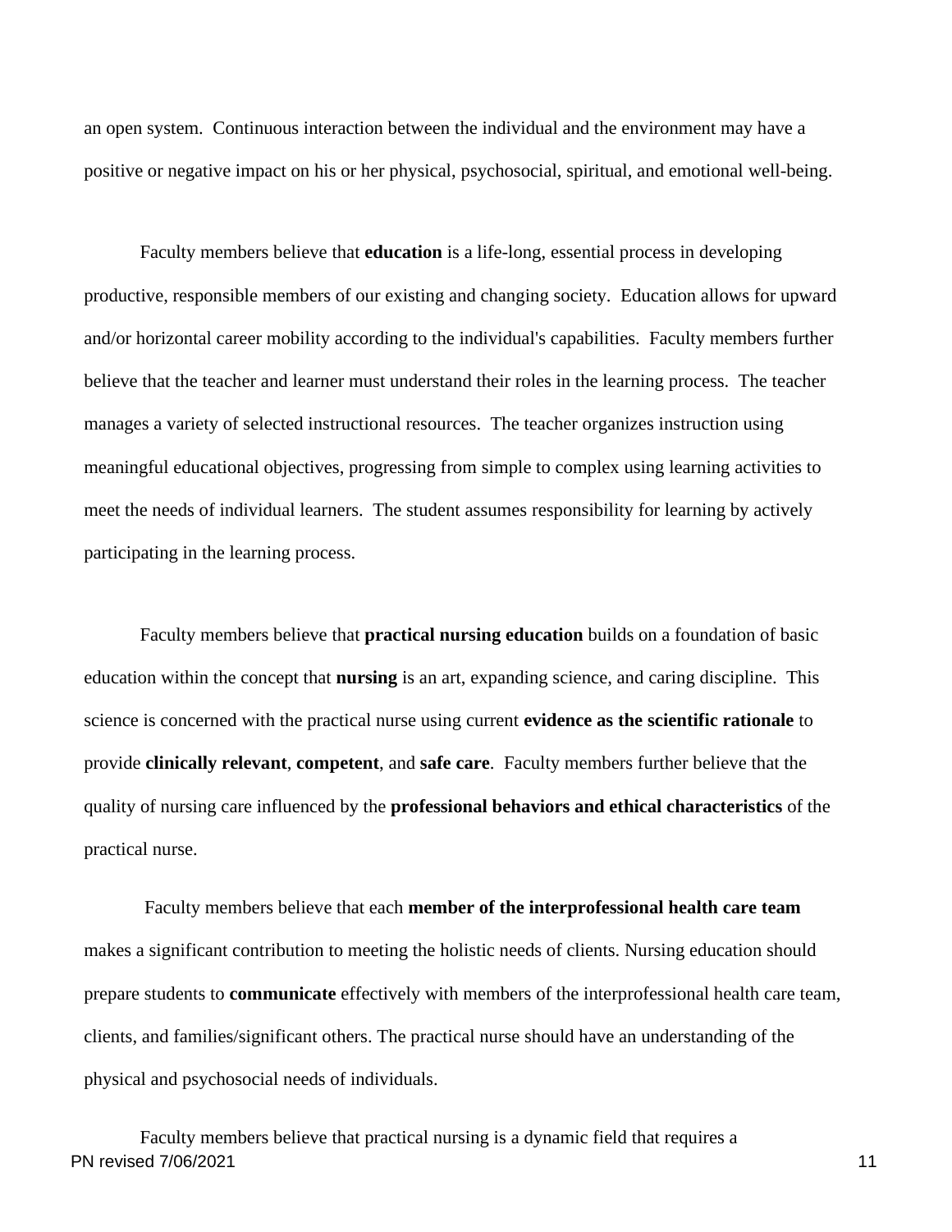an open system. Continuous interaction between the individual and the environment may have a positive or negative impact on his or her physical, psychosocial, spiritual, and emotional well-being.

Faculty members believe that **education** is a life-long, essential process in developing productive, responsible members of our existing and changing society. Education allows for upward and/or horizontal career mobility according to the individual's capabilities. Faculty members further believe that the teacher and learner must understand their roles in the learning process. The teacher manages a variety of selected instructional resources. The teacher organizes instruction using meaningful educational objectives, progressing from simple to complex using learning activities to meet the needs of individual learners. The student assumes responsibility for learning by actively participating in the learning process.

Faculty members believe that **practical nursing education** builds on a foundation of basic education within the concept that **nursing** is an art, expanding science, and caring discipline. This science is concerned with the practical nurse using current **evidence as the scientific rationale** to provide **clinically relevant**, **competent**, and **safe care**. Faculty members further believe that the quality of nursing care influenced by the **professional behaviors and ethical characteristics** of the practical nurse.

Faculty members believe that each **member of the interprofessional health care team** makes a significant contribution to meeting the holistic needs of clients. Nursing education should prepare students to **communicate** effectively with members of the interprofessional health care team, clients, and families/significant others. The practical nurse should have an understanding of the physical and psychosocial needs of individuals.

Faculty members believe that practical nursing is a dynamic field that requires a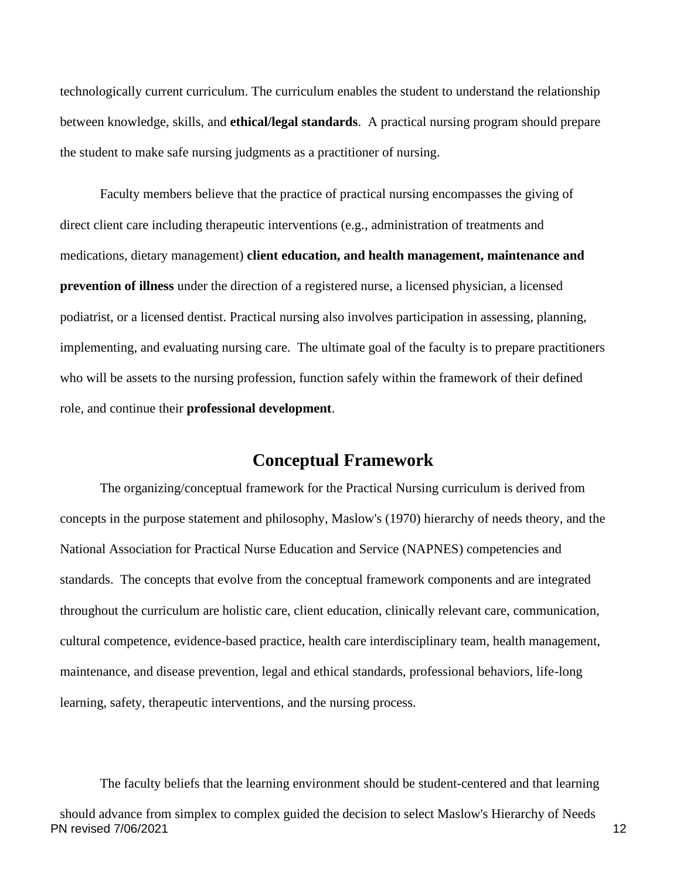technologically current curriculum. The curriculum enables the student to understand the relationship between knowledge, skills, and **ethical/legal standards**. A practical nursing program should prepare the student to make safe nursing judgments as a practitioner of nursing.

Faculty members believe that the practice of practical nursing encompasses the giving of direct client care including therapeutic interventions (e.g., administration of treatments and medications, dietary management) **client education, and health management, maintenance and prevention of illness** under the direction of a registered nurse, a licensed physician, a licensed podiatrist, or a licensed dentist. Practical nursing also involves participation in assessing, planning, implementing, and evaluating nursing care. The ultimate goal of the faculty is to prepare practitioners who will be assets to the nursing profession, function safely within the framework of their defined role, and continue their **professional development**.

## Conceptual Framework

The organizing/conceptual framework for the Practical Nursing curriculum is derived from concepts in the purpose statement and philosophy, Maslow's (1970) hierarchy of needs theory, and the National Association for Practical Nurse Education and Service (NAPNES) competencies and standards. The concepts that evolve from the conceptual framework components and are integrated throughout the curriculum are holistic care, client education, clinically relevant care, communication, cultural competence, evidence-based practice, health care interdisciplinary team, health management, maintenance, and disease prevention, legal and ethical standards, professional behaviors, life-long learning, safety, therapeutic interventions, and the nursing process.

The faculty beliefs that the learning environment should be student-centered and that learning should advance from simplex to complex guided the decision to select Maslow's Hierarchy of Needs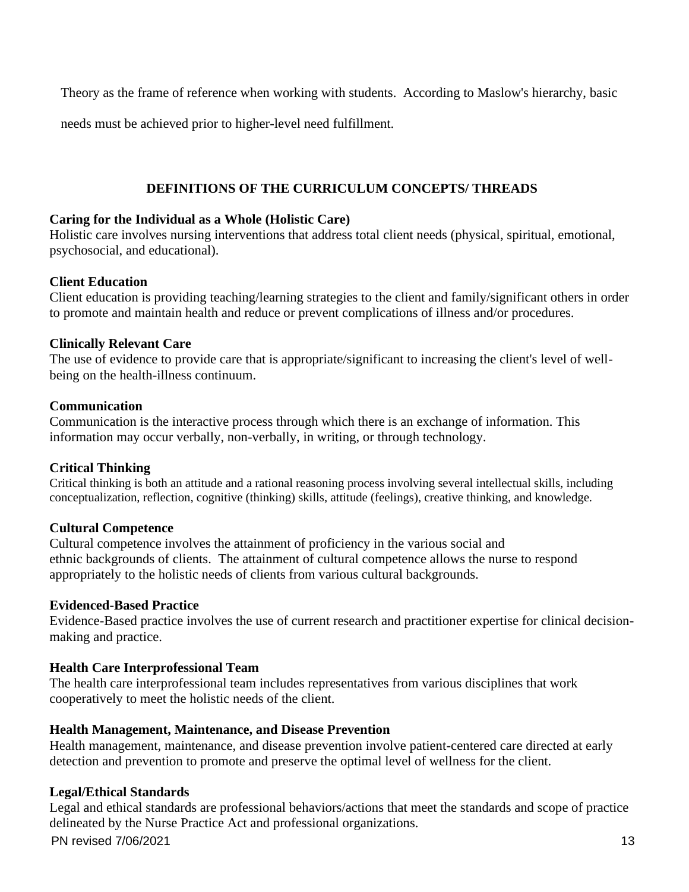Theory as the frame of reference when working with students. According to Maslow's hierarchy, basic needs must be achieved prior to higher-level need fulfillment.

## DEFINITIONS OF THE CURRICULUM CONCEPTS/ THREADS

**Caring for the Individual as a Whole (Holistic Care)**
Holistic care involves nursing interventions that address total client needs (physical, spiritual, emotional, psychosocial, and educational).

**Client Education**
Client education is providing teaching/learning strategies to the client and family/significant others in order to promote and maintain health and reduce or prevent complications of illness and/or procedures.

**Clinically Relevant Care**
The use of evidence to provide care that is appropriate/significant to increasing the client's level of well-being on the health-illness continuum.

**Communication**
Communication is the interactive process through which there is an exchange of information. This information may occur verbally, non-verbally, in writing, or through technology.

**Critical Thinking**
Critical thinking is both an attitude and a rational reasoning process involving several intellectual skills, including conceptualization, reflection, cognitive (thinking) skills, attitude (feelings), creative thinking, and knowledge.

**Cultural Competence**
Cultural competence involves the attainment of proficiency in the various social and ethnic backgrounds of clients. The attainment of cultural competence allows the nurse to respond appropriately to the holistic needs of clients from various cultural backgrounds.

**Evidenced-Based Practice**
Evidence-Based practice involves the use of current research and practitioner expertise for clinical decision-making and practice.

**Health Care Interprofessional Team**
The health care interprofessional team includes representatives from various disciplines that work cooperatively to meet the holistic needs of the client.

**Health Management, Maintenance, and Disease Prevention**
Health management, maintenance, and disease prevention involve patient-centered care directed at early detection and prevention to promote and preserve the optimal level of wellness for the client.

**Legal/Ethical Standards**
Legal and ethical standards are professional behaviors/actions that meet the standards and scope of practice delineated by the Nurse Practice Act and professional organizations.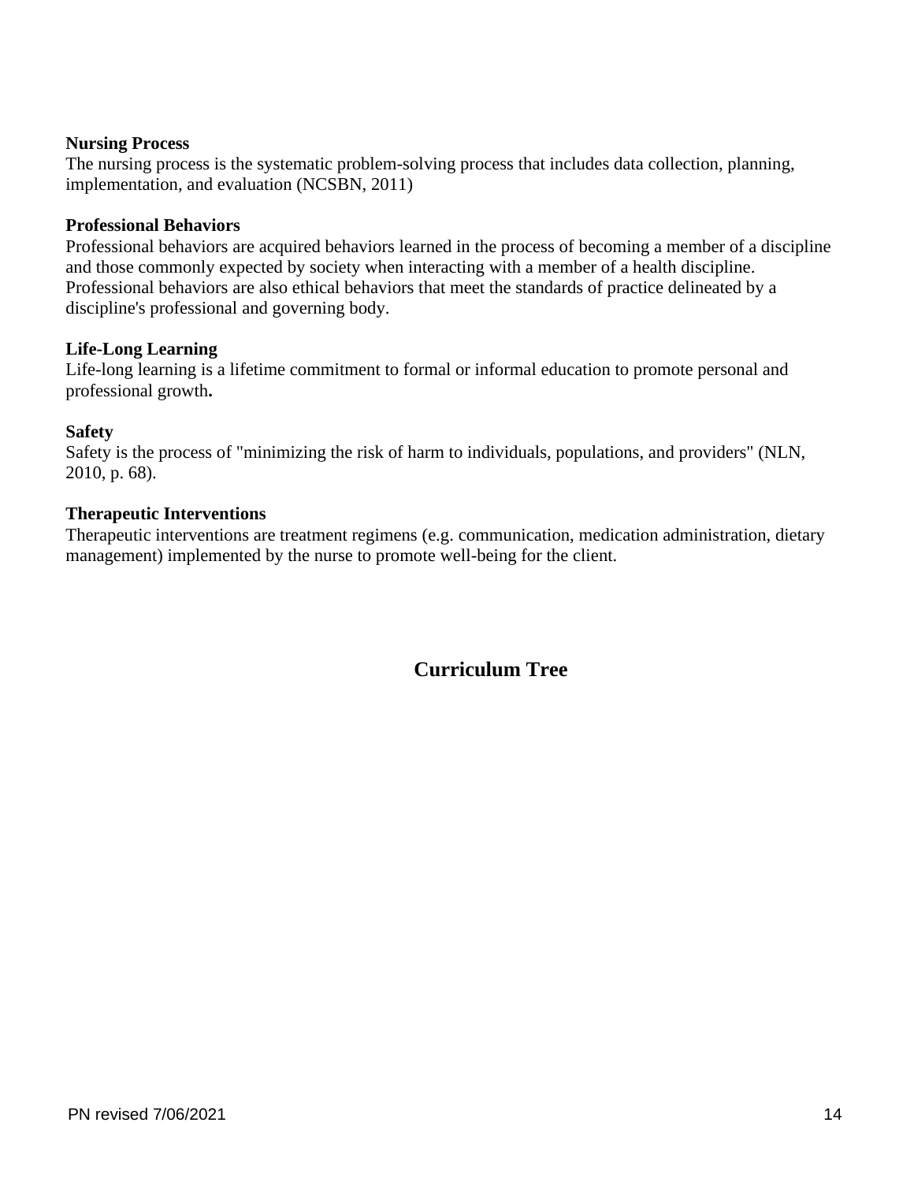**Nursing Process**
The nursing process is the systematic problem-solving process that includes data collection, planning, implementation, and evaluation (NCSBN, 2011)

**Professional Behaviors**
Professional behaviors are acquired behaviors learned in the process of becoming a member of a discipline and those commonly expected by society when interacting with a member of a health discipline. Professional behaviors are also ethical behaviors that meet the standards of practice delineated by a discipline's professional and governing body.

**Life-Long Learning**
Life-long learning is a lifetime commitment to formal or informal education to promote personal and professional growth**.**

**Safety**
Safety is the process of "minimizing the risk of harm to individuals, populations, and providers" (NLN, 2010, p. 68).

**Therapeutic Interventions**
Therapeutic interventions are treatment regimens (e.g. communication, medication administration, dietary management) implemented by the nurse to promote well-being for the client.

## Curriculum Tree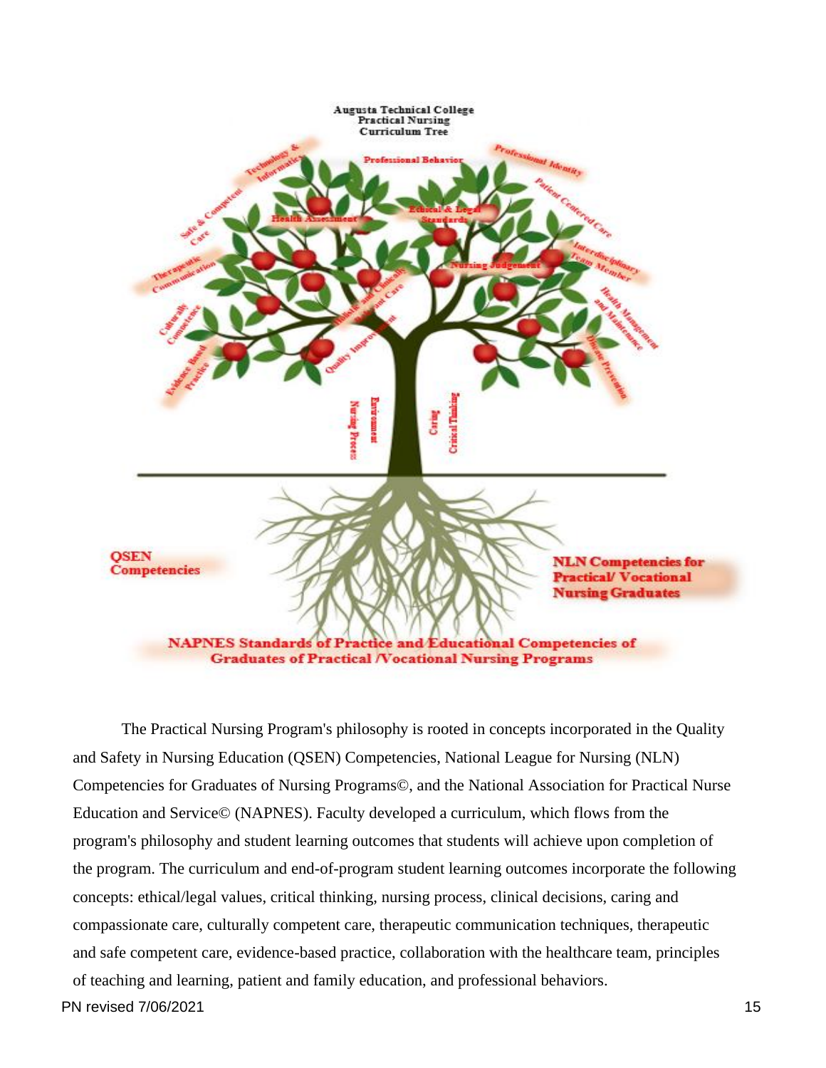Augusta Technical College
Practical Nursing
Curriculum Tree

Professional Behavior

Technology & Informatics

Professional Identity

Safe & Competent Care

Health Assessment

Ethical & Legal Standards

Patient Centered Care

Therapeutic Communication

Nursing Judgement

Interdisciplinary Team Member

Culturally Competence

Holistic and Culturally Relevant Care

Health Management and Maintenance

Evidence Based Practice

Quality Improvement

Disease Prevention

Nursing Process

Environment

Caring

Critical Thinking

QSEN Competencies

NLN Competencies for Practical/ Vocational Nursing Graduates

NAPNES Standards of Practice and Educational Competencies of Graduates of Practical /Vocational Nursing Programs

The Practical Nursing Program's philosophy is rooted in concepts incorporated in the Quality and Safety in Nursing Education (QSEN) Competencies, National League for Nursing (NLN) Competencies for Graduates of Nursing Programs©, and the National Association for Practical Nurse Education and Service© (NAPNES). Faculty developed a curriculum, which flows from the program's philosophy and student learning outcomes that students will achieve upon completion of the program. The curriculum and end-of-program student learning outcomes incorporate the following concepts: ethical/legal values, critical thinking, nursing process, clinical decisions, caring and compassionate care, culturally competent care, therapeutic communication techniques, therapeutic and safe competent care, evidence-based practice, collaboration with the healthcare team, principles of teaching and learning, patient and family education, and professional behaviors.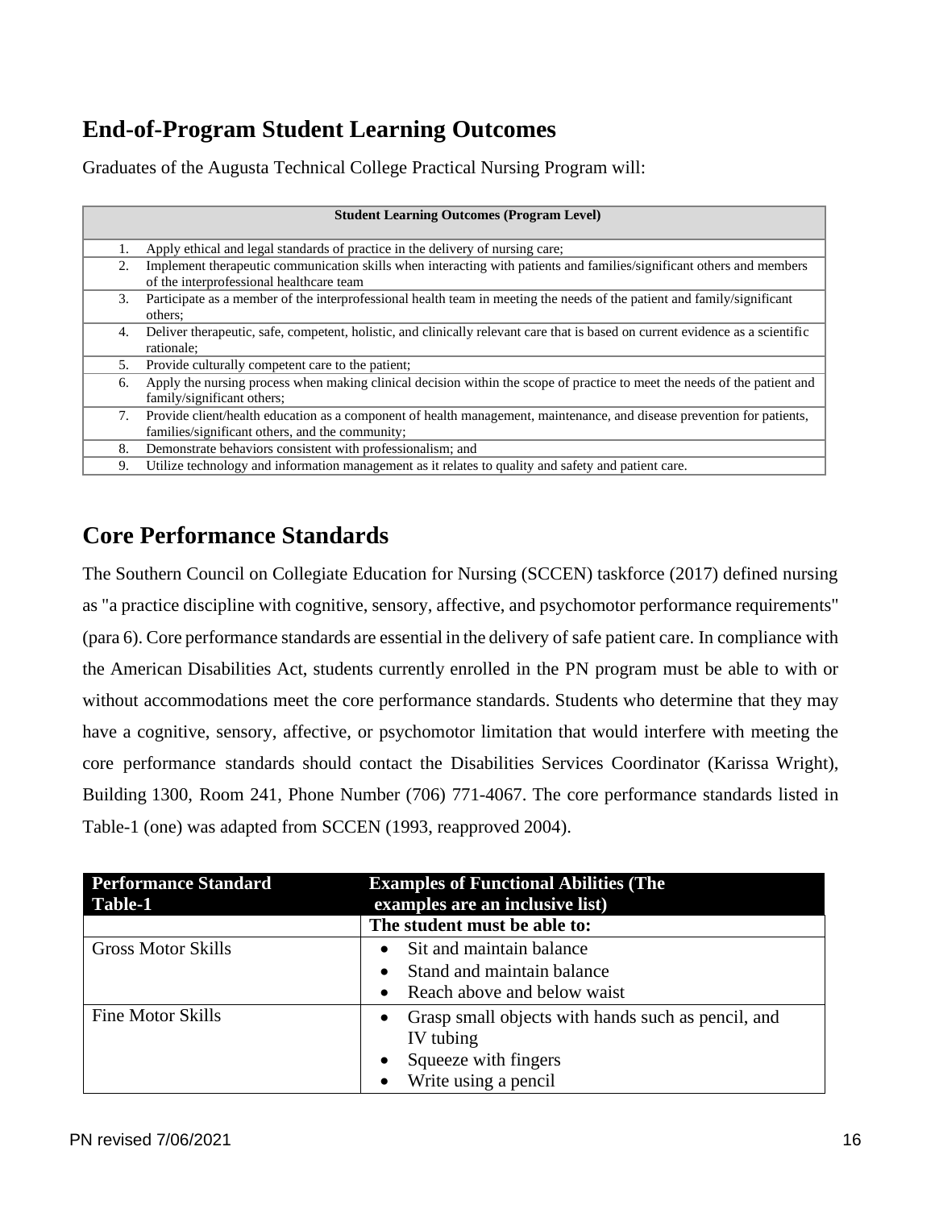## End-of-Program Student Learning Outcomes

Graduates of the Augusta Technical College Practical Nursing Program will:

| Student Learning Outcomes (Program Level) |
|---|
| 1. Apply ethical and legal standards of practice in the delivery of nursing care; |
| 2. Implement therapeutic communication skills when interacting with patients and families/significant others and members of the interprofessional healthcare team |
| 3. Participate as a member of the interprofessional health team in meeting the needs of the patient and family/significant others; |
| 4. Deliver therapeutic, safe, competent, holistic, and clinically relevant care that is based on current evidence as a scientific rationale; |
| 5. Provide culturally competent care to the patient; |
| 6. Apply the nursing process when making clinical decision within the scope of practice to meet the needs of the patient and family/significant others; |
| 7. Provide client/health education as a component of health management, maintenance, and disease prevention for patients, families/significant others, and the community; |
| 8. Demonstrate behaviors consistent with professionalism; and |
| 9. Utilize technology and information management as it relates to quality and safety and patient care. |

## Core Performance Standards

The Southern Council on Collegiate Education for Nursing (SCCEN) taskforce (2017) defined nursing as "a practice discipline with cognitive, sensory, affective, and psychomotor performance requirements" (para 6). Core performance standards are essential in the delivery of safe patient care. In compliance with the American Disabilities Act, students currently enrolled in the PN program must be able to with or without accommodations meet the core performance standards. Students who determine that they may have a cognitive, sensory, affective, or psychomotor limitation that would interfere with meeting the core performance standards should contact the Disabilities Services Coordinator (Karissa Wright), Building 1300, Room 241, Phone Number (706) 771-4067. The core performance standards listed in Table-1 (one) was adapted from SCCEN (1993, reapproved 2004).

| Performance Standard Table-1 | Examples of Functional Abilities (The examples are an inclusive list) |
|---|---|
| | **The student must be able to:** |
| Gross Motor Skills | • Sit and maintain balance<br>• Stand and maintain balance<br>• Reach above and below waist |
| Fine Motor Skills | • Grasp small objects with hands such as pencil, and IV tubing<br>• Squeeze with fingers<br>• Write using a pencil |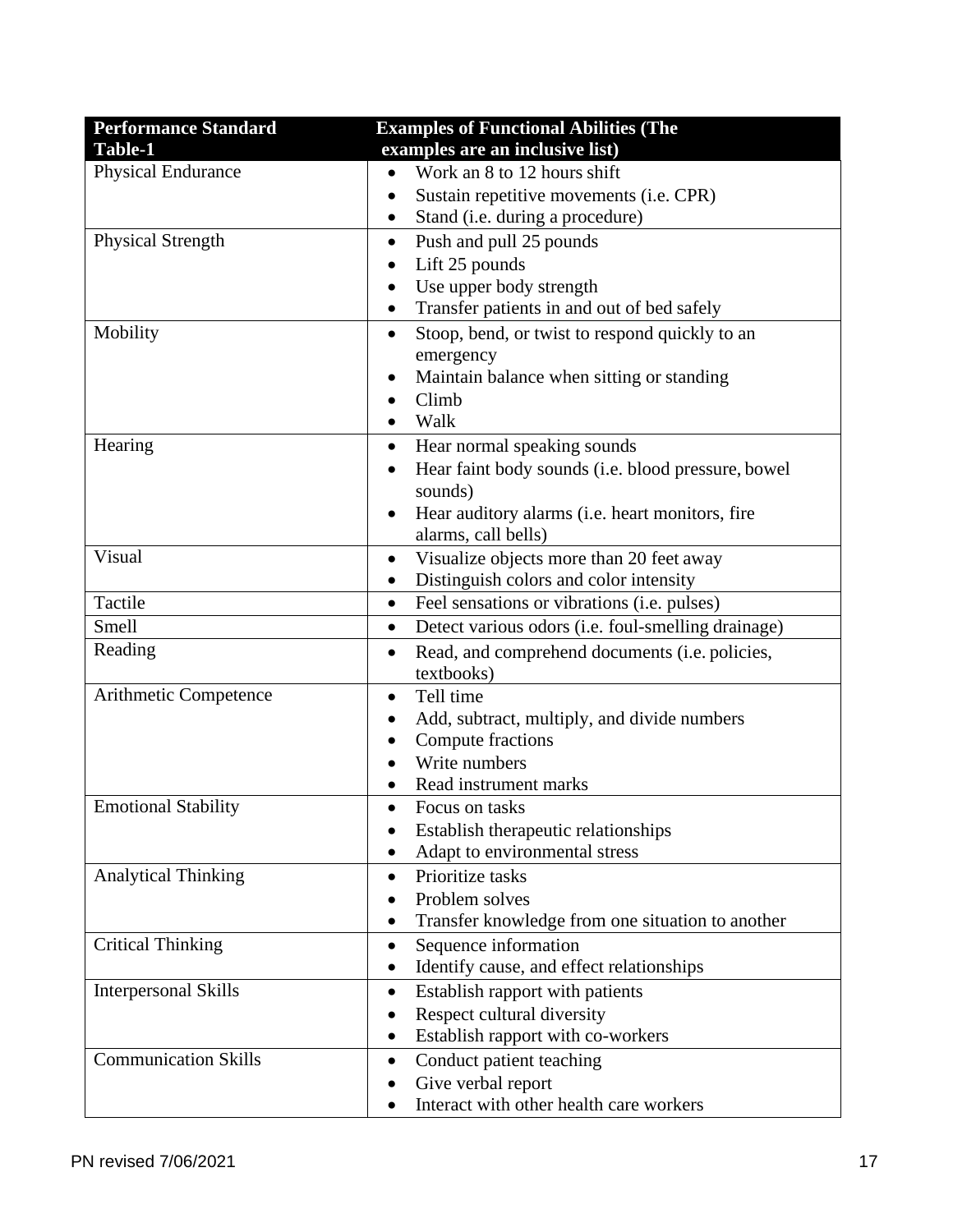| Performance Standard Table-1 | Examples of Functional Abilities (The examples are an inclusive list) |
|---|---|
| Physical Endurance | • Work an 8 to 12 hours shift<br>• Sustain repetitive movements (i.e. CPR)<br>• Stand (i.e. during a procedure) |
| Physical Strength | • Push and pull 25 pounds<br>• Lift 25 pounds<br>• Use upper body strength<br>• Transfer patients in and out of bed safely |
| Mobility | • Stoop, bend, or twist to respond quickly to an emergency<br>• Maintain balance when sitting or standing<br>• Climb<br>• Walk |
| Hearing | • Hear normal speaking sounds<br>• Hear faint body sounds (i.e. blood pressure, bowel sounds)<br>• Hear auditory alarms (i.e. heart monitors, fire alarms, call bells) |
| Visual | • Visualize objects more than 20 feet away<br>• Distinguish colors and color intensity |
| Tactile | • Feel sensations or vibrations (i.e. pulses) |
| Smell | • Detect various odors (i.e. foul-smelling drainage) |
| Reading | • Read, and comprehend documents (i.e. policies, textbooks) |
| Arithmetic Competence | • Tell time<br>• Add, subtract, multiply, and divide numbers<br>• Compute fractions<br>• Write numbers<br>• Read instrument marks |
| Emotional Stability | • Focus on tasks<br>• Establish therapeutic relationships<br>• Adapt to environmental stress |
| Analytical Thinking | • Prioritize tasks<br>• Problem solves<br>• Transfer knowledge from one situation to another |
| Critical Thinking | • Sequence information<br>• Identify cause, and effect relationships |
| Interpersonal Skills | • Establish rapport with patients<br>• Respect cultural diversity<br>• Establish rapport with co-workers |
| Communication Skills | • Conduct patient teaching<br>• Give verbal report<br>• Interact with other health care workers |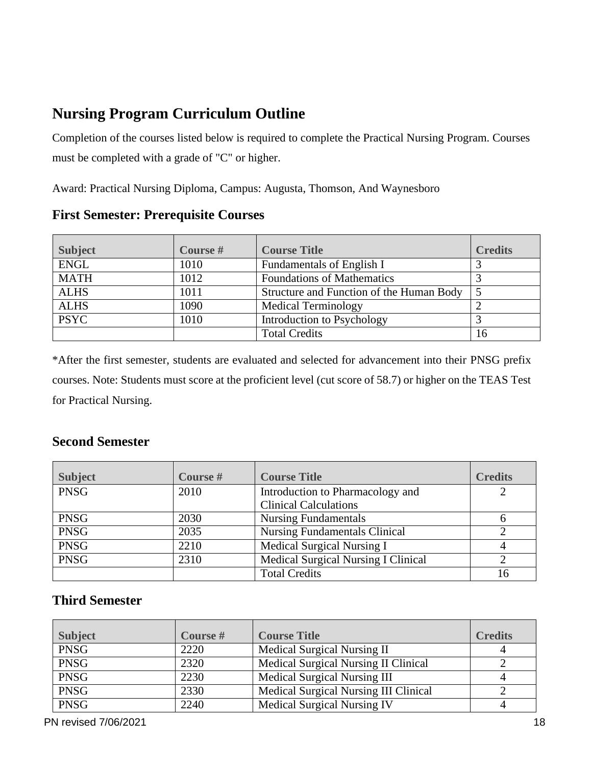## Nursing Program Curriculum Outline

Completion of the courses listed below is required to complete the Practical Nursing Program. Courses must be completed with a grade of "C" or higher.

Award: Practical Nursing Diploma, Campus: Augusta, Thomson, And Waynesboro

### First Semester: Prerequisite Courses

| Subject | Course # | Course Title | Credits |
|---|---|---|---|
| ENGL | 1010 | Fundamentals of English I | 3 |
| MATH | 1012 | Foundations of Mathematics | 3 |
| ALHS | 1011 | Structure and Function of the Human Body | 5 |
| ALHS | 1090 | Medical Terminology | 2 |
| PSYC | 1010 | Introduction to Psychology | 3 |
| | | Total Credits | 16 |

*After the first semester, students are evaluated and selected for advancement into their PNSG prefix courses. Note: Students must score at the proficient level (cut score of 58.7) or higher on the TEAS Test for Practical Nursing.

### Second Semester

| Subject | Course # | Course Title | Credits |
|---|---|---|---|
| PNSG | 2010 | Introduction to Pharmacology and Clinical Calculations | 2 |
| PNSG | 2030 | Nursing Fundamentals | 6 |
| PNSG | 2035 | Nursing Fundamentals Clinical | 2 |
| PNSG | 2210 | Medical Surgical Nursing I | 4 |
| PNSG | 2310 | Medical Surgical Nursing I Clinical | 2 |
| | | Total Credits | 16 |

### Third Semester

| Subject | Course # | Course Title | Credits |
|---|---|---|---|
| PNSG | 2220 | Medical Surgical Nursing II | 4 |
| PNSG | 2320 | Medical Surgical Nursing II Clinical | 2 |
| PNSG | 2230 | Medical Surgical Nursing III | 4 |
| PNSG | 2330 | Medical Surgical Nursing III Clinical | 2 |
| PNSG | 2240 | Medical Surgical Nursing IV | 4 |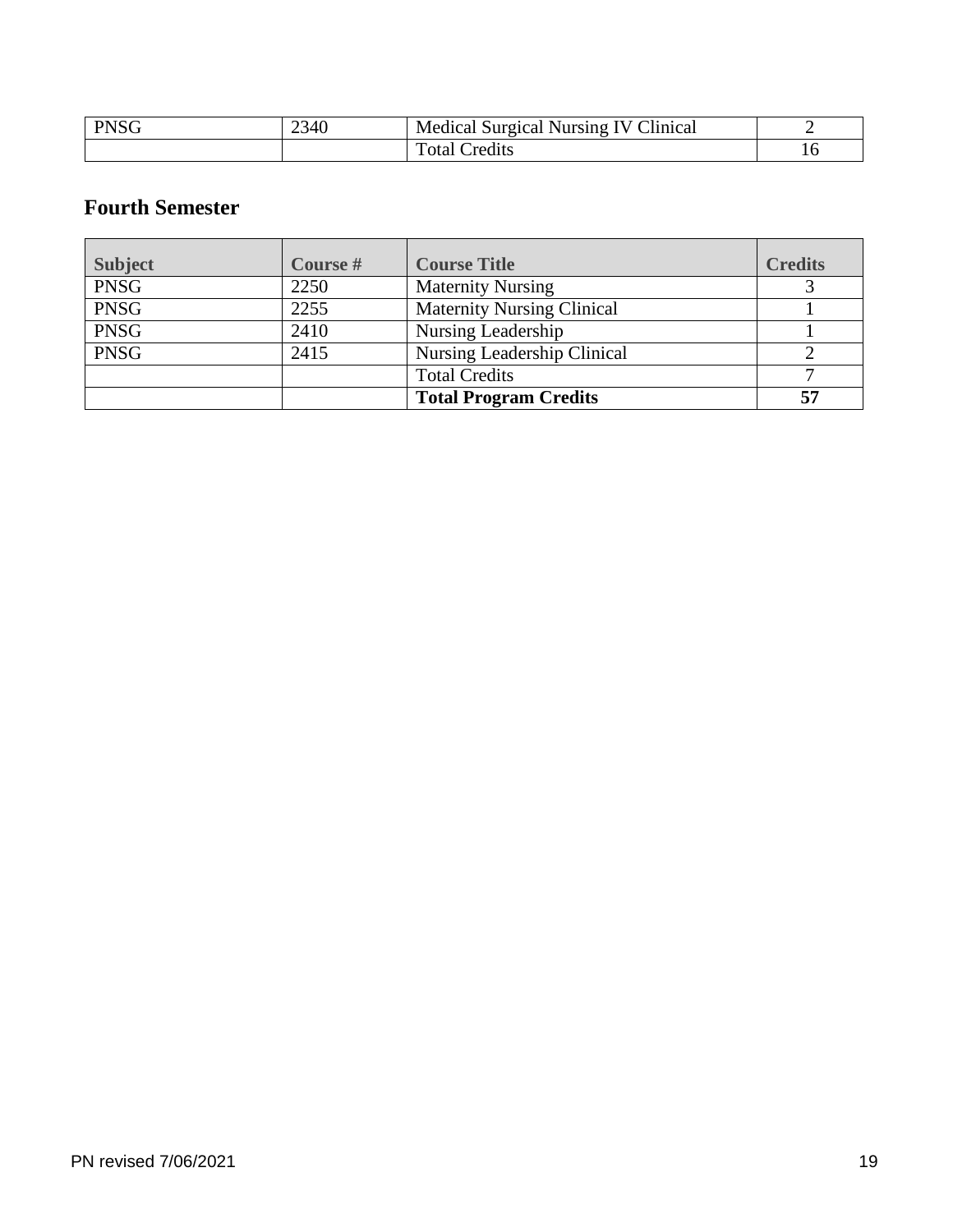| PNSG | 2340 | Medical Surgical Nursing IV Clinical | 2 |
|---|---|---|---|
| | | Total Credits | 16 |

## Fourth Semester

| Subject | Course # | Course Title | Credits |
|---|---|---|---|
| PNSG | 2250 | Maternity Nursing | 3 |
| PNSG | 2255 | Maternity Nursing Clinical | 1 |
| PNSG | 2410 | Nursing Leadership | 1 |
| PNSG | 2415 | Nursing Leadership Clinical | 2 |
| | | Total Credits | 7 |
| | | **Total Program Credits** | **57** |

PN revised 7/06/2021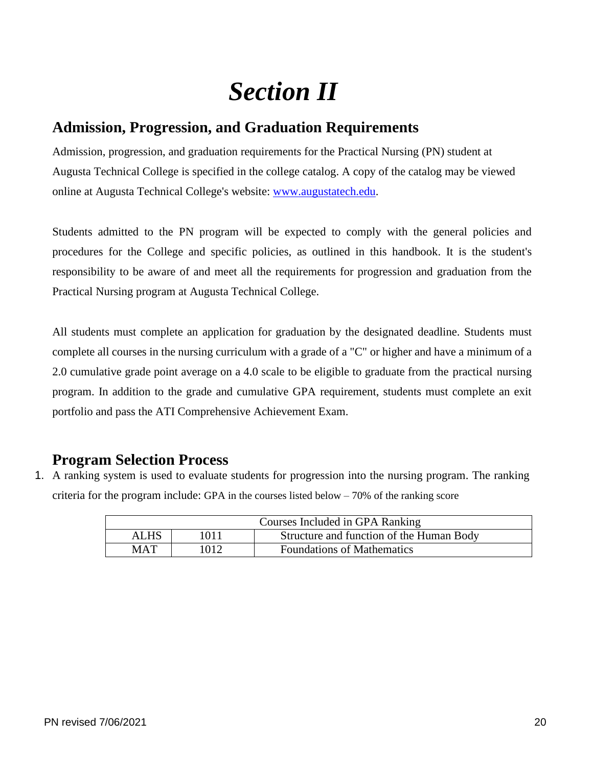# *Section II*

## Admission, Progression, and Graduation Requirements

Admission, progression, and graduation requirements for the Practical Nursing (PN) student at Augusta Technical College is specified in the college catalog. A copy of the catalog may be viewed online at Augusta Technical College's website: www.augustatech.edu.

Students admitted to the PN program will be expected to comply with the general policies and procedures for the College and specific policies, as outlined in this handbook. It is the student's responsibility to be aware of and meet all the requirements for progression and graduation from the Practical Nursing program at Augusta Technical College.

All students must complete an application for graduation by the designated deadline. Students must complete all courses in the nursing curriculum with a grade of a "C" or higher and have a minimum of a 2.0 cumulative grade point average on a 4.0 scale to be eligible to graduate from the practical nursing program. In addition to the grade and cumulative GPA requirement, students must complete an exit portfolio and pass the ATI Comprehensive Achievement Exam.

## Program Selection Process

1. A ranking system is used to evaluate students for progression into the nursing program. The ranking criteria for the program include: GPA in the courses listed below – 70% of the ranking score

| Courses Included in GPA Ranking | | |
|---|---|---|
| ALHS | 1011 | Structure and function of the Human Body |
| MAT | 1012 | Foundations of Mathematics |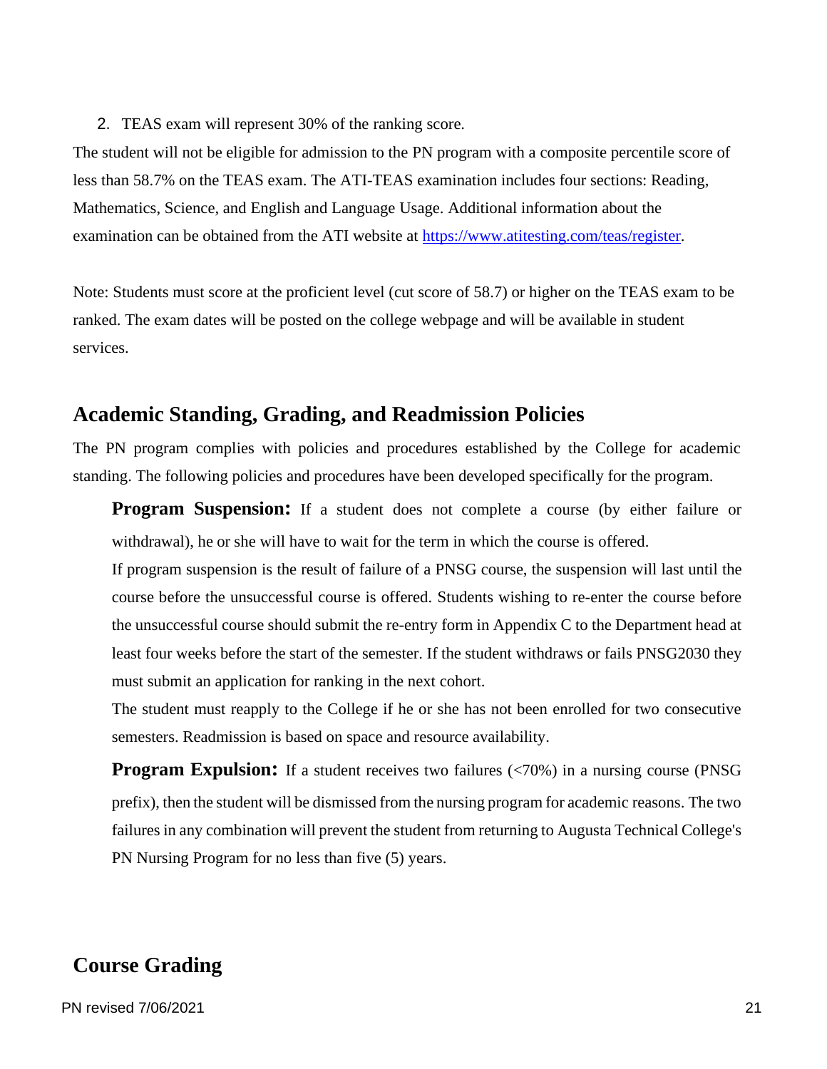2. TEAS exam will represent 30% of the ranking score.

The student will not be eligible for admission to the PN program with a composite percentile score of less than 58.7% on the TEAS exam. The ATI-TEAS examination includes four sections: Reading, Mathematics, Science, and English and Language Usage. Additional information about the examination can be obtained from the ATI website at [https://www.atitesting.com/teas/register](https://www.atitesting.com/teas/register).

Note: Students must score at the proficient level (cut score of 58.7) or higher on the TEAS exam to be ranked. The exam dates will be posted on the college webpage and will be available in student services.

## Academic Standing, Grading, and Readmission Policies

The PN program complies with policies and procedures established by the College for academic standing. The following policies and procedures have been developed specifically for the program.

**Program Suspension:** If a student does not complete a course (by either failure or withdrawal), he or she will have to wait for the term in which the course is offered.

If program suspension is the result of failure of a PNSG course, the suspension will last until the course before the unsuccessful course is offered. Students wishing to re-enter the course before the unsuccessful course should submit the re-entry form in Appendix C to the Department head at least four weeks before the start of the semester. If the student withdraws or fails PNSG2030 they must submit an application for ranking in the next cohort.

The student must reapply to the College if he or she has not been enrolled for two consecutive semesters. Readmission is based on space and resource availability.

**Program Expulsion:** If a student receives two failures (<70%) in a nursing course (PNSG prefix), then the student will be dismissed from the nursing program for academic reasons. The two failures in any combination will prevent the student from returning to Augusta Technical College's PN Nursing Program for no less than five (5) years.

## Course Grading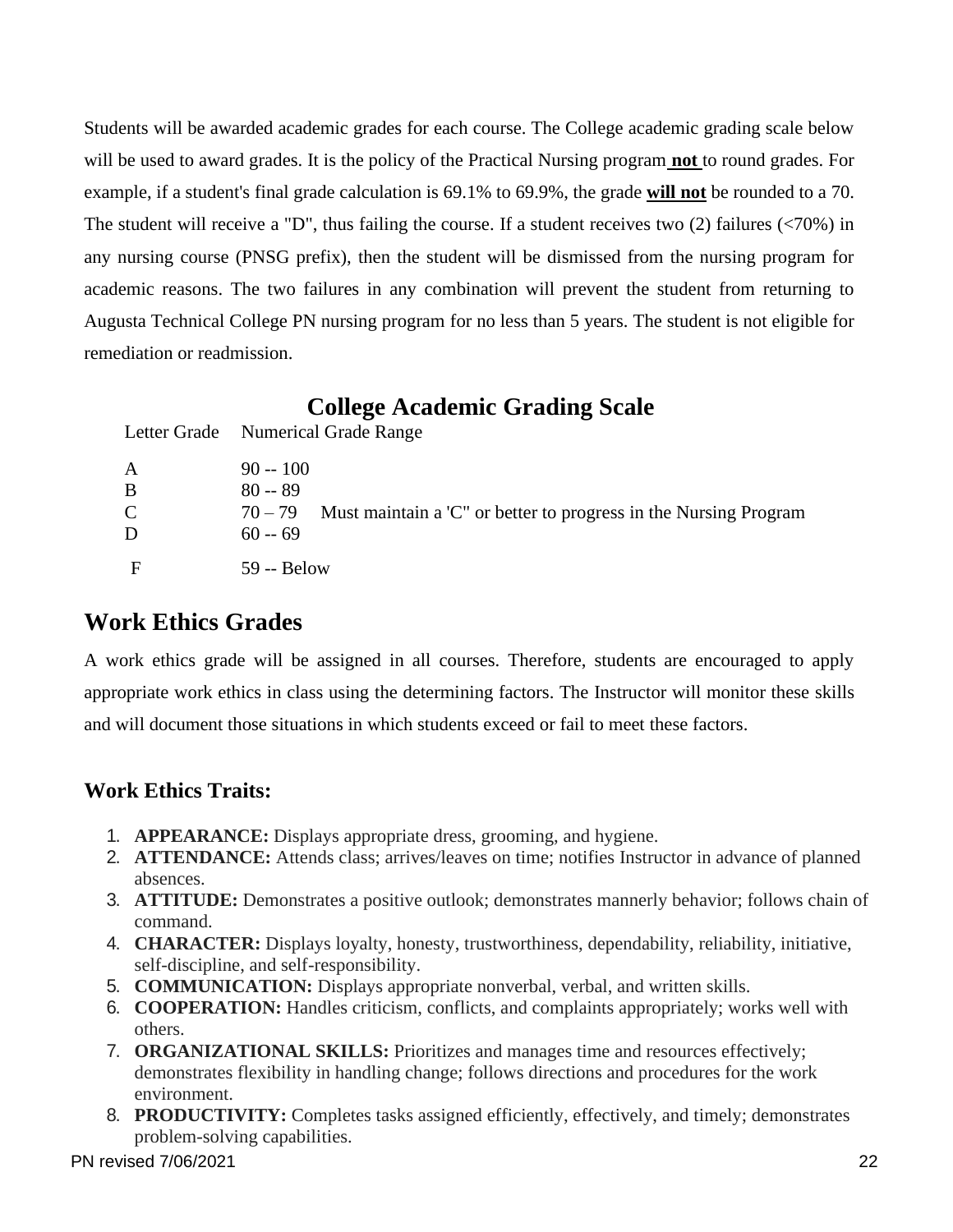Students will be awarded academic grades for each course. The College academic grading scale below will be used to award grades. It is the policy of the Practical Nursing program **not** to round grades. For example, if a student's final grade calculation is 69.1% to 69.9%, the grade **will not** be rounded to a 70. The student will receive a "D", thus failing the course. If a student receives two (2) failures (<70%) in any nursing course (PNSG prefix), then the student will be dismissed from the nursing program for academic reasons. The two failures in any combination will prevent the student from returning to Augusta Technical College PN nursing program for no less than 5 years. The student is not eligible for remediation or readmission.

## College Academic Grading Scale

| Letter Grade | Numerical Grade Range | |
|---|---|---|
| A | 90 -- 100 | |
| B | 80 -- 89 | |
| C | 70 – 79 | Must maintain a 'C" or better to progress in the Nursing Program |
| D | 60 -- 69 | |
| F | 59 -- Below | |

## Work Ethics Grades

A work ethics grade will be assigned in all courses. Therefore, students are encouraged to apply appropriate work ethics in class using the determining factors. The Instructor will monitor these skills and will document those situations in which students exceed or fail to meet these factors.

### Work Ethics Traits:

1. **APPEARANCE:** Displays appropriate dress, grooming, and hygiene.
2. **ATTENDANCE:** Attends class; arrives/leaves on time; notifies Instructor in advance of planned absences.
3. **ATTITUDE:** Demonstrates a positive outlook; demonstrates mannerly behavior; follows chain of command.
4. **CHARACTER:** Displays loyalty, honesty, trustworthiness, dependability, reliability, initiative, self-discipline, and self-responsibility.
5. **COMMUNICATION:** Displays appropriate nonverbal, verbal, and written skills.
6. **COOPERATION:** Handles criticism, conflicts, and complaints appropriately; works well with others.
7. **ORGANIZATIONAL SKILLS:** Prioritizes and manages time and resources effectively; demonstrates flexibility in handling change; follows directions and procedures for the work environment.
8. **PRODUCTIVITY:** Completes tasks assigned efficiently, effectively, and timely; demonstrates problem-solving capabilities.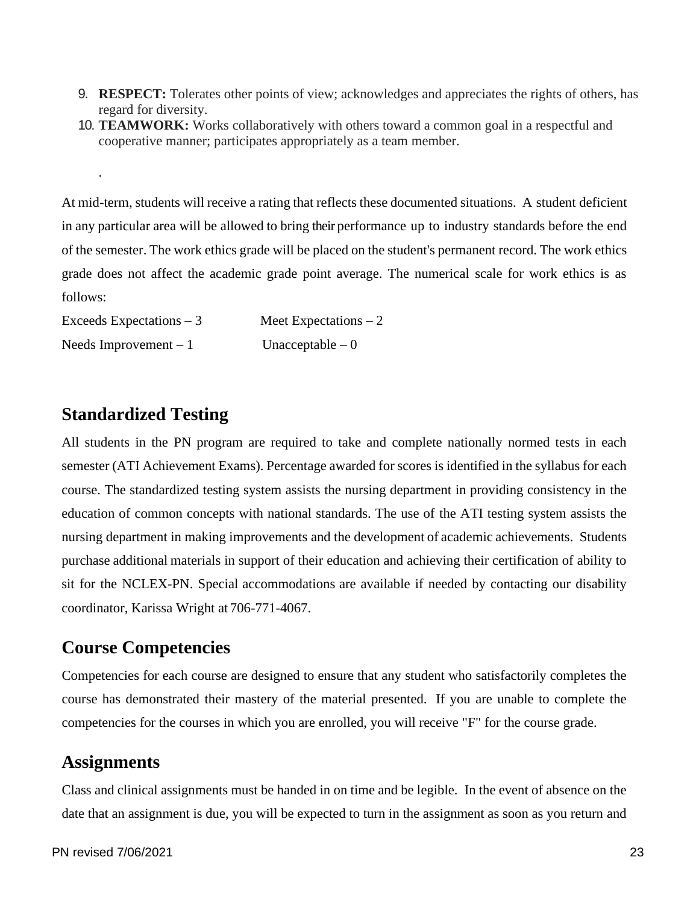9. **RESPECT:** Tolerates other points of view; acknowledges and appreciates the rights of others, has regard for diversity.
10. **TEAMWORK:** Works collaboratively with others toward a common goal in a respectful and cooperative manner; participates appropriately as a team member.

.

At mid-term, students will receive a rating that reflects these documented situations. A student deficient in any particular area will be allowed to bring their performance up to industry standards before the end of the semester. The work ethics grade will be placed on the student's permanent record. The work ethics grade does not affect the academic grade point average. The numerical scale for work ethics is as follows:

Exceeds Expectations – 3 Meet Expectations – 2

Needs Improvement – 1 Unacceptable – 0

## Standardized Testing

All students in the PN program are required to take and complete nationally normed tests in each semester (ATI Achievement Exams). Percentage awarded for scores is identified in the syllabus for each course. The standardized testing system assists the nursing department in providing consistency in the education of common concepts with national standards. The use of the ATI testing system assists the nursing department in making improvements and the development of academic achievements. Students purchase additional materials in support of their education and achieving their certification of ability to sit for the NCLEX-PN. Special accommodations are available if needed by contacting our disability coordinator, Karissa Wright at 706-771-4067.

## Course Competencies

Competencies for each course are designed to ensure that any student who satisfactorily completes the course has demonstrated their mastery of the material presented. If you are unable to complete the competencies for the courses in which you are enrolled, you will receive "F" for the course grade.

## Assignments

Class and clinical assignments must be handed in on time and be legible. In the event of absence on the date that an assignment is due, you will be expected to turn in the assignment as soon as you return and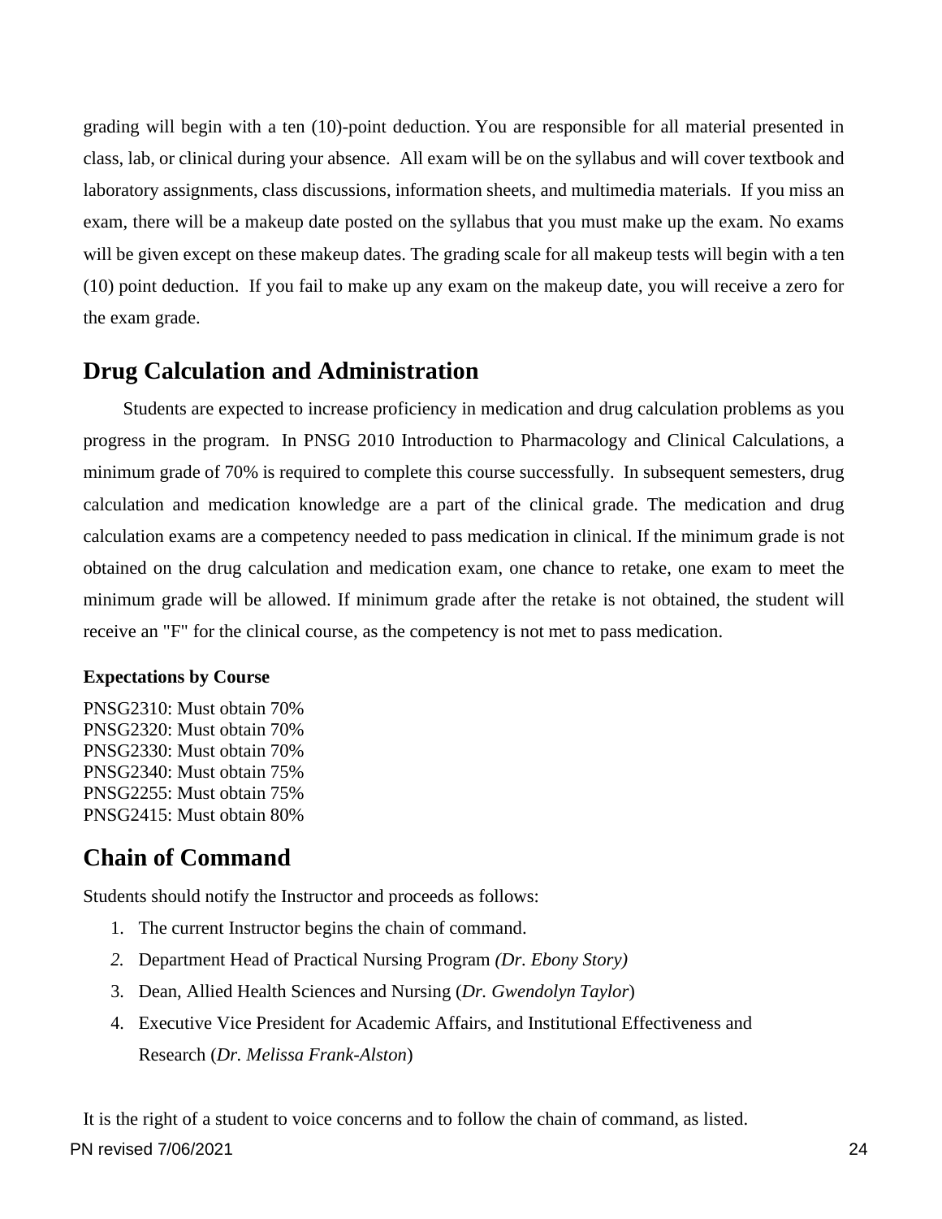grading will begin with a ten (10)-point deduction. You are responsible for all material presented in class, lab, or clinical during your absence. All exam will be on the syllabus and will cover textbook and laboratory assignments, class discussions, information sheets, and multimedia materials. If you miss an exam, there will be a makeup date posted on the syllabus that you must make up the exam. No exams will be given except on these makeup dates. The grading scale for all makeup tests will begin with a ten (10) point deduction. If you fail to make up any exam on the makeup date, you will receive a zero for the exam grade.

## Drug Calculation and Administration

Students are expected to increase proficiency in medication and drug calculation problems as you progress in the program. In PNSG 2010 Introduction to Pharmacology and Clinical Calculations, a minimum grade of 70% is required to complete this course successfully. In subsequent semesters, drug calculation and medication knowledge are a part of the clinical grade. The medication and drug calculation exams are a competency needed to pass medication in clinical. If the minimum grade is not obtained on the drug calculation and medication exam, one chance to retake, one exam to meet the minimum grade will be allowed. If minimum grade after the retake is not obtained, the student will receive an "F" for the clinical course, as the competency is not met to pass medication.

**Expectations by Course**

PNSG2310: Must obtain 70%
PNSG2320: Must obtain 70%
PNSG2330: Must obtain 70%
PNSG2340: Must obtain 75%
PNSG2255: Must obtain 75%
PNSG2415: Must obtain 80%

## Chain of Command

Students should notify the Instructor and proceeds as follows:

1. The current Instructor begins the chain of command.
2. Department Head of Practical Nursing Program *(Dr. Ebony Story)*
3. Dean, Allied Health Sciences and Nursing (*Dr. Gwendolyn Taylor*)
4. Executive Vice President for Academic Affairs, and Institutional Effectiveness and Research (*Dr. Melissa Frank-Alston*)

It is the right of a student to voice concerns and to follow the chain of command, as listed.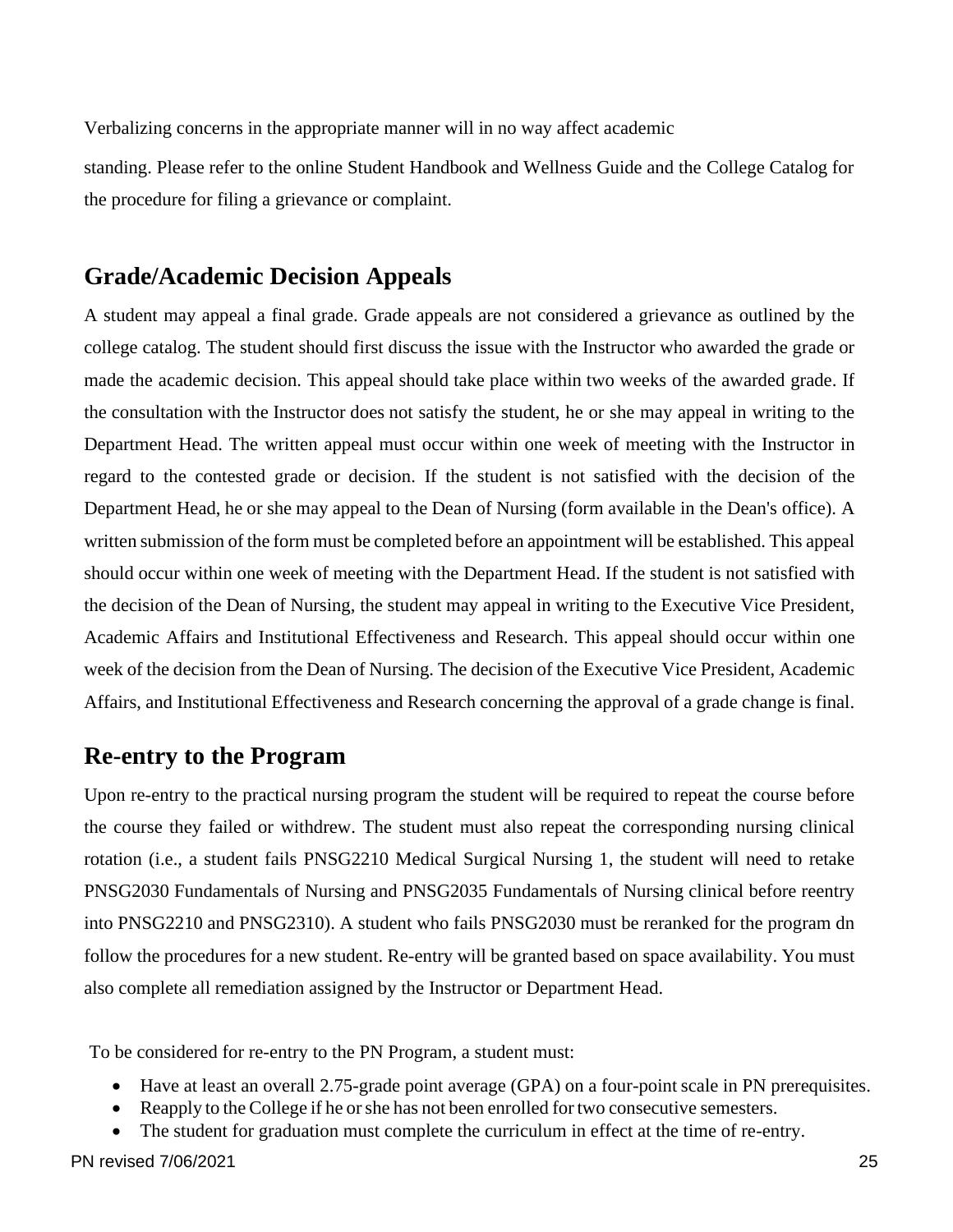Verbalizing concerns in the appropriate manner will in no way affect academic

standing. Please refer to the online Student Handbook and Wellness Guide and the College Catalog for the procedure for filing a grievance or complaint.

## Grade/Academic Decision Appeals

A student may appeal a final grade. Grade appeals are not considered a grievance as outlined by the college catalog. The student should first discuss the issue with the Instructor who awarded the grade or made the academic decision. This appeal should take place within two weeks of the awarded grade. If the consultation with the Instructor does not satisfy the student, he or she may appeal in writing to the Department Head. The written appeal must occur within one week of meeting with the Instructor in regard to the contested grade or decision. If the student is not satisfied with the decision of the Department Head, he or she may appeal to the Dean of Nursing (form available in the Dean's office). A written submission of the form must be completed before an appointment will be established. This appeal should occur within one week of meeting with the Department Head. If the student is not satisfied with the decision of the Dean of Nursing, the student may appeal in writing to the Executive Vice President, Academic Affairs and Institutional Effectiveness and Research. This appeal should occur within one week of the decision from the Dean of Nursing. The decision of the Executive Vice President, Academic Affairs, and Institutional Effectiveness and Research concerning the approval of a grade change is final.

## Re-entry to the Program

Upon re-entry to the practical nursing program the student will be required to repeat the course before the course they failed or withdrew. The student must also repeat the corresponding nursing clinical rotation (i.e., a student fails PNSG2210 Medical Surgical Nursing 1, the student will need to retake PNSG2030 Fundamentals of Nursing and PNSG2035 Fundamentals of Nursing clinical before reentry into PNSG2210 and PNSG2310). A student who fails PNSG2030 must be reranked for the program dn follow the procedures for a new student. Re-entry will be granted based on space availability. You must also complete all remediation assigned by the Instructor or Department Head.

To be considered for re-entry to the PN Program, a student must:

- Have at least an overall 2.75-grade point average (GPA) on a four-point scale in PN prerequisites.
- Reapply to the College if he or she has not been enrolled for two consecutive semesters.
- The student for graduation must complete the curriculum in effect at the time of re-entry.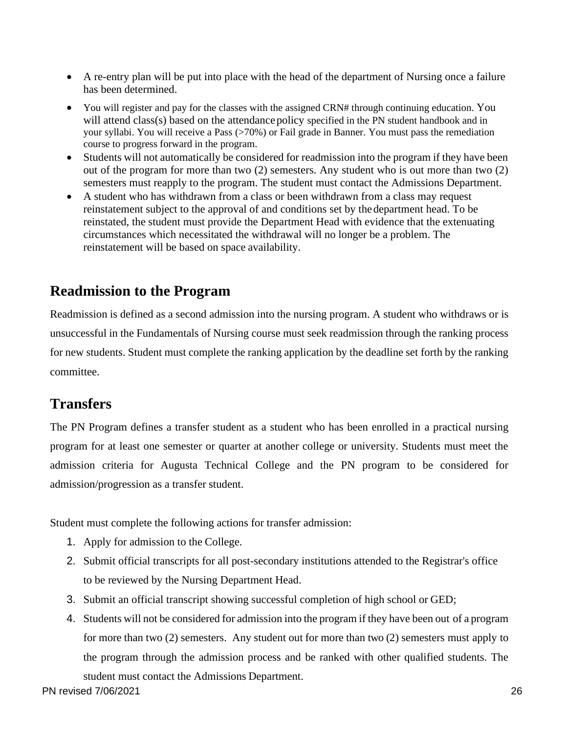- A re-entry plan will be put into place with the head of the department of Nursing once a failure has been determined.
- You will register and pay for the classes with the assigned CRN# through continuing education. You will attend class(s) based on the attendance policy specified in the PN student handbook and in your syllabi. You will receive a Pass (>70%) or Fail grade in Banner. You must pass the remediation course to progress forward in the program.
- Students will not automatically be considered for readmission into the program if they have been out of the program for more than two (2) semesters. Any student who is out more than two (2) semesters must reapply to the program. The student must contact the Admissions Department.
- A student who has withdrawn from a class or been withdrawn from a class may request reinstatement subject to the approval of and conditions set by the department head. To be reinstated, the student must provide the Department Head with evidence that the extenuating circumstances which necessitated the withdrawal will no longer be a problem. The reinstatement will be based on space availability.

## Readmission to the Program

Readmission is defined as a second admission into the nursing program. A student who withdraws or is unsuccessful in the Fundamentals of Nursing course must seek readmission through the ranking process for new students. Student must complete the ranking application by the deadline set forth by the ranking committee.

## Transfers

The PN Program defines a transfer student as a student who has been enrolled in a practical nursing program for at least one semester or quarter at another college or university. Students must meet the admission criteria for Augusta Technical College and the PN program to be considered for admission/progression as a transfer student.

Student must complete the following actions for transfer admission:

1. Apply for admission to the College.
2. Submit official transcripts for all post-secondary institutions attended to the Registrar's office to be reviewed by the Nursing Department Head.
3. Submit an official transcript showing successful completion of high school or GED;
4. Students will not be considered for admission into the program if they have been out of a program for more than two (2) semesters. Any student out for more than two (2) semesters must apply to the program through the admission process and be ranked with other qualified students. The student must contact the Admissions Department.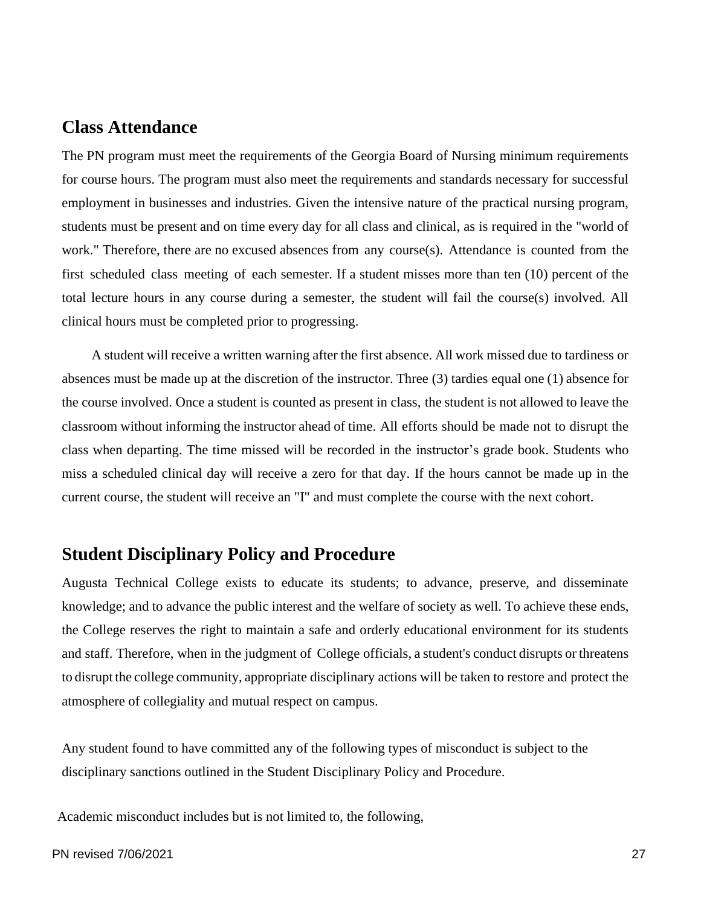## Class Attendance

The PN program must meet the requirements of the Georgia Board of Nursing minimum requirements for course hours. The program must also meet the requirements and standards necessary for successful employment in businesses and industries. Given the intensive nature of the practical nursing program, students must be present and on time every day for all class and clinical, as is required in the "world of work." Therefore, there are no excused absences from any course(s). Attendance is counted from the first scheduled class meeting of each semester. If a student misses more than ten (10) percent of the total lecture hours in any course during a semester, the student will fail the course(s) involved. All clinical hours must be completed prior to progressing.

A student will receive a written warning after the first absence. All work missed due to tardiness or absences must be made up at the discretion of the instructor. Three (3) tardies equal one (1) absence for the course involved. Once a student is counted as present in class, the student is not allowed to leave the classroom without informing the instructor ahead of time. All efforts should be made not to disrupt the class when departing. The time missed will be recorded in the instructor's grade book. Students who miss a scheduled clinical day will receive a zero for that day. If the hours cannot be made up in the current course, the student will receive an "I" and must complete the course with the next cohort.

## Student Disciplinary Policy and Procedure

Augusta Technical College exists to educate its students; to advance, preserve, and disseminate knowledge; and to advance the public interest and the welfare of society as well. To achieve these ends, the College reserves the right to maintain a safe and orderly educational environment for its students and staff. Therefore, when in the judgment of College officials, a student's conduct disrupts or threatens to disrupt the college community, appropriate disciplinary actions will be taken to restore and protect the atmosphere of collegiality and mutual respect on campus.

Any student found to have committed any of the following types of misconduct is subject to the disciplinary sanctions outlined in the Student Disciplinary Policy and Procedure.

Academic misconduct includes but is not limited to, the following,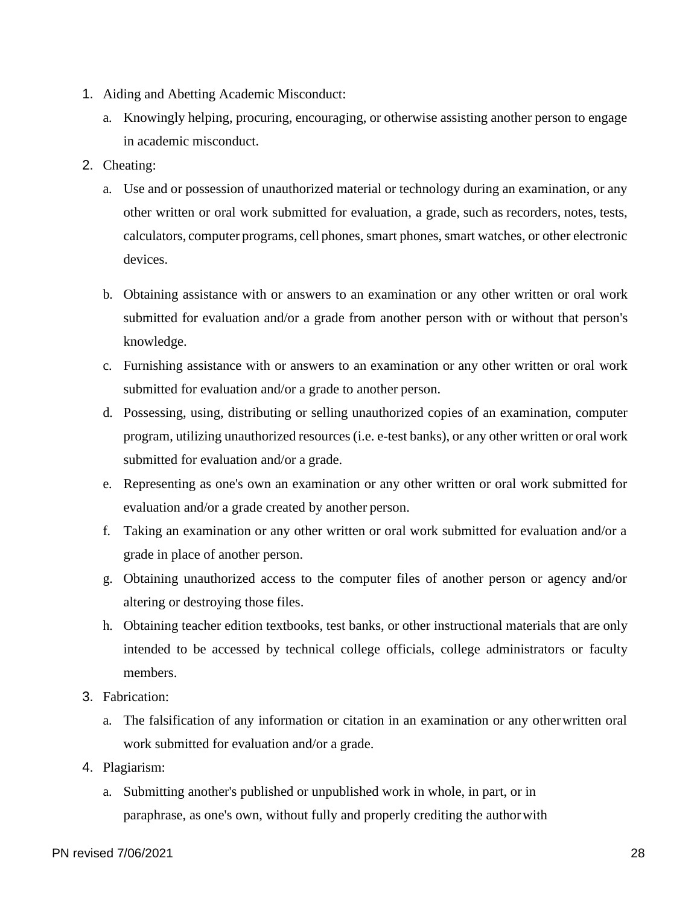1. Aiding and Abetting Academic Misconduct:
   a. Knowingly helping, procuring, encouraging, or otherwise assisting another person to engage in academic misconduct.
2. Cheating:
   a. Use and or possession of unauthorized material or technology during an examination, or any other written or oral work submitted for evaluation, a grade, such as recorders, notes, tests, calculators, computer programs, cell phones, smart phones, smart watches, or other electronic devices.
   b. Obtaining assistance with or answers to an examination or any other written or oral work submitted for evaluation and/or a grade from another person with or without that person's knowledge.
   c. Furnishing assistance with or answers to an examination or any other written or oral work submitted for evaluation and/or a grade to another person.
   d. Possessing, using, distributing or selling unauthorized copies of an examination, computer program, utilizing unauthorized resources (i.e. e-test banks), or any other written or oral work submitted for evaluation and/or a grade.
   e. Representing as one's own an examination or any other written or oral work submitted for evaluation and/or a grade created by another person.
   f. Taking an examination or any other written or oral work submitted for evaluation and/or a grade in place of another person.
   g. Obtaining unauthorized access to the computer files of another person or agency and/or altering or destroying those files.
   h. Obtaining teacher edition textbooks, test banks, or other instructional materials that are only intended to be accessed by technical college officials, college administrators or faculty members.
3. Fabrication:
   a. The falsification of any information or citation in an examination or any other written oral work submitted for evaluation and/or a grade.
4. Plagiarism:
   a. Submitting another's published or unpublished work in whole, in part, or in paraphrase, as one's own, without fully and properly crediting the author with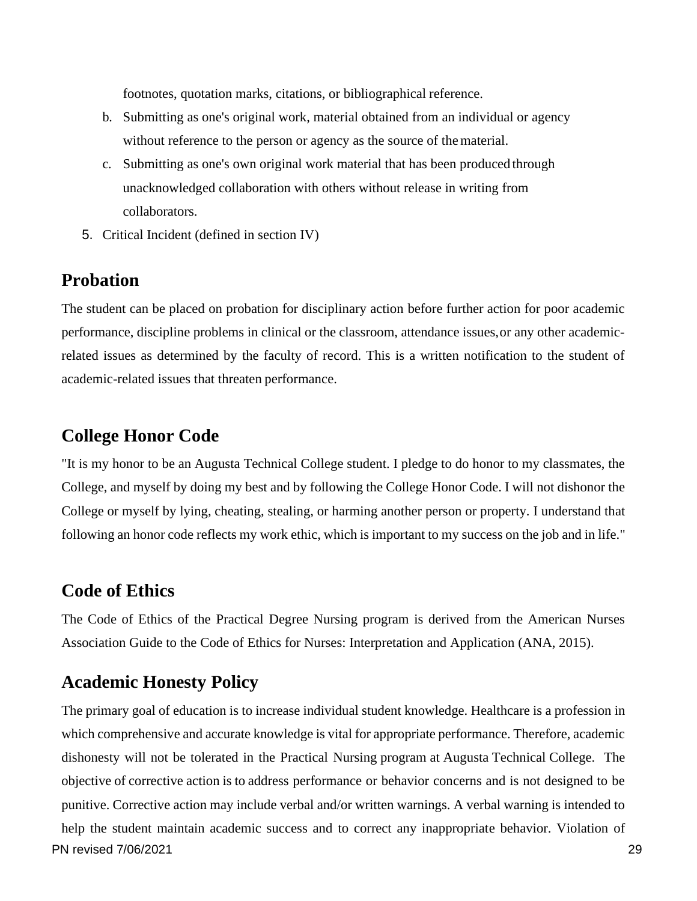footnotes, quotation marks, citations, or bibliographical reference.

   b. Submitting as one's original work, material obtained from an individual or agency without reference to the person or agency as the source of the material.
   c. Submitting as one's own original work material that has been produced through unacknowledged collaboration with others without release in writing from collaborators.

5. Critical Incident (defined in section IV)

## Probation

The student can be placed on probation for disciplinary action before further action for poor academic performance, discipline problems in clinical or the classroom, attendance issues, or any other academic-related issues as determined by the faculty of record. This is a written notification to the student of academic-related issues that threaten performance.

## College Honor Code

"It is my honor to be an Augusta Technical College student. I pledge to do honor to my classmates, the College, and myself by doing my best and by following the College Honor Code. I will not dishonor the College or myself by lying, cheating, stealing, or harming another person or property. I understand that following an honor code reflects my work ethic, which is important to my success on the job and in life."

## Code of Ethics

The Code of Ethics of the Practical Degree Nursing program is derived from the American Nurses Association Guide to the Code of Ethics for Nurses: Interpretation and Application (ANA, 2015).

## Academic Honesty Policy

The primary goal of education is to increase individual student knowledge. Healthcare is a profession in which comprehensive and accurate knowledge is vital for appropriate performance. Therefore, academic dishonesty will not be tolerated in the Practical Nursing program at Augusta Technical College. The objective of corrective action is to address performance or behavior concerns and is not designed to be punitive. Corrective action may include verbal and/or written warnings. A verbal warning is intended to help the student maintain academic success and to correct any inappropriate behavior. Violation of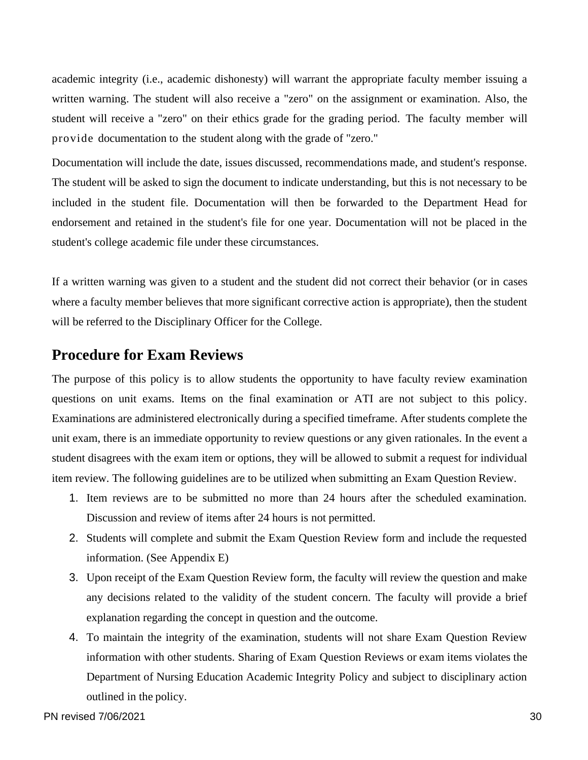academic integrity (i.e., academic dishonesty) will warrant the appropriate faculty member issuing a written warning. The student will also receive a "zero" on the assignment or examination. Also, the student will receive a "zero" on their ethics grade for the grading period. The faculty member will provide documentation to the student along with the grade of "zero."

Documentation will include the date, issues discussed, recommendations made, and student's response. The student will be asked to sign the document to indicate understanding, but this is not necessary to be included in the student file. Documentation will then be forwarded to the Department Head for endorsement and retained in the student's file for one year. Documentation will not be placed in the student's college academic file under these circumstances.

If a written warning was given to a student and the student did not correct their behavior (or in cases where a faculty member believes that more significant corrective action is appropriate), then the student will be referred to the Disciplinary Officer for the College.

## Procedure for Exam Reviews

The purpose of this policy is to allow students the opportunity to have faculty review examination questions on unit exams. Items on the final examination or ATI are not subject to this policy. Examinations are administered electronically during a specified timeframe. After students complete the unit exam, there is an immediate opportunity to review questions or any given rationales. In the event a student disagrees with the exam item or options, they will be allowed to submit a request for individual item review. The following guidelines are to be utilized when submitting an Exam Question Review.

1. Item reviews are to be submitted no more than 24 hours after the scheduled examination. Discussion and review of items after 24 hours is not permitted.
2. Students will complete and submit the Exam Question Review form and include the requested information. (See Appendix E)
3. Upon receipt of the Exam Question Review form, the faculty will review the question and make any decisions related to the validity of the student concern. The faculty will provide a brief explanation regarding the concept in question and the outcome.
4. To maintain the integrity of the examination, students will not share Exam Question Review information with other students. Sharing of Exam Question Reviews or exam items violates the Department of Nursing Education Academic Integrity Policy and subject to disciplinary action outlined in the policy.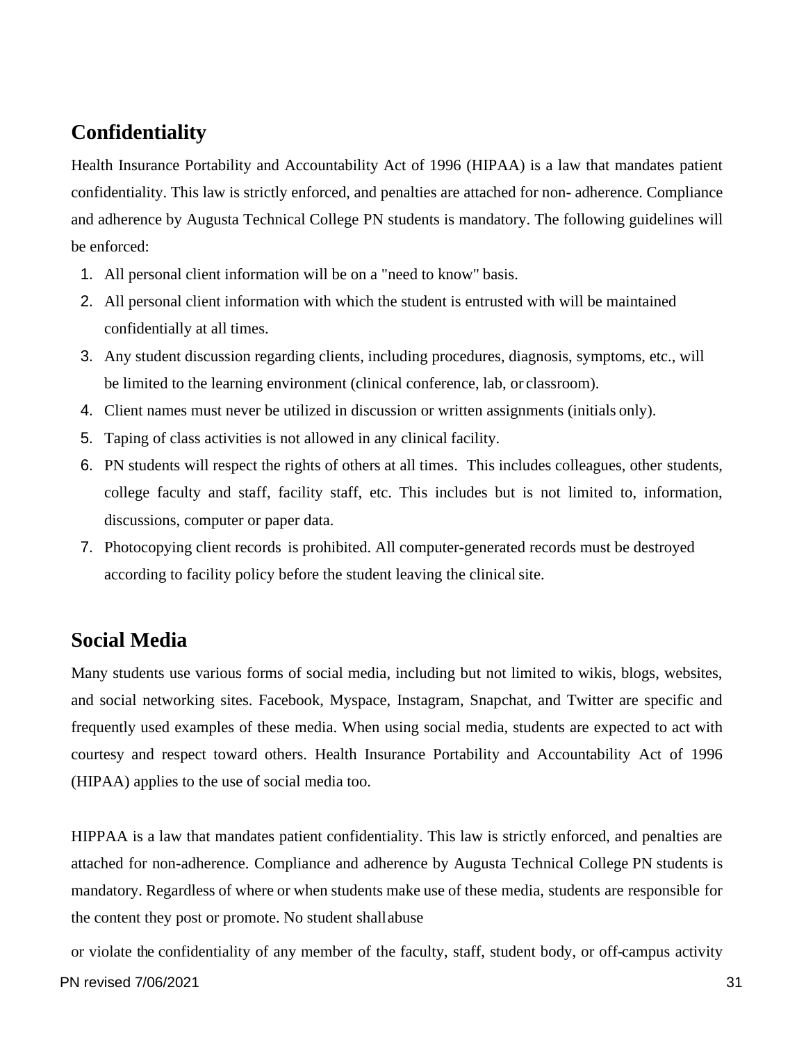## Confidentiality

Health Insurance Portability and Accountability Act of 1996 (HIPAA) is a law that mandates patient confidentiality. This law is strictly enforced, and penalties are attached for non- adherence. Compliance and adherence by Augusta Technical College PN students is mandatory. The following guidelines will be enforced:

1. All personal client information will be on a "need to know" basis.
2. All personal client information with which the student is entrusted with will be maintained confidentially at all times.
3. Any student discussion regarding clients, including procedures, diagnosis, symptoms, etc., will be limited to the learning environment (clinical conference, lab, or classroom).
4. Client names must never be utilized in discussion or written assignments (initials only).
5. Taping of class activities is not allowed in any clinical facility.
6. PN students will respect the rights of others at all times. This includes colleagues, other students, college faculty and staff, facility staff, etc. This includes but is not limited to, information, discussions, computer or paper data.
7. Photocopying client records is prohibited. All computer-generated records must be destroyed according to facility policy before the student leaving the clinical site.

## Social Media

Many students use various forms of social media, including but not limited to wikis, blogs, websites, and social networking sites. Facebook, Myspace, Instagram, Snapchat, and Twitter are specific and frequently used examples of these media. When using social media, students are expected to act with courtesy and respect toward others. Health Insurance Portability and Accountability Act of 1996 (HIPAA) applies to the use of social media too.

HIPPAA is a law that mandates patient confidentiality. This law is strictly enforced, and penalties are attached for non-adherence. Compliance and adherence by Augusta Technical College PN students is mandatory. Regardless of where or when students make use of these media, students are responsible for the content they post or promote. No student shall abuse

or violate the confidentiality of any member of the faculty, staff, student body, or off-campus activity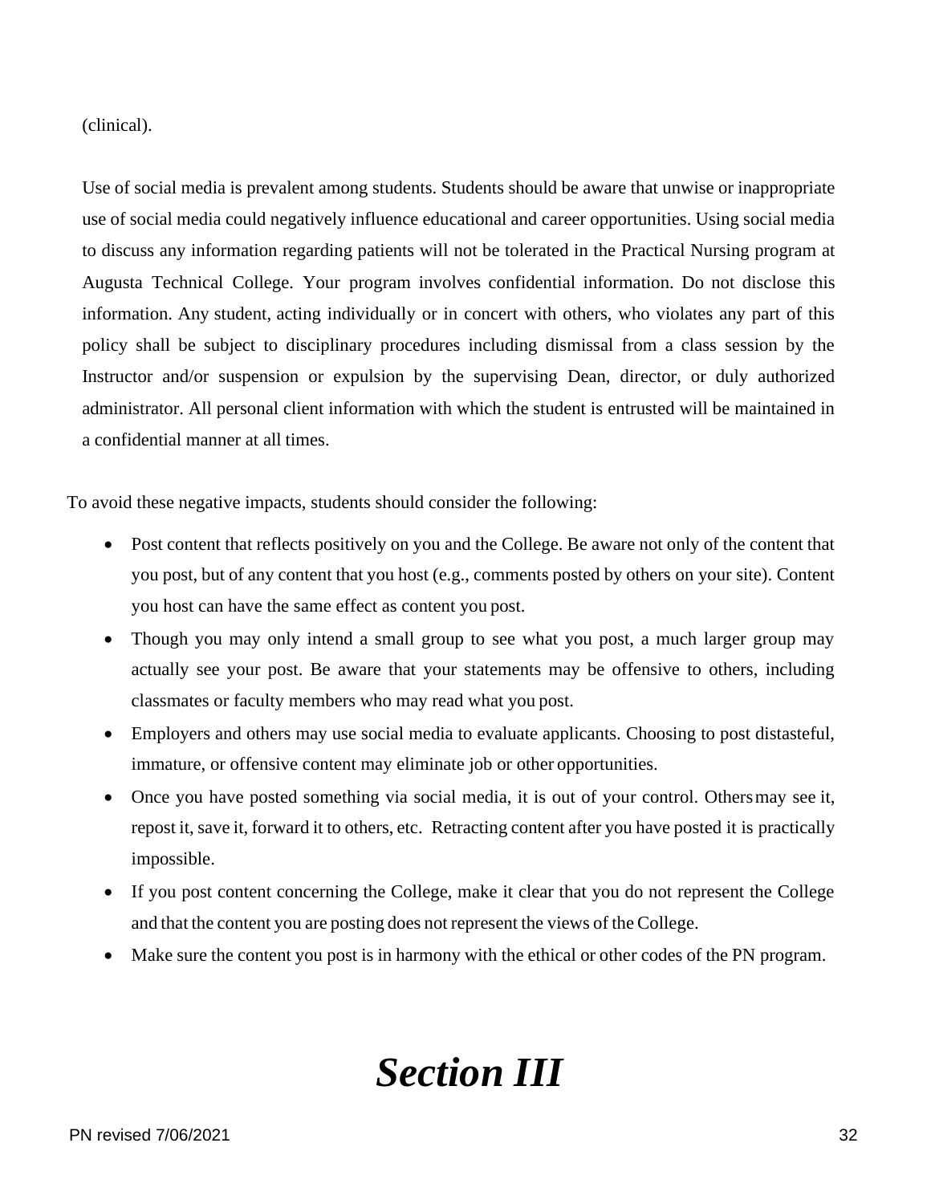(clinical).

Use of social media is prevalent among students. Students should be aware that unwise or inappropriate use of social media could negatively influence educational and career opportunities. Using social media to discuss any information regarding patients will not be tolerated in the Practical Nursing program at Augusta Technical College. Your program involves confidential information. Do not disclose this information. Any student, acting individually or in concert with others, who violates any part of this policy shall be subject to disciplinary procedures including dismissal from a class session by the Instructor and/or suspension or expulsion by the supervising Dean, director, or duly authorized administrator. All personal client information with which the student is entrusted will be maintained in a confidential manner at all times.

To avoid these negative impacts, students should consider the following:

- Post content that reflects positively on you and the College. Be aware not only of the content that you post, but of any content that you host (e.g., comments posted by others on your site). Content you host can have the same effect as content you post.
- Though you may only intend a small group to see what you post, a much larger group may actually see your post. Be aware that your statements may be offensive to others, including classmates or faculty members who may read what you post.
- Employers and others may use social media to evaluate applicants. Choosing to post distasteful, immature, or offensive content may eliminate job or other opportunities.
- Once you have posted something via social media, it is out of your control. Others may see it, repost it, save it, forward it to others, etc. Retracting content after you have posted it is practically impossible.
- If you post content concerning the College, make it clear that you do not represent the College and that the content you are posting does not represent the views of the College.
- Make sure the content you post is in harmony with the ethical or other codes of the PN program.

# *Section III*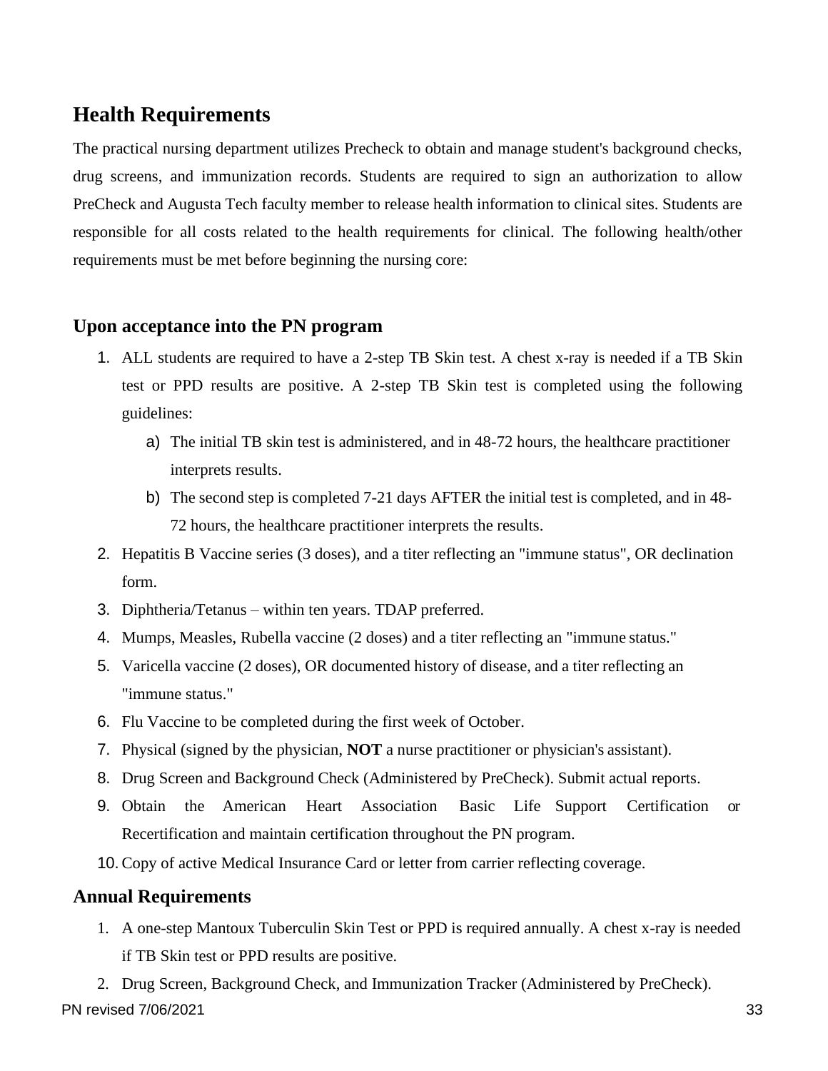## Health Requirements

The practical nursing department utilizes Precheck to obtain and manage student's background checks, drug screens, and immunization records. Students are required to sign an authorization to allow PreCheck and Augusta Tech faculty member to release health information to clinical sites. Students are responsible for all costs related to the health requirements for clinical. The following health/other requirements must be met before beginning the nursing core:

### Upon acceptance into the PN program

1. ALL students are required to have a 2-step TB Skin test. A chest x-ray is needed if a TB Skin test or PPD results are positive. A 2-step TB Skin test is completed using the following guidelines:
   a) The initial TB skin test is administered, and in 48-72 hours, the healthcare practitioner interprets results.
   b) The second step is completed 7-21 days AFTER the initial test is completed, and in 48-72 hours, the healthcare practitioner interprets the results.
2. Hepatitis B Vaccine series (3 doses), and a titer reflecting an "immune status", OR declination form.
3. Diphtheria/Tetanus – within ten years. TDAP preferred.
4. Mumps, Measles, Rubella vaccine (2 doses) and a titer reflecting an "immune status."
5. Varicella vaccine (2 doses), OR documented history of disease, and a titer reflecting an "immune status."
6. Flu Vaccine to be completed during the first week of October.
7. Physical (signed by the physician, **NOT** a nurse practitioner or physician's assistant).
8. Drug Screen and Background Check (Administered by PreCheck). Submit actual reports.
9. Obtain the American Heart Association Basic Life Support Certification or Recertification and maintain certification throughout the PN program.
10. Copy of active Medical Insurance Card or letter from carrier reflecting coverage.

### Annual Requirements

1. A one-step Mantoux Tuberculin Skin Test or PPD is required annually. A chest x-ray is needed if TB Skin test or PPD results are positive.
2. Drug Screen, Background Check, and Immunization Tracker (Administered by PreCheck).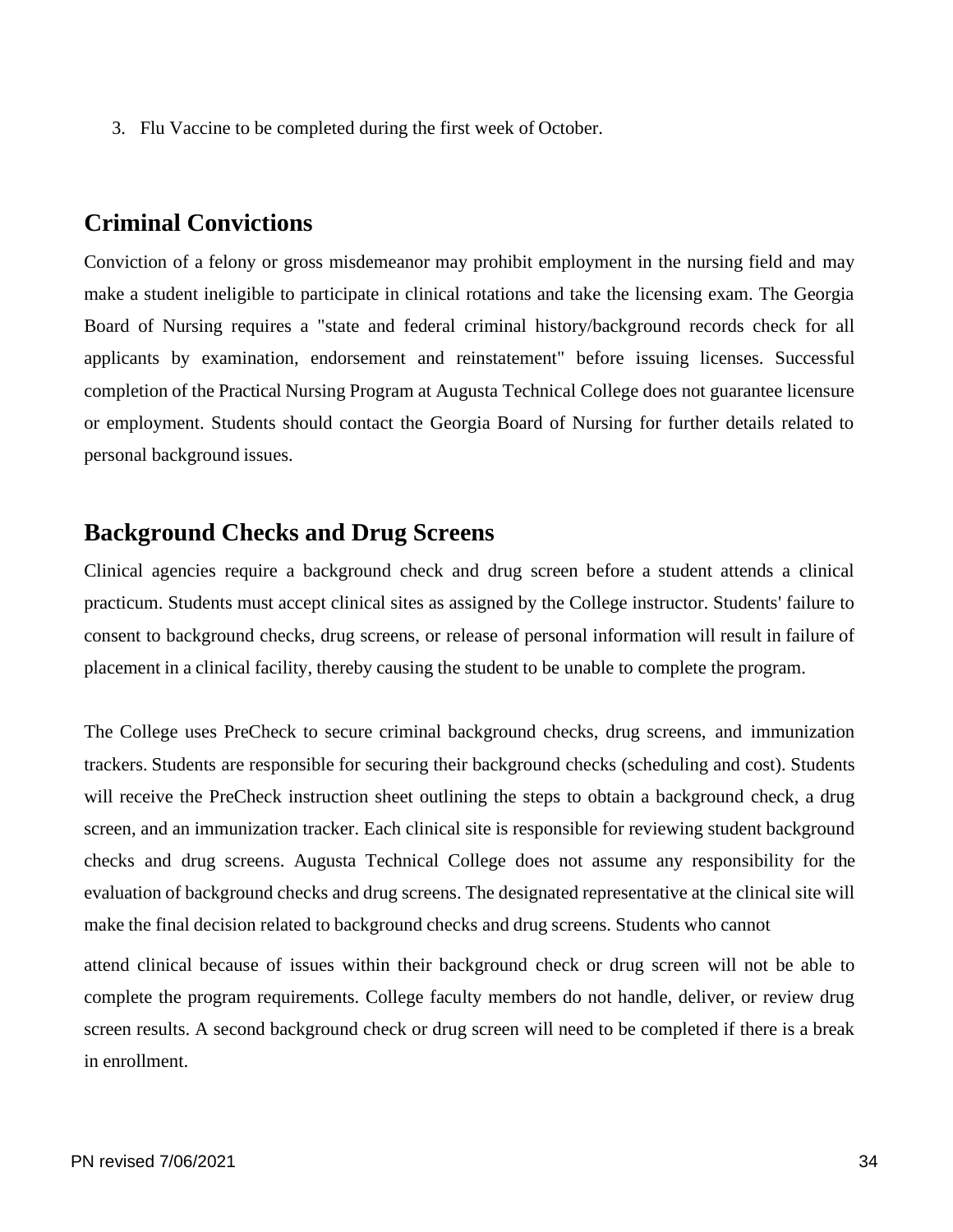3. Flu Vaccine to be completed during the first week of October.

## Criminal Convictions

Conviction of a felony or gross misdemeanor may prohibit employment in the nursing field and may make a student ineligible to participate in clinical rotations and take the licensing exam. The Georgia Board of Nursing requires a "state and federal criminal history/background records check for all applicants by examination, endorsement and reinstatement" before issuing licenses. Successful completion of the Practical Nursing Program at Augusta Technical College does not guarantee licensure or employment. Students should contact the Georgia Board of Nursing for further details related to personal background issues.

## Background Checks and Drug Screens

Clinical agencies require a background check and drug screen before a student attends a clinical practicum. Students must accept clinical sites as assigned by the College instructor. Students' failure to consent to background checks, drug screens, or release of personal information will result in failure of placement in a clinical facility, thereby causing the student to be unable to complete the program.

The College uses PreCheck to secure criminal background checks, drug screens, and immunization trackers. Students are responsible for securing their background checks (scheduling and cost). Students will receive the PreCheck instruction sheet outlining the steps to obtain a background check, a drug screen, and an immunization tracker. Each clinical site is responsible for reviewing student background checks and drug screens. Augusta Technical College does not assume any responsibility for the evaluation of background checks and drug screens. The designated representative at the clinical site will make the final decision related to background checks and drug screens. Students who cannot attend clinical because of issues within their background check or drug screen will not be able to complete the program requirements. College faculty members do not handle, deliver, or review drug screen results. A second background check or drug screen will need to be completed if there is a break in enrollment.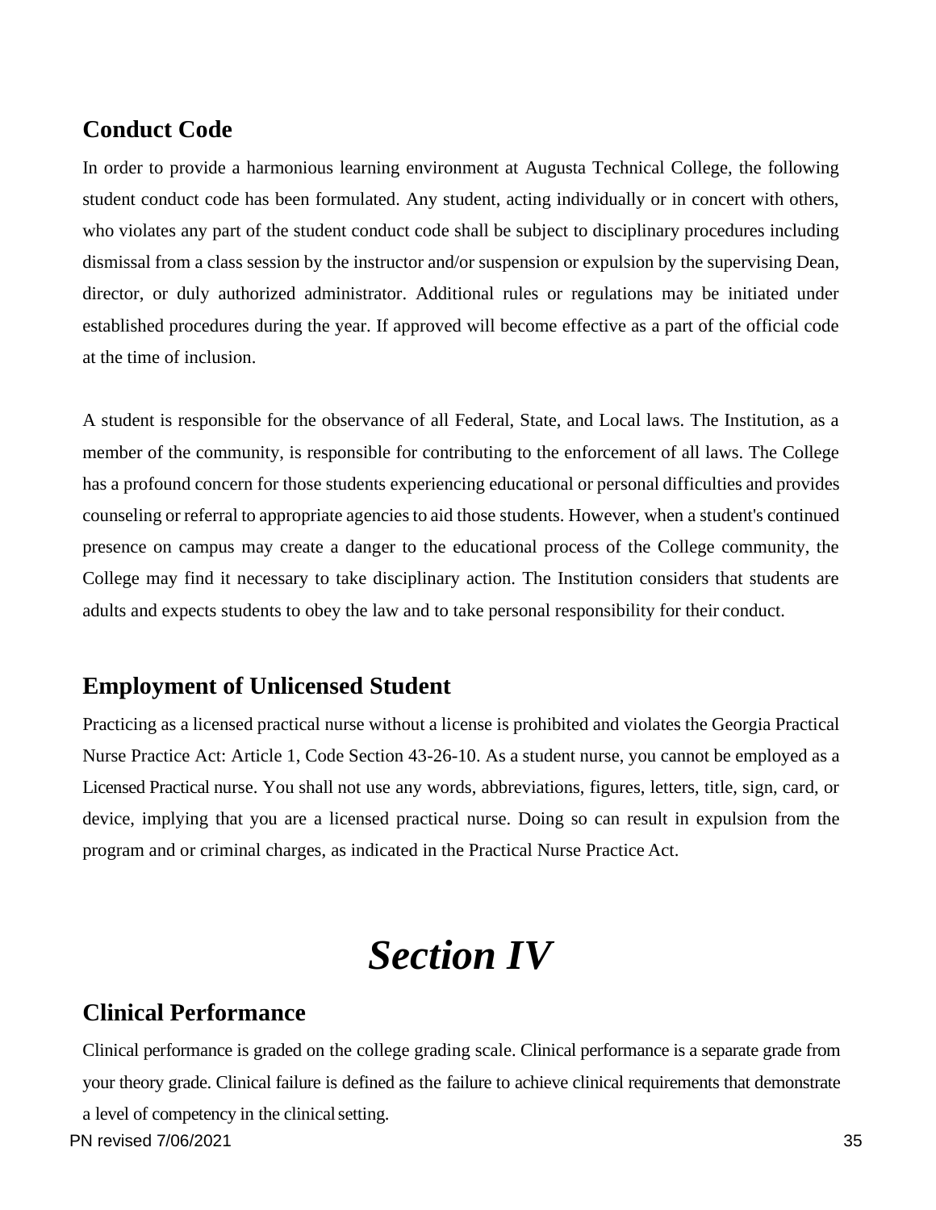## Conduct Code

In order to provide a harmonious learning environment at Augusta Technical College, the following student conduct code has been formulated. Any student, acting individually or in concert with others, who violates any part of the student conduct code shall be subject to disciplinary procedures including dismissal from a class session by the instructor and/or suspension or expulsion by the supervising Dean, director, or duly authorized administrator. Additional rules or regulations may be initiated under established procedures during the year. If approved will become effective as a part of the official code at the time of inclusion.

A student is responsible for the observance of all Federal, State, and Local laws. The Institution, as a member of the community, is responsible for contributing to the enforcement of all laws. The College has a profound concern for those students experiencing educational or personal difficulties and provides counseling or referral to appropriate agencies to aid those students. However, when a student's continued presence on campus may create a danger to the educational process of the College community, the College may find it necessary to take disciplinary action. The Institution considers that students are adults and expects students to obey the law and to take personal responsibility for their conduct.

## Employment of Unlicensed Student

Practicing as a licensed practical nurse without a license is prohibited and violates the Georgia Practical Nurse Practice Act: Article 1, Code Section 43-26-10. As a student nurse, you cannot be employed as a Licensed Practical nurse. You shall not use any words, abbreviations, figures, letters, title, sign, card, or device, implying that you are a licensed practical nurse. Doing so can result in expulsion from the program and or criminal charges, as indicated in the Practical Nurse Practice Act.

# *Section IV*

## Clinical Performance

Clinical performance is graded on the college grading scale. Clinical performance is a separate grade from your theory grade. Clinical failure is defined as the failure to achieve clinical requirements that demonstrate a level of competency in the clinical setting.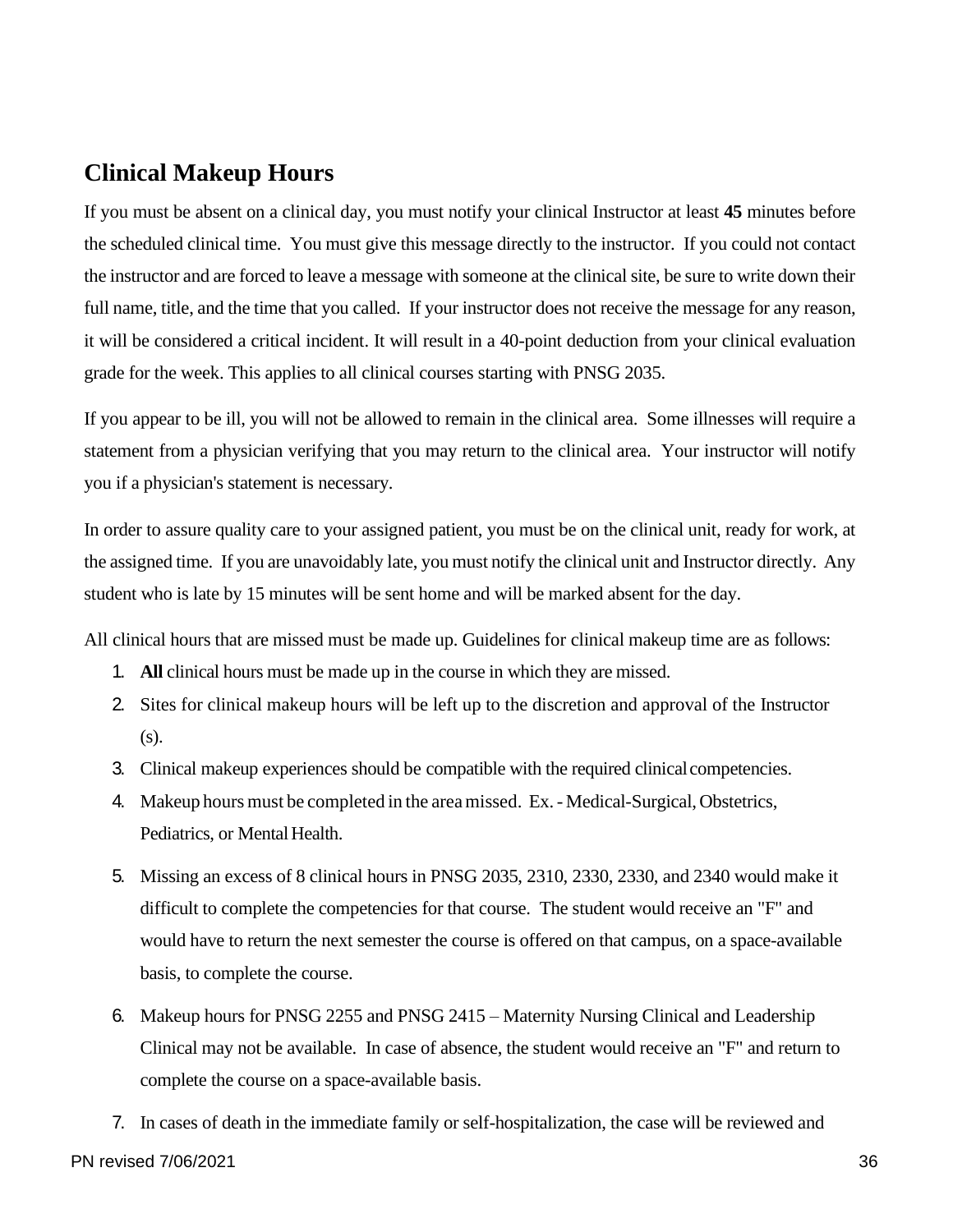## Clinical Makeup Hours

If you must be absent on a clinical day, you must notify your clinical Instructor at least **45** minutes before the scheduled clinical time. You must give this message directly to the instructor. If you could not contact the instructor and are forced to leave a message with someone at the clinical site, be sure to write down their full name, title, and the time that you called. If your instructor does not receive the message for any reason, it will be considered a critical incident. It will result in a 40-point deduction from your clinical evaluation grade for the week. This applies to all clinical courses starting with PNSG 2035.

If you appear to be ill, you will not be allowed to remain in the clinical area. Some illnesses will require a statement from a physician verifying that you may return to the clinical area. Your instructor will notify you if a physician's statement is necessary.

In order to assure quality care to your assigned patient, you must be on the clinical unit, ready for work, at the assigned time. If you are unavoidably late, you must notify the clinical unit and Instructor directly. Any student who is late by 15 minutes will be sent home and will be marked absent for the day.

All clinical hours that are missed must be made up. Guidelines for clinical makeup time are as follows:

1. **All** clinical hours must be made up in the course in which they are missed.
2. Sites for clinical makeup hours will be left up to the discretion and approval of the Instructor (s).
3. Clinical makeup experiences should be compatible with the required clinical competencies.
4. Makeup hours must be completed in the area missed. Ex. - Medical-Surgical, Obstetrics, Pediatrics, or Mental Health.
5. Missing an excess of 8 clinical hours in PNSG 2035, 2310, 2330, 2330, and 2340 would make it difficult to complete the competencies for that course. The student would receive an "F" and would have to return the next semester the course is offered on that campus, on a space-available basis, to complete the course.
6. Makeup hours for PNSG 2255 and PNSG 2415 – Maternity Nursing Clinical and Leadership Clinical may not be available. In case of absence, the student would receive an "F" and return to complete the course on a space-available basis.
7. In cases of death in the immediate family or self-hospitalization, the case will be reviewed and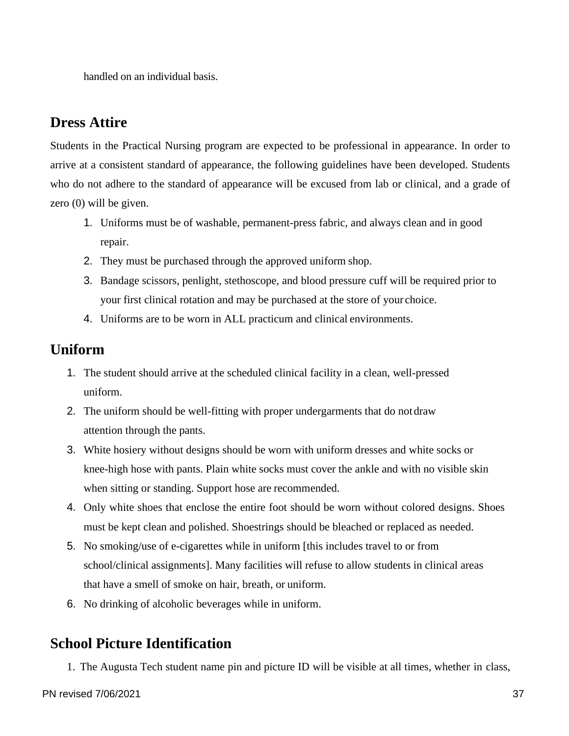handled on an individual basis.

## Dress Attire

Students in the Practical Nursing program are expected to be professional in appearance. In order to arrive at a consistent standard of appearance, the following guidelines have been developed. Students who do not adhere to the standard of appearance will be excused from lab or clinical, and a grade of zero (0) will be given.

1. Uniforms must be of washable, permanent-press fabric, and always clean and in good repair.
2. They must be purchased through the approved uniform shop.
3. Bandage scissors, penlight, stethoscope, and blood pressure cuff will be required prior to your first clinical rotation and may be purchased at the store of your choice.
4. Uniforms are to be worn in ALL practicum and clinical environments.

## Uniform

1. The student should arrive at the scheduled clinical facility in a clean, well-pressed uniform.
2. The uniform should be well-fitting with proper undergarments that do not draw attention through the pants.
3. White hosiery without designs should be worn with uniform dresses and white socks or knee-high hose with pants. Plain white socks must cover the ankle and with no visible skin when sitting or standing. Support hose are recommended.
4. Only white shoes that enclose the entire foot should be worn without colored designs. Shoes must be kept clean and polished. Shoestrings should be bleached or replaced as needed.
5. No smoking/use of e-cigarettes while in uniform [this includes travel to or from school/clinical assignments]. Many facilities will refuse to allow students in clinical areas that have a smell of smoke on hair, breath, or uniform.
6. No drinking of alcoholic beverages while in uniform.

## School Picture Identification

1. The Augusta Tech student name pin and picture ID will be visible at all times, whether in class,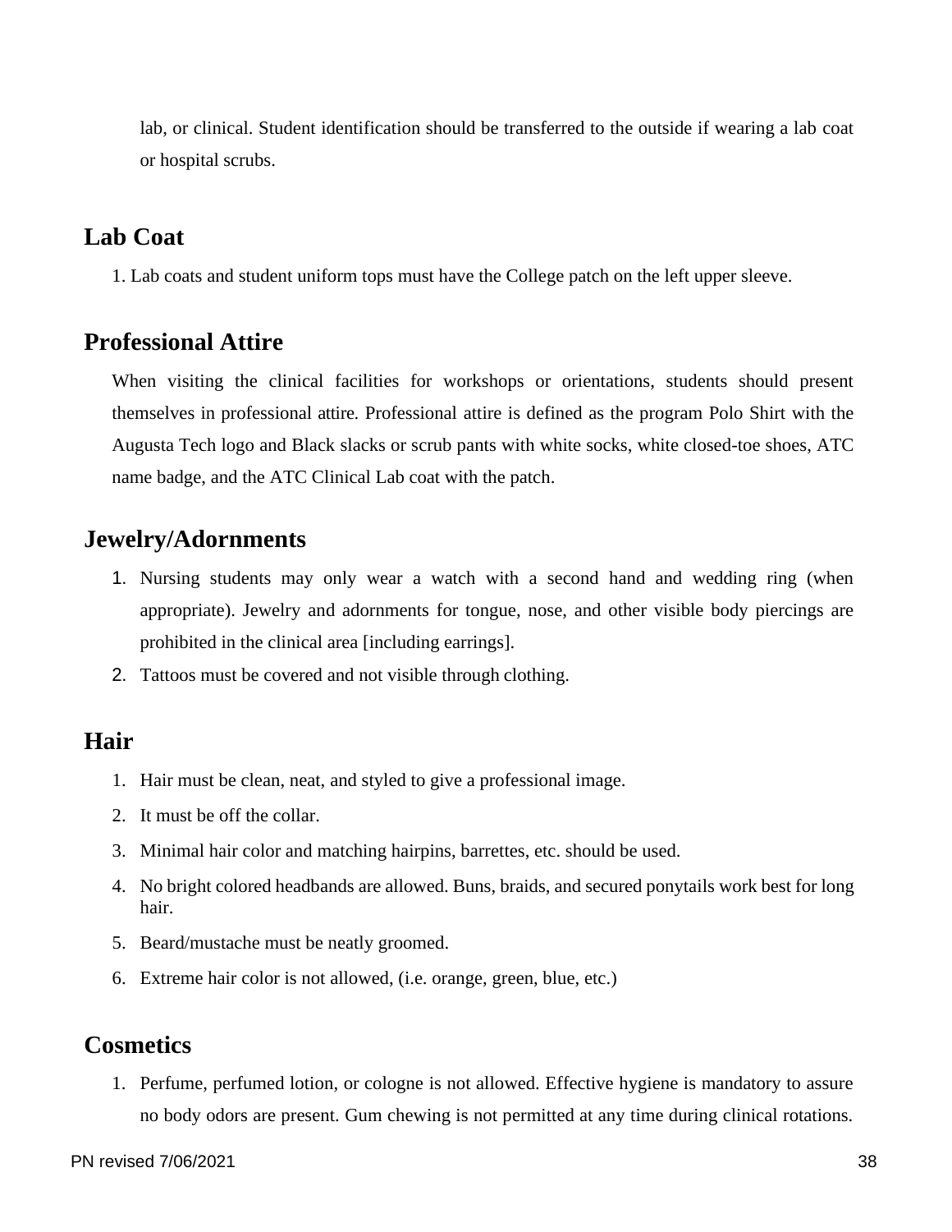lab, or clinical. Student identification should be transferred to the outside if wearing a lab coat or hospital scrubs.

## Lab Coat

1. Lab coats and student uniform tops must have the College patch on the left upper sleeve.

## Professional Attire

When visiting the clinical facilities for workshops or orientations, students should present themselves in professional attire. Professional attire is defined as the program Polo Shirt with the Augusta Tech logo and Black slacks or scrub pants with white socks, white closed-toe shoes, ATC name badge, and the ATC Clinical Lab coat with the patch.

## Jewelry/Adornments

1. Nursing students may only wear a watch with a second hand and wedding ring (when appropriate). Jewelry and adornments for tongue, nose, and other visible body piercings are prohibited in the clinical area [including earrings].
2. Tattoos must be covered and not visible through clothing.

## Hair

1. Hair must be clean, neat, and styled to give a professional image.
2. It must be off the collar.
3. Minimal hair color and matching hairpins, barrettes, etc. should be used.
4. No bright colored headbands are allowed. Buns, braids, and secured ponytails work best for long hair.
5. Beard/mustache must be neatly groomed.
6. Extreme hair color is not allowed, (i.e. orange, green, blue, etc.)

## Cosmetics

1. Perfume, perfumed lotion, or cologne is not allowed. Effective hygiene is mandatory to assure no body odors are present. Gum chewing is not permitted at any time during clinical rotations.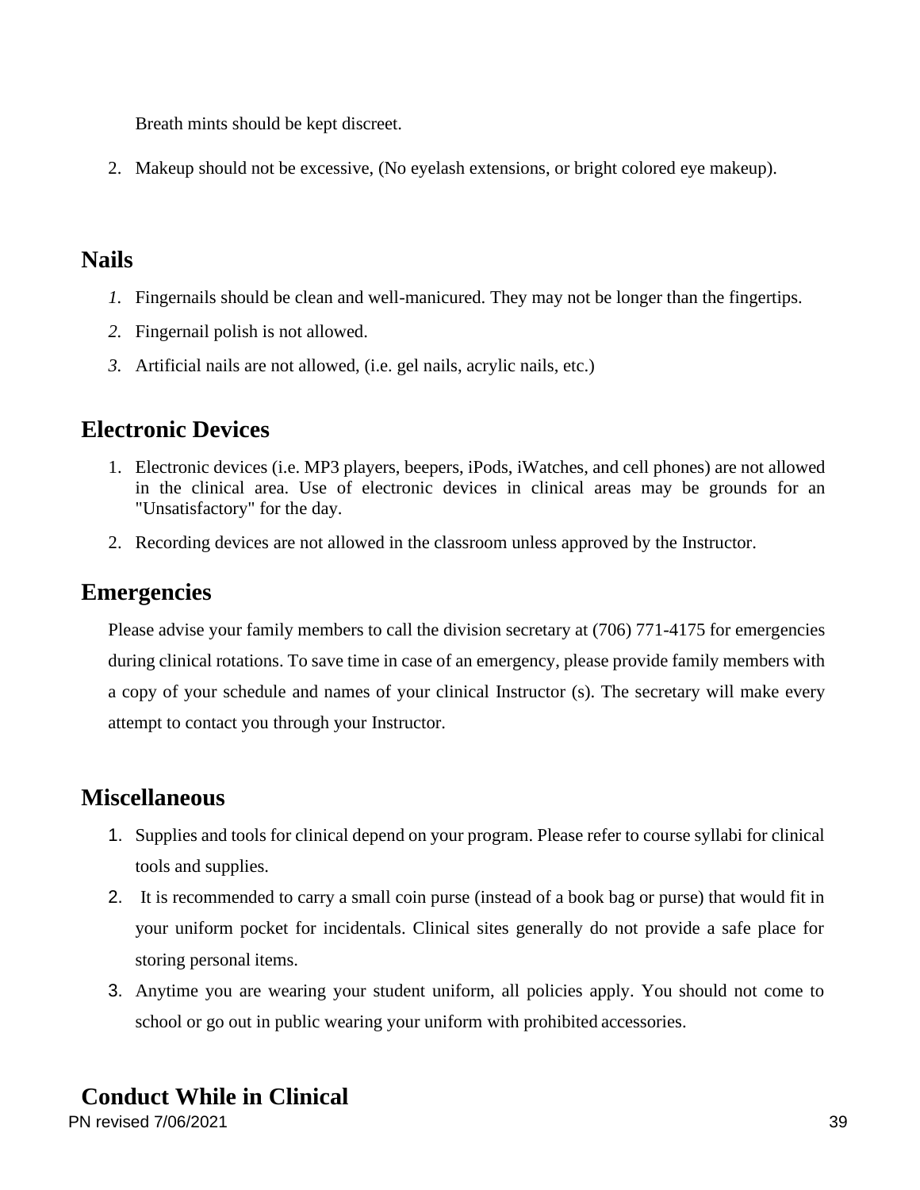Breath mints should be kept discreet.

2. Makeup should not be excessive, (No eyelash extensions, or bright colored eye makeup).

## Nails

1. Fingernails should be clean and well-manicured. They may not be longer than the fingertips.
2. Fingernail polish is not allowed.
3. Artificial nails are not allowed, (i.e. gel nails, acrylic nails, etc.)

## Electronic Devices

1. Electronic devices (i.e. MP3 players, beepers, iPods, iWatches, and cell phones) are not allowed in the clinical area. Use of electronic devices in clinical areas may be grounds for an "Unsatisfactory" for the day.
2. Recording devices are not allowed in the classroom unless approved by the Instructor.

## Emergencies

Please advise your family members to call the division secretary at (706) 771-4175 for emergencies during clinical rotations. To save time in case of an emergency, please provide family members with a copy of your schedule and names of your clinical Instructor (s). The secretary will make every attempt to contact you through your Instructor.

## Miscellaneous

1. Supplies and tools for clinical depend on your program. Please refer to course syllabi for clinical tools and supplies.
2. It is recommended to carry a small coin purse (instead of a book bag or purse) that would fit in your uniform pocket for incidentals. Clinical sites generally do not provide a safe place for storing personal items.
3. Anytime you are wearing your student uniform, all policies apply. You should not come to school or go out in public wearing your uniform with prohibited accessories.

## Conduct While in Clinical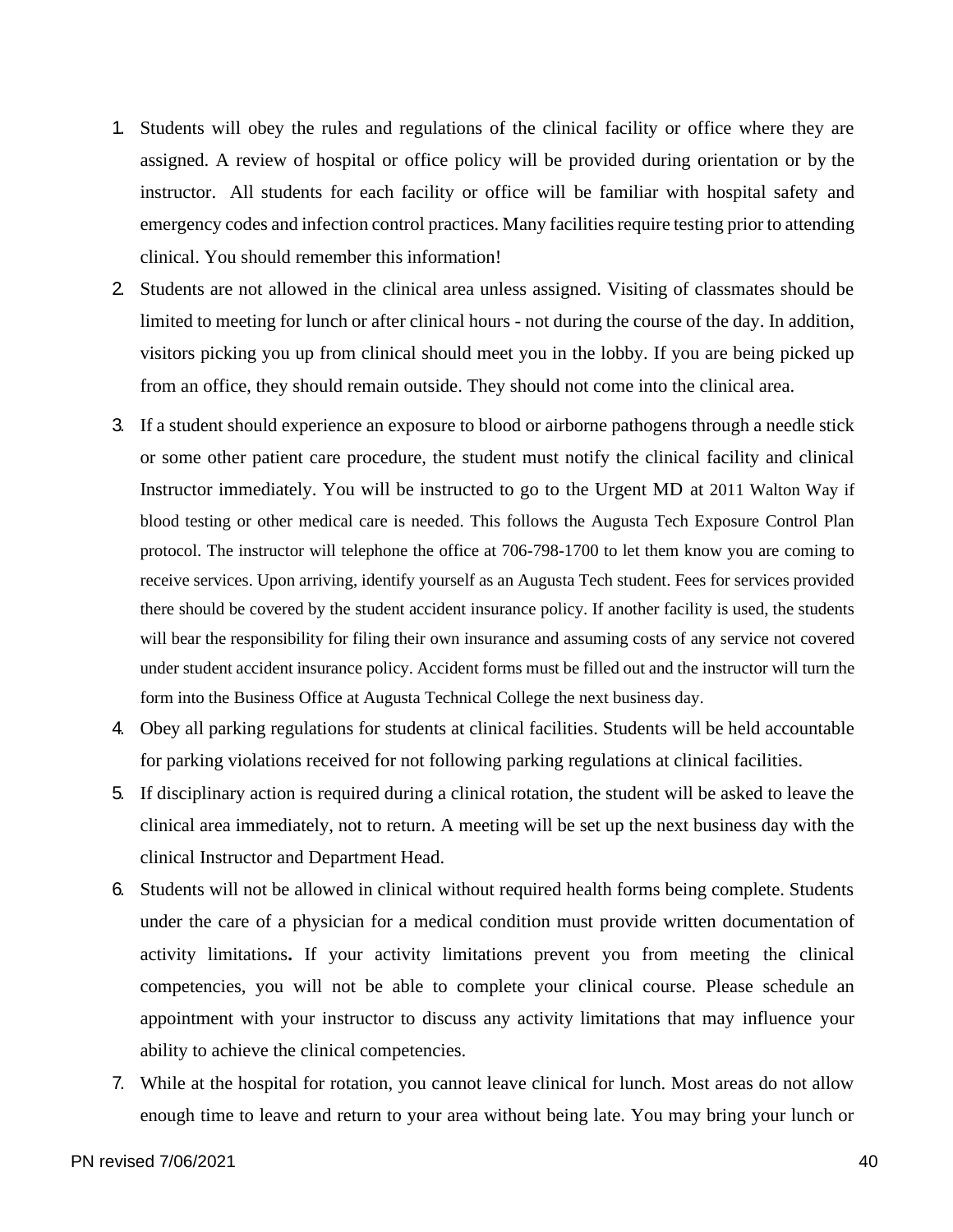1. Students will obey the rules and regulations of the clinical facility or office where they are assigned. A review of hospital or office policy will be provided during orientation or by the instructor. All students for each facility or office will be familiar with hospital safety and emergency codes and infection control practices. Many facilities require testing prior to attending clinical. You should remember this information!
2. Students are not allowed in the clinical area unless assigned. Visiting of classmates should be limited to meeting for lunch or after clinical hours - not during the course of the day. In addition, visitors picking you up from clinical should meet you in the lobby. If you are being picked up from an office, they should remain outside. They should not come into the clinical area.
3. If a student should experience an exposure to blood or airborne pathogens through a needle stick or some other patient care procedure, the student must notify the clinical facility and clinical Instructor immediately. You will be instructed to go to the Urgent MD at 2011 Walton Way if blood testing or other medical care is needed. This follows the Augusta Tech Exposure Control Plan protocol. The instructor will telephone the office at 706-798-1700 to let them know you are coming to receive services. Upon arriving, identify yourself as an Augusta Tech student. Fees for services provided there should be covered by the student accident insurance policy. If another facility is used, the students will bear the responsibility for filing their own insurance and assuming costs of any service not covered under student accident insurance policy. Accident forms must be filled out and the instructor will turn the form into the Business Office at Augusta Technical College the next business day.
4. Obey all parking regulations for students at clinical facilities. Students will be held accountable for parking violations received for not following parking regulations at clinical facilities.
5. If disciplinary action is required during a clinical rotation, the student will be asked to leave the clinical area immediately, not to return. A meeting will be set up the next business day with the clinical Instructor and Department Head.
6. Students will not be allowed in clinical without required health forms being complete. Students under the care of a physician for a medical condition must provide written documentation of activity limitations**.** If your activity limitations prevent you from meeting the clinical competencies, you will not be able to complete your clinical course. Please schedule an appointment with your instructor to discuss any activity limitations that may influence your ability to achieve the clinical competencies.
7. While at the hospital for rotation, you cannot leave clinical for lunch. Most areas do not allow enough time to leave and return to your area without being late. You may bring your lunch or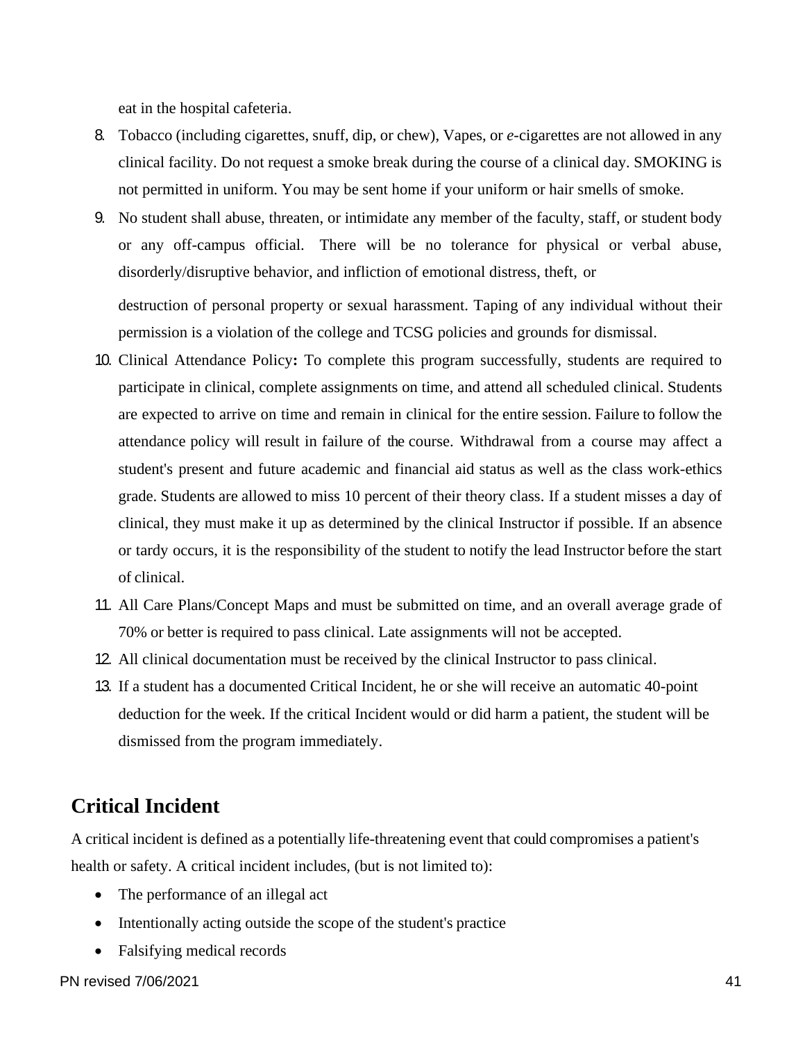eat in the hospital cafeteria.

8. Tobacco (including cigarettes, snuff, dip, or chew), Vapes, or *e*-cigarettes are not allowed in any clinical facility. Do not request a smoke break during the course of a clinical day. SMOKING is not permitted in uniform. You may be sent home if your uniform or hair smells of smoke.
9. No student shall abuse, threaten, or intimidate any member of the faculty, staff, or student body or any off-campus official. There will be no tolerance for physical or verbal abuse, disorderly/disruptive behavior, and infliction of emotional distress, theft, or destruction of personal property or sexual harassment. Taping of any individual without their permission is a violation of the college and TCSG policies and grounds for dismissal.
10. Clinical Attendance Policy**:** To complete this program successfully, students are required to participate in clinical, complete assignments on time, and attend all scheduled clinical. Students are expected to arrive on time and remain in clinical for the entire session. Failure to follow the attendance policy will result in failure of the course. Withdrawal from a course may affect a student's present and future academic and financial aid status as well as the class work-ethics grade. Students are allowed to miss 10 percent of their theory class. If a student misses a day of clinical, they must make it up as determined by the clinical Instructor if possible. If an absence or tardy occurs, it is the responsibility of the student to notify the lead Instructor before the start of clinical.
11. All Care Plans/Concept Maps and must be submitted on time, and an overall average grade of 70% or better is required to pass clinical. Late assignments will not be accepted.
12. All clinical documentation must be received by the clinical Instructor to pass clinical.
13. If a student has a documented Critical Incident, he or she will receive an automatic 40-point deduction for the week. If the critical Incident would or did harm a patient, the student will be dismissed from the program immediately.

## Critical Incident

A critical incident is defined as a potentially life-threatening event that could compromises a patient's health or safety. A critical incident includes, (but is not limited to):

- The performance of an illegal act
- Intentionally acting outside the scope of the student's practice
- Falsifying medical records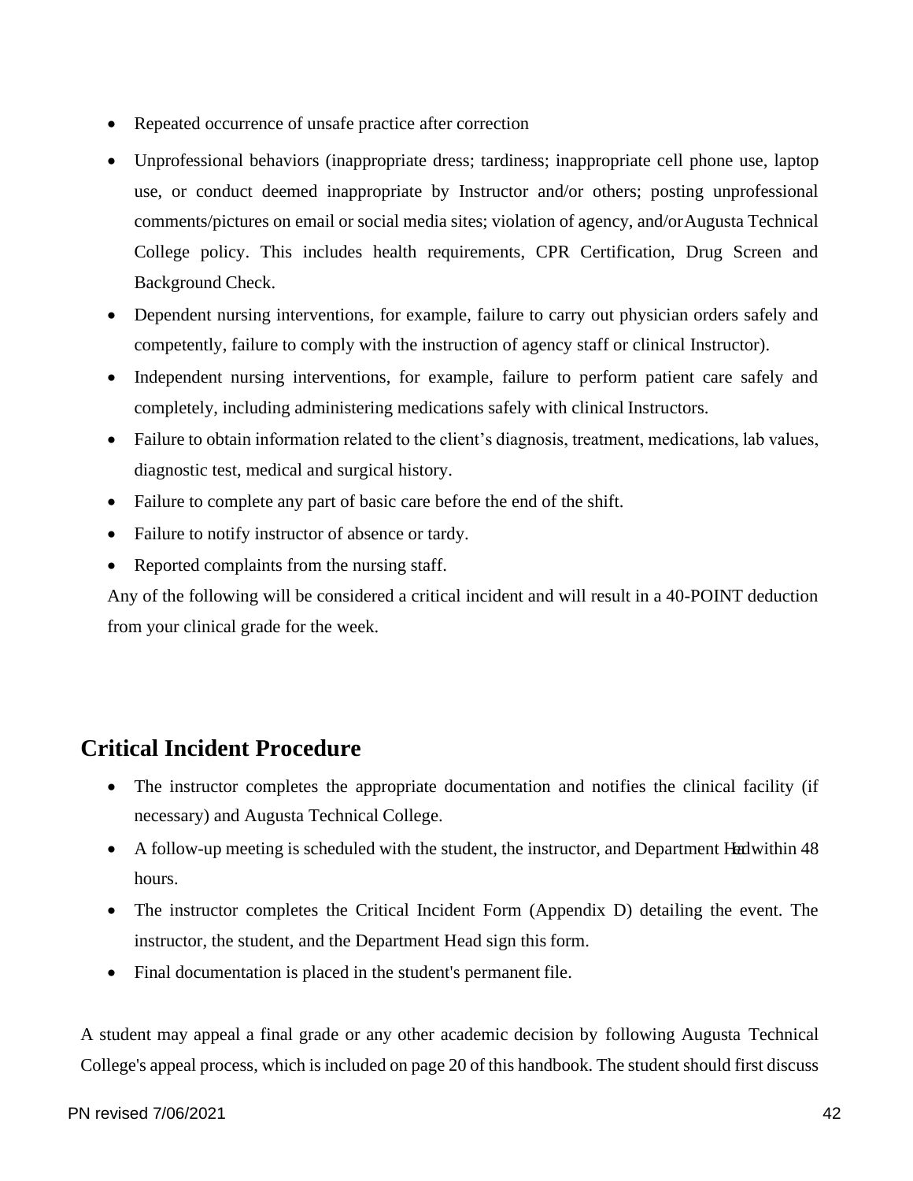- Repeated occurrence of unsafe practice after correction
- Unprofessional behaviors (inappropriate dress; tardiness; inappropriate cell phone use, laptop use, or conduct deemed inappropriate by Instructor and/or others; posting unprofessional comments/pictures on email or social media sites; violation of agency, and/or Augusta Technical College policy. This includes health requirements, CPR Certification, Drug Screen and Background Check.
- Dependent nursing interventions, for example, failure to carry out physician orders safely and competently, failure to comply with the instruction of agency staff or clinical Instructor).
- Independent nursing interventions, for example, failure to perform patient care safely and completely, including administering medications safely with clinical Instructors.
- Failure to obtain information related to the client's diagnosis, treatment, medications, lab values, diagnostic test, medical and surgical history.
- Failure to complete any part of basic care before the end of the shift.
- Failure to notify instructor of absence or tardy.
- Reported complaints from the nursing staff.

Any of the following will be considered a critical incident and will result in a 40-POINT deduction from your clinical grade for the week.

## Critical Incident Procedure

- The instructor completes the appropriate documentation and notifies the clinical facility (if necessary) and Augusta Technical College.
- A follow-up meeting is scheduled with the student, the instructor, and Department Head within 48 hours.
- The instructor completes the Critical Incident Form (Appendix D) detailing the event. The instructor, the student, and the Department Head sign this form.
- Final documentation is placed in the student's permanent file.

A student may appeal a final grade or any other academic decision by following Augusta Technical College's appeal process, which is included on page 20 of this handbook. The student should first discuss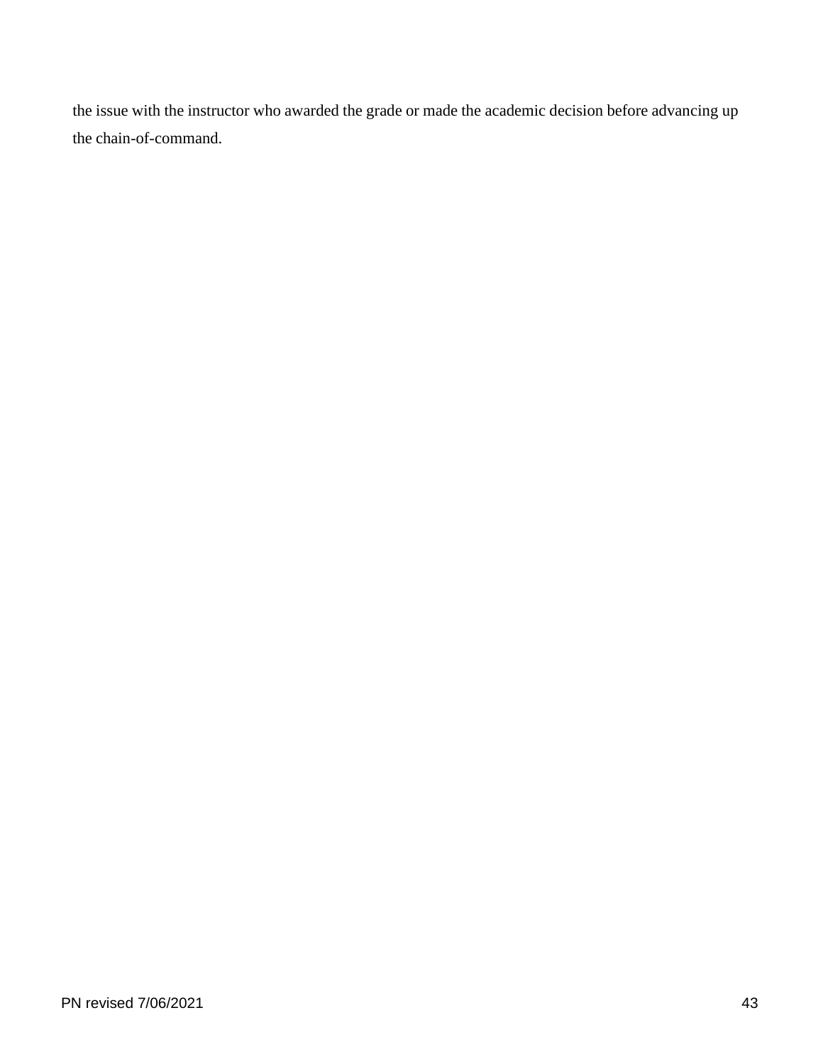the issue with the instructor who awarded the grade or made the academic decision before advancing up the chain-of-command.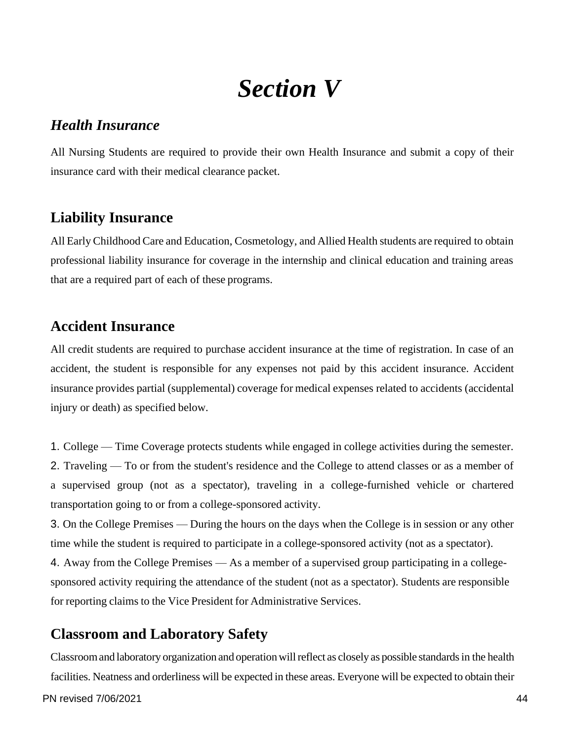# *Section V*

### *Health Insurance*

All Nursing Students are required to provide their own Health Insurance and submit a copy of their insurance card with their medical clearance packet.

## Liability Insurance

All Early Childhood Care and Education, Cosmetology, and Allied Health students are required to obtain professional liability insurance for coverage in the internship and clinical education and training areas that are a required part of each of these programs.

## Accident Insurance

All credit students are required to purchase accident insurance at the time of registration. In case of an accident, the student is responsible for any expenses not paid by this accident insurance. Accident insurance provides partial (supplemental) coverage for medical expenses related to accidents (accidental injury or death) as specified below.

1. College — Time Coverage protects students while engaged in college activities during the semester.
2. Traveling — To or from the student's residence and the College to attend classes or as a member of a supervised group (not as a spectator), traveling in a college-furnished vehicle or chartered transportation going to or from a college-sponsored activity.
3. On the College Premises — During the hours on the days when the College is in session or any other time while the student is required to participate in a college-sponsored activity (not as a spectator).
4. Away from the College Premises — As a member of a supervised group participating in a college-sponsored activity requiring the attendance of the student (not as a spectator). Students are responsible for reporting claims to the Vice President for Administrative Services.

## Classroom and Laboratory Safety

Classroom and laboratory organization and operation will reflect as closely as possible standards in the health facilities. Neatness and orderliness will be expected in these areas. Everyone will be expected to obtain their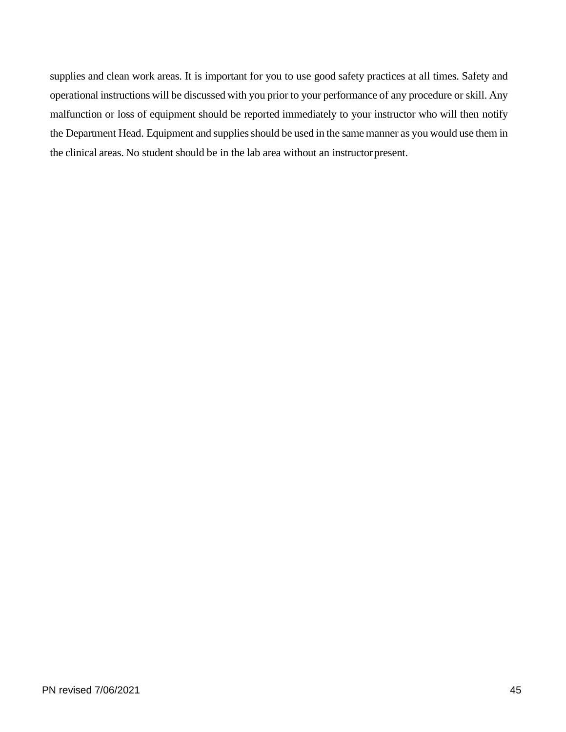supplies and clean work areas. It is important for you to use good safety practices at all times. Safety and operational instructions will be discussed with you prior to your performance of any procedure or skill. Any malfunction or loss of equipment should be reported immediately to your instructor who will then notify the Department Head. Equipment and supplies should be used in the same manner as you would use them in the clinical areas. No student should be in the lab area without an instructor present.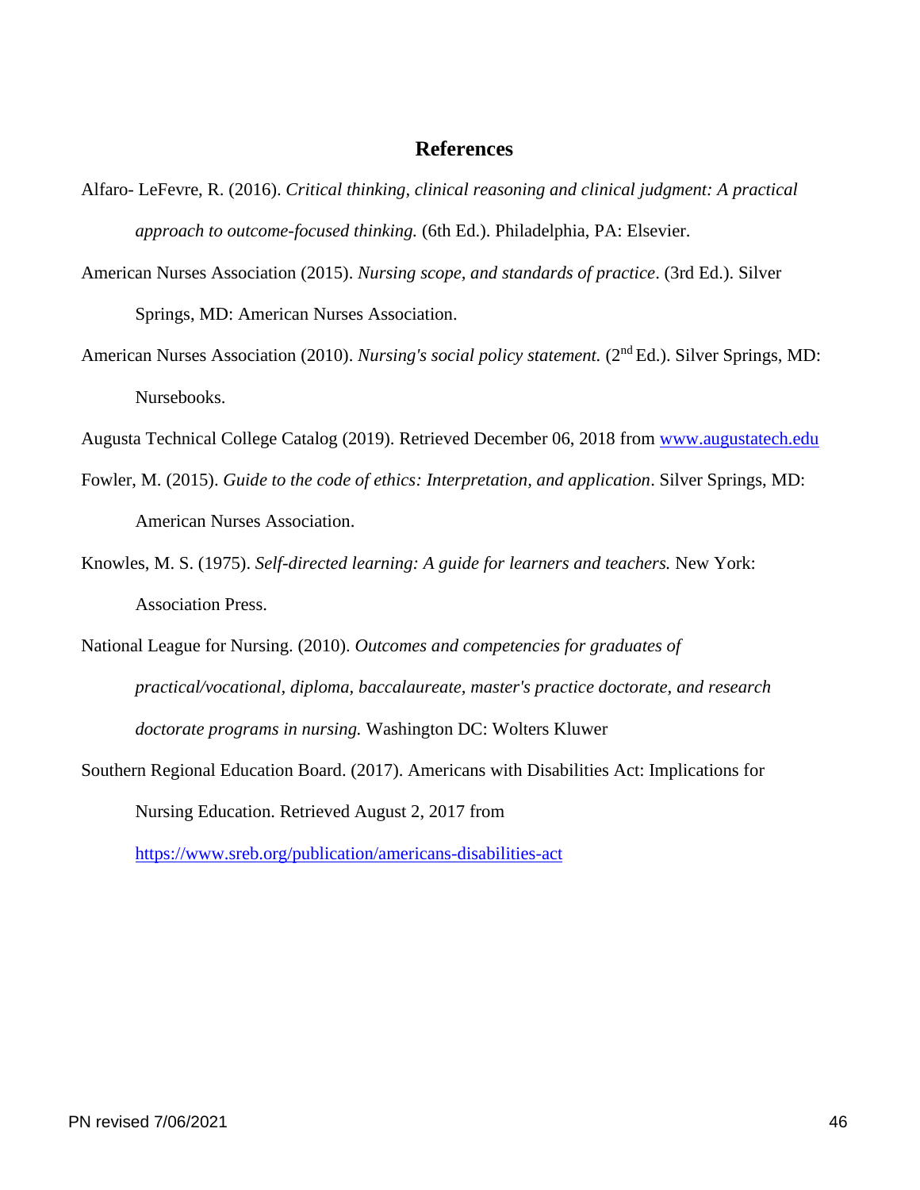# References

Alfaro- LeFevre, R. (2016). *Critical thinking, clinical reasoning and clinical judgment: A practical approach to outcome-focused thinking.* (6th Ed.). Philadelphia, PA: Elsevier.

American Nurses Association (2015). *Nursing scope, and standards of practice*. (3rd Ed.). Silver Springs, MD: American Nurses Association.

American Nurses Association (2010). *Nursing's social policy statement.* (2nd Ed.). Silver Springs, MD: Nursebooks.

Augusta Technical College Catalog (2019). Retrieved December 06, 2018 from [www.augustatech.edu](www.augustatech.edu)

Fowler, M. (2015). *Guide to the code of ethics: Interpretation, and application*. Silver Springs, MD: American Nurses Association.

Knowles, M. S. (1975). *Self-directed learning: A guide for learners and teachers.* New York: Association Press.

National League for Nursing. (2010). *Outcomes and competencies for graduates of practical/vocational, diploma, baccalaureate, master's practice doctorate, and research doctorate programs in nursing.* Washington DC: Wolters Kluwer

Southern Regional Education Board. (2017). Americans with Disabilities Act: Implications for Nursing Education. Retrieved August 2, 2017 from [https://www.sreb.org/publication/americans-disabilities-act](https://www.sreb.org/publication/americans-disabilities-act)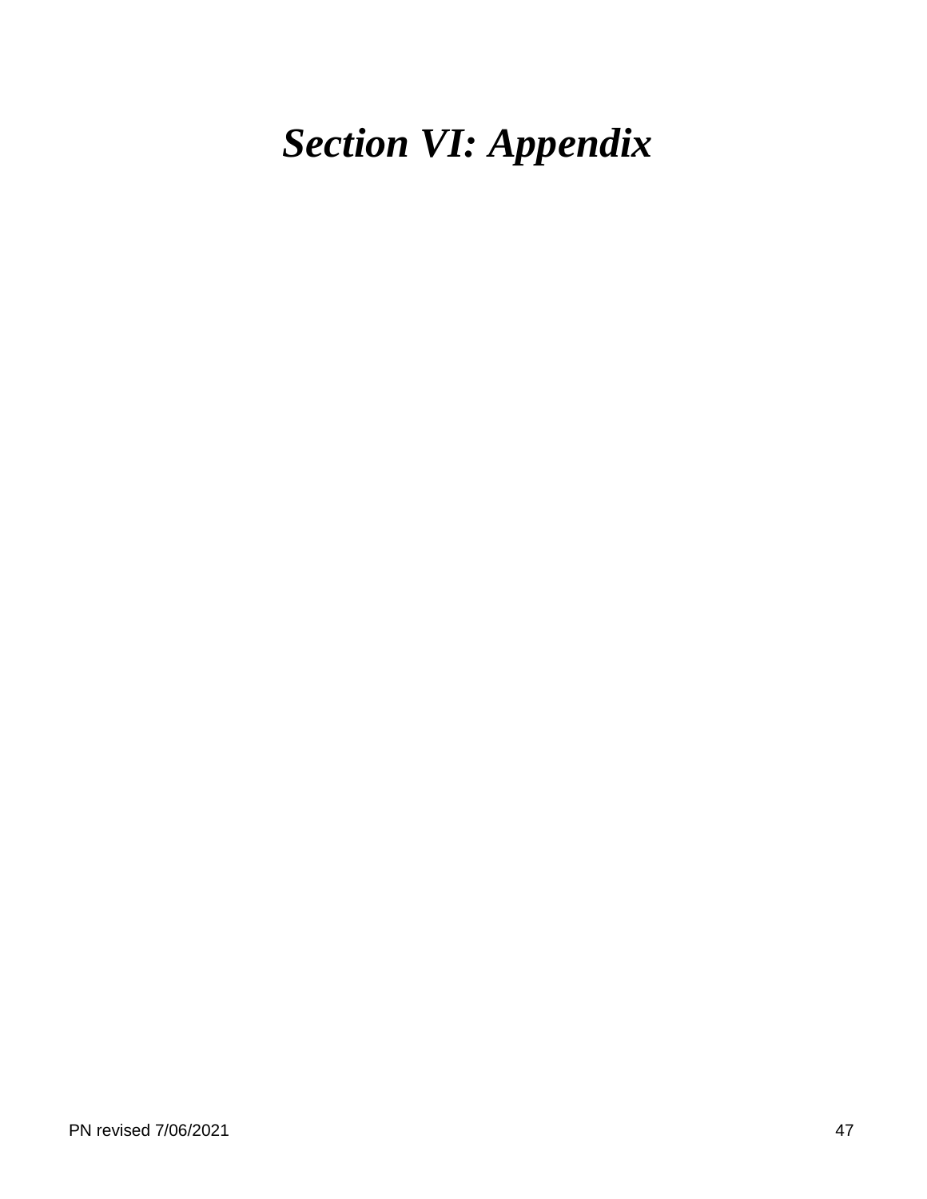# *Section VI: Appendix*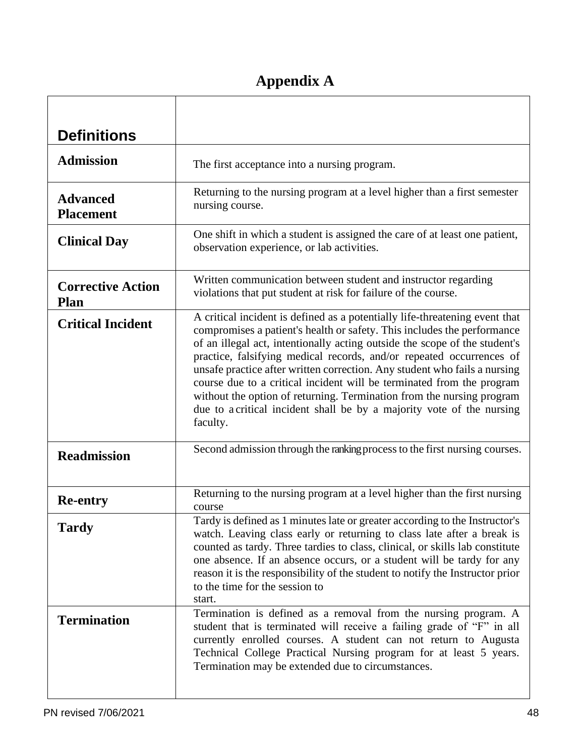# Appendix A

| Definitions | |
|---|---|
| **Admission** | The first acceptance into a nursing program. |
| **Advanced Placement** | Returning to the nursing program at a level higher than a first semester nursing course. |
| **Clinical Day** | One shift in which a student is assigned the care of at least one patient, observation experience, or lab activities. |
| **Corrective Action Plan** | Written communication between student and instructor regarding violations that put student at risk for failure of the course. |
| **Critical Incident** | A critical incident is defined as a potentially life-threatening event that compromises a patient's health or safety. This includes the performance of an illegal act, intentionally acting outside the scope of the student's practice, falsifying medical records, and/or repeated occurrences of unsafe practice after written correction. Any student who fails a nursing course due to a critical incident will be terminated from the program without the option of returning. Termination from the nursing program due to a critical incident shall be by a majority vote of the nursing faculty. |
| **Readmission** | Second admission through the ranking process to the first nursing courses. |
| **Re-entry** | Returning to the nursing program at a level higher than the first nursing course |
| **Tardy** | Tardy is defined as 1 minutes late or greater according to the Instructor's watch. Leaving class early or returning to class late after a break is counted as tardy. Three tardies to class, clinical, or skills lab constitute one absence. If an absence occurs, or a student will be tardy for any reason it is the responsibility of the student to notify the Instructor prior to the time for the session to start. |
| **Termination** | Termination is defined as a removal from the nursing program. A student that is terminated will receive a failing grade of "F" in all currently enrolled courses. A student can not return to Augusta Technical College Practical Nursing program for at least 5 years. Termination may be extended due to circumstances. |

PN revised 7/06/2021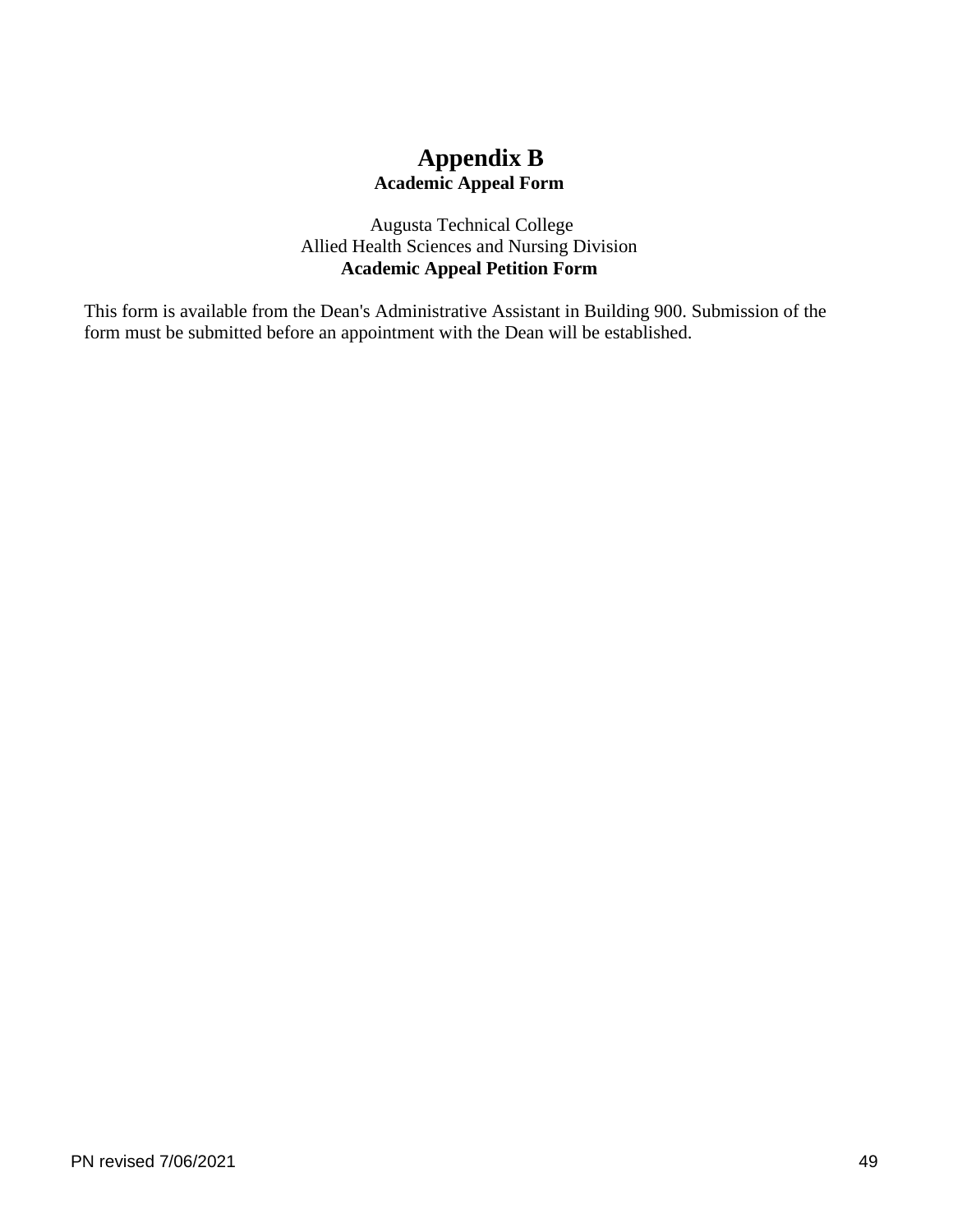# Appendix B

## Academic Appeal Form

Augusta Technical College
Allied Health Sciences and Nursing Division
**Academic Appeal Petition Form**

This form is available from the Dean's Administrative Assistant in Building 900. Submission of the form must be submitted before an appointment with the Dean will be established.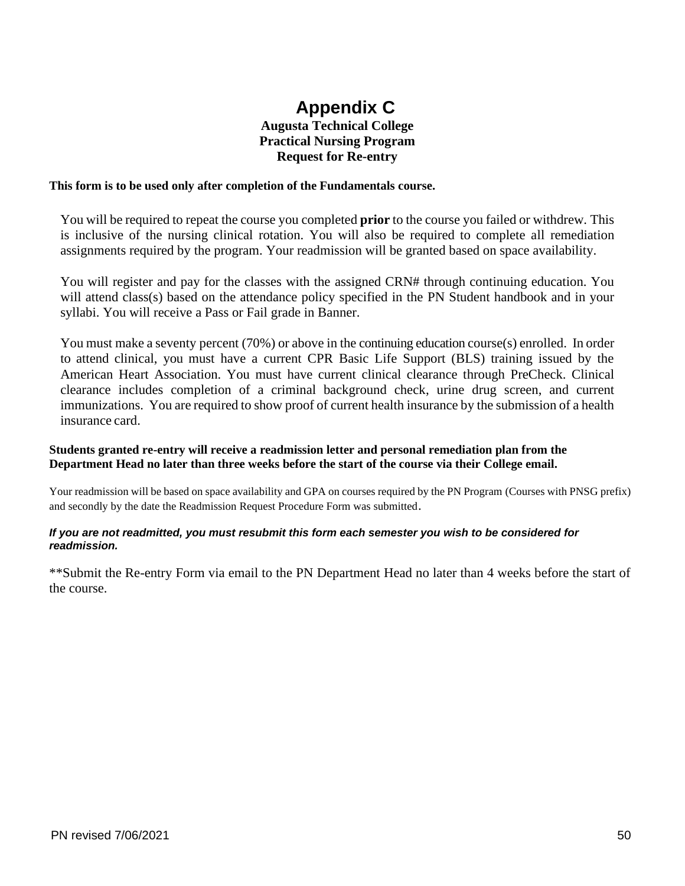# Appendix C

**Augusta Technical College**
**Practical Nursing Program**
**Request for Re-entry**

**This form is to be used only after completion of the Fundamentals course.**

You will be required to repeat the course you completed **prior** to the course you failed or withdrew. This is inclusive of the nursing clinical rotation. You will also be required to complete all remediation assignments required by the program. Your readmission will be granted based on space availability.

You will register and pay for the classes with the assigned CRN# through continuing education. You will attend class(s) based on the attendance policy specified in the PN Student handbook and in your syllabi. You will receive a Pass or Fail grade in Banner.

You must make a seventy percent (70%) or above in the continuing education course(s) enrolled. In order to attend clinical, you must have a current CPR Basic Life Support (BLS) training issued by the American Heart Association. You must have current clinical clearance through PreCheck. Clinical clearance includes completion of a criminal background check, urine drug screen, and current immunizations. You are required to show proof of current health insurance by the submission of a health insurance card.

**Students granted re-entry will receive a readmission letter and personal remediation plan from the Department Head no later than three weeks before the start of the course via their College email.**

Your readmission will be based on space availability and GPA on courses required by the PN Program (Courses with PNSG prefix) and secondly by the date the Readmission Request Procedure Form was submitted.

***If you are not readmitted, you must resubmit this form each semester you wish to be considered for readmission.***

**Submit the Re-entry Form via email to the PN Department Head no later than 4 weeks before the start of the course.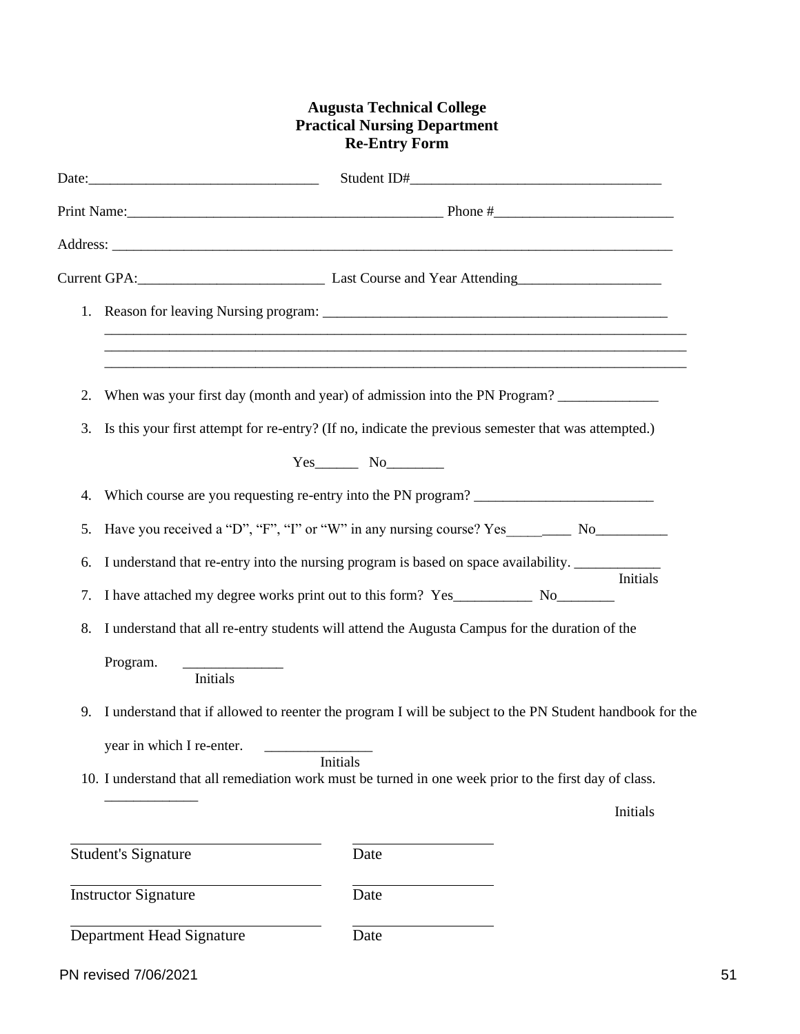**Augusta Technical College**
**Practical Nursing Department**
**Re-Entry Form**

Date:________________________________ Student ID#___________________________________

Print Name:____________________________________________ Phone #_________________________

Address: _________________________________________________________________________________

Current GPA:__________________________ Last Course and Year Attending____________________

1. Reason for leaving Nursing program: _________________________________________________
   ____________________________________________________________________________________
   ____________________________________________________________________________________
   ____________________________________________________________________________________

2. When was your first day (month and year) of admission into the PN Program? ______________

3. Is this your first attempt for re-entry? (If no, indicate the previous semester that was attempted.)

   Yes______ No________

4. Which course are you requesting re-entry into the PN program? _________________________

5. Have you received a "D", "F", "I" or "W" in any nursing course? Yes_____ ____ No__________

6. I understand that re-entry into the nursing program is based on space availability. ____________ Initials

7. I have attached my degree works print out to this form? Yes___________ No________

8. I understand that all re-entry students will attend the Augusta Campus for the duration of the Program. ______________ Initials

9. I understand that if allowed to reenter the program I will be subject to the PN Student handbook for the year in which I re-enter. _______________ Initials

10. I understand that all remediation work must be turned in one week prior to the first day of class. _____________ Initials

______________________________ ________________
Student's Signature Date

______________________________ ________________
Instructor Signature Date

______________________________ ________________
Department Head Signature Date

PN revised 7/06/2021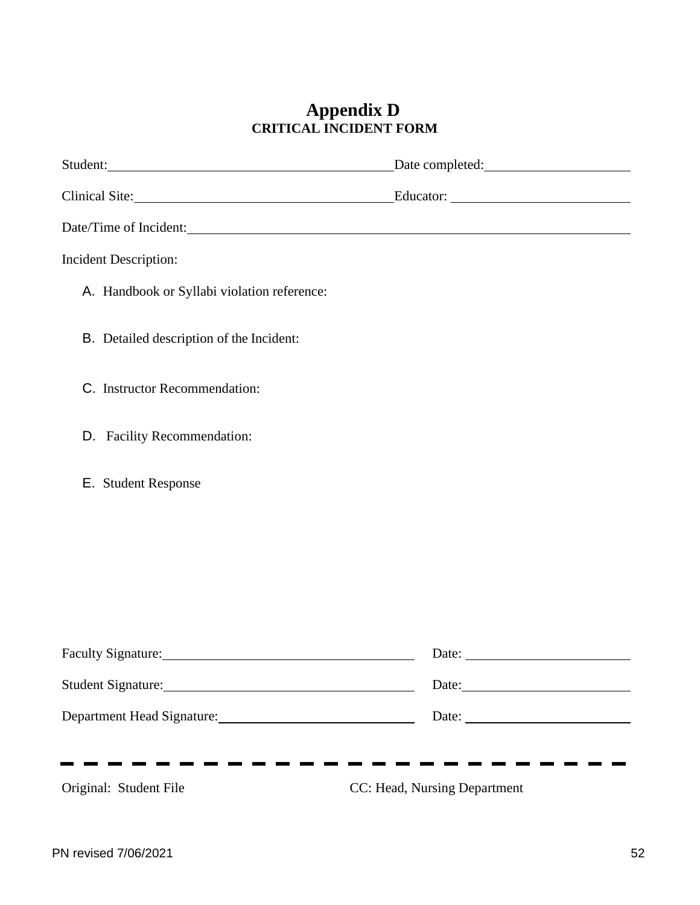# Appendix D

## CRITICAL INCIDENT FORM

Student:______________________________________ Date completed:____________________

Clinical Site:__________________________________ Educator: ________________________

Date/Time of Incident:__________________________________________________________

Incident Description:

A. Handbook or Syllabi violation reference:

B. Detailed description of the Incident:

C. Instructor Recommendation:

D. Facility Recommendation:

E. Student Response

Faculty Signature:__________________________________ Date: _______________________

Student Signature:__________________________________ Date:_______________________

Department Head Signature:__________________________ Date: _______________________

- - - - - - - - - - - - - - - - - - - - - - - - - -

Original: Student File CC: Head, Nursing Department

PN revised 7/06/2021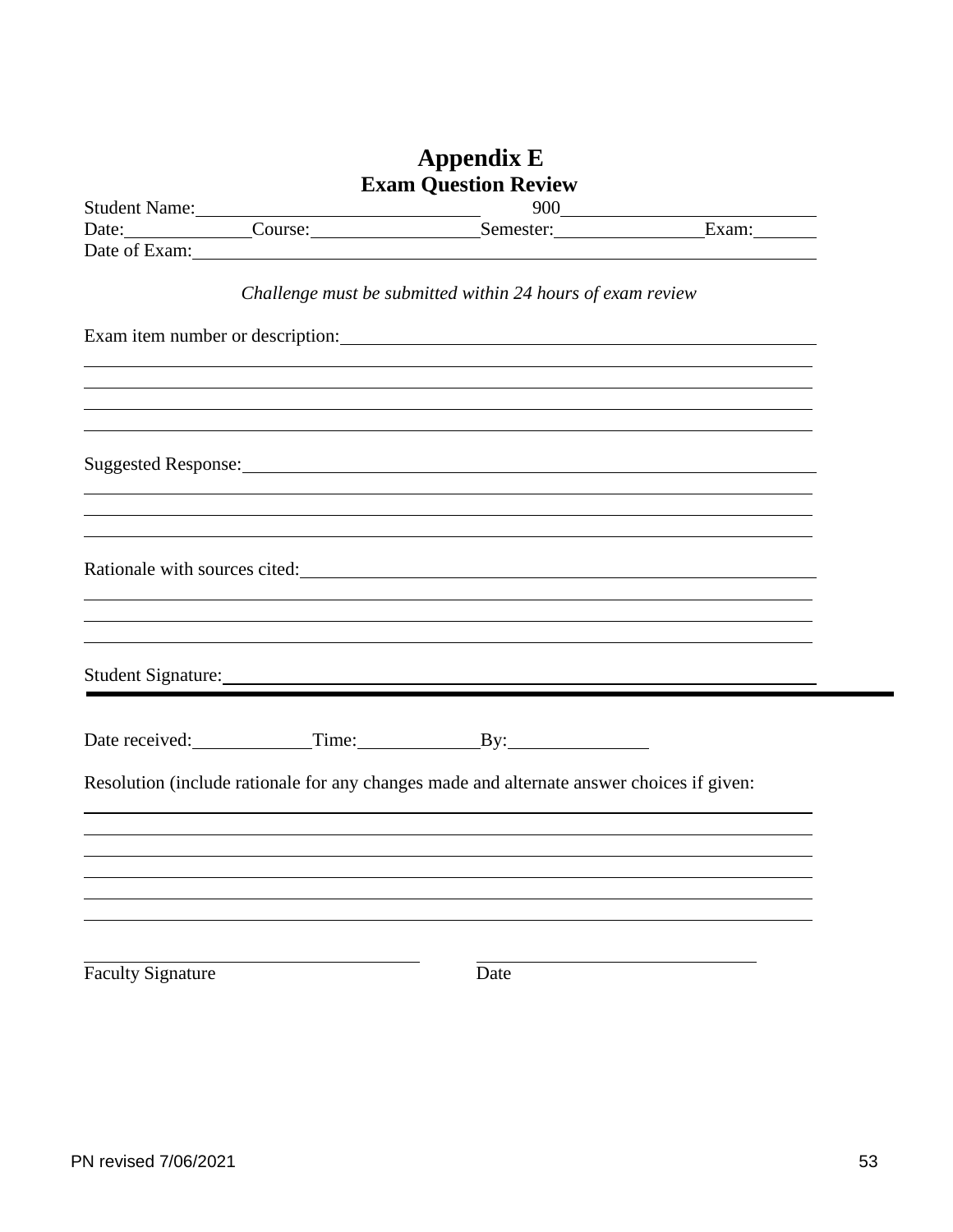# Appendix E
## Exam Question Review

Student Name:______________________________ 900___________________________

Date:____________Course:________________Semester:______________Exam:______

Date of Exam:________________________________________________________________

*Challenge must be submitted within 24 hours of exam review*

Exam item number or description:____________________________________________

______________________________________________________________________________

______________________________________________________________________________

______________________________________________________________________________

______________________________________________________________________________

Suggested Response:__________________________________________________________

______________________________________________________________________________

______________________________________________________________________________

______________________________________________________________________________

Rationale with sources cited:_______________________________________________

______________________________________________________________________________

______________________________________________________________________________

______________________________________________________________________________

Student Signature:___________________________________________________________

---

Date received:____________Time:____________By:______________

Resolution (include rationale for any changes made and alternate answer choices if given:

______________________________________________________________________________

______________________________________________________________________________

______________________________________________________________________________

______________________________________________________________________________

______________________________________________________________________________

______________________________________________________________________________

____________________________________ ____________________________

Faculty Signature Date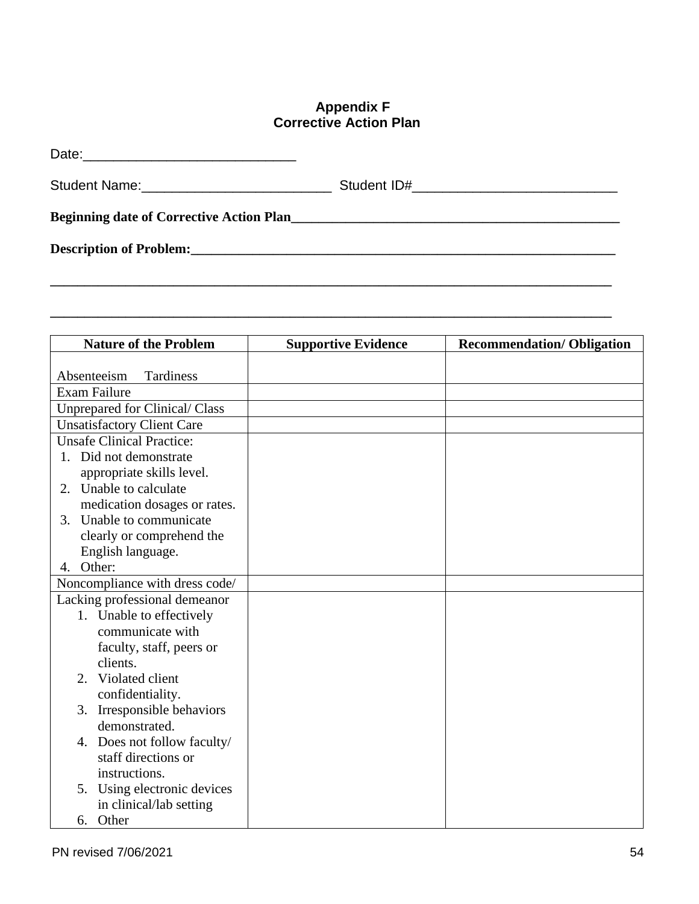# Appendix F
## Corrective Action Plan

Date:____________________________

Student Name:_________________________ Student ID#___________________________

**Beginning date of Corrective Action Plan_______________________________________________**

**Description of Problem:_____________________________________________________________**

**______________________________________________________________________________**

**______________________________________________________________________________**

| Nature of the Problem | Supportive Evidence | Recommendation/ Obligation |
|---|---|---|
| Absenteeism Tardiness | | |
| Exam Failure | | |
| Unprepared for Clinical/ Class | | |
| Unsatisfactory Client Care | | |
| Unsafe Clinical Practice:<br>1. Did not demonstrate appropriate skills level.<br>2. Unable to calculate medication dosages or rates.<br>3. Unable to communicate clearly or comprehend the English language.<br>4. Other: | | |
| Noncompliance with dress code/ | | |
| Lacking professional demeanor<br>1. Unable to effectively communicate with faculty, staff, peers or clients.<br>2. Violated client confidentiality.<br>3. Irresponsible behaviors demonstrated.<br>4. Does not follow faculty/ staff directions or instructions.<br>5. Using electronic devices in clinical/lab setting<br>6. Other | | |

PN revised 7/06/2021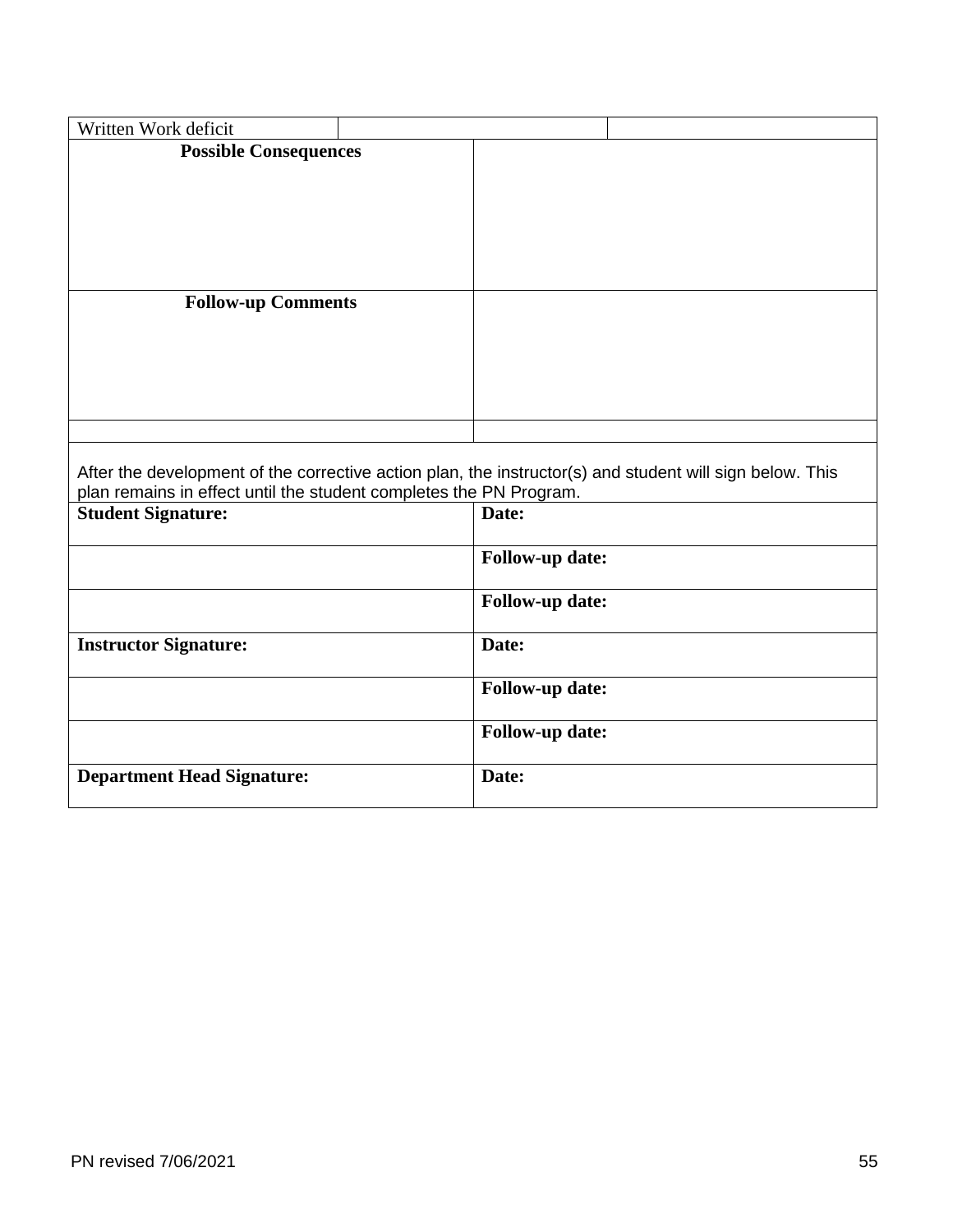| Written Work deficit | | |
|---|---|---|
| **Possible Consequences** | | |
| **Follow-up Comments** | | |
| | | |

After the development of the corrective action plan, the instructor(s) and student will sign below. This plan remains in effect until the student completes the PN Program.

| **Student Signature:** | **Date:** |
|---|---|
| | **Follow-up date:** |
| | **Follow-up date:** |
| **Instructor Signature:** | **Date:** |
| | **Follow-up date:** |
| | **Follow-up date:** |
| **Department Head Signature:** | **Date:** |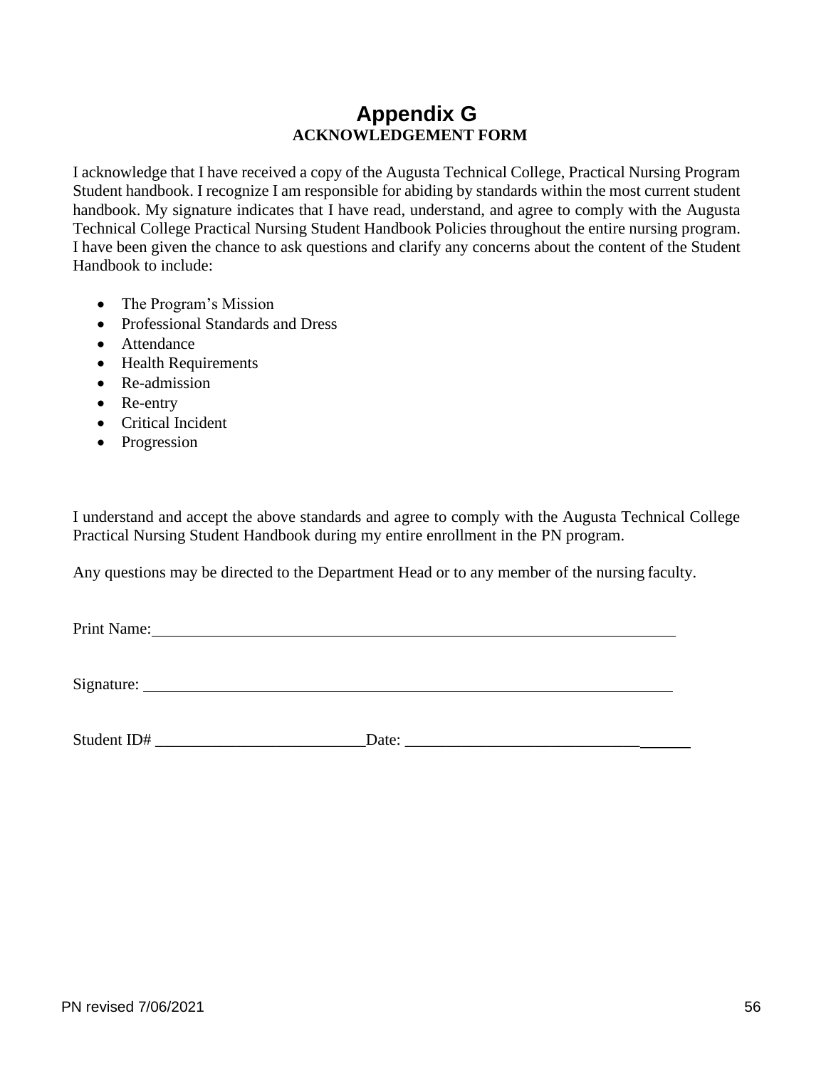# Appendix G

**ACKNOWLEDGEMENT FORM**

I acknowledge that I have received a copy of the Augusta Technical College, Practical Nursing Program Student handbook. I recognize I am responsible for abiding by standards within the most current student handbook. My signature indicates that I have read, understand, and agree to comply with the Augusta Technical College Practical Nursing Student Handbook Policies throughout the entire nursing program. I have been given the chance to ask questions and clarify any concerns about the content of the Student Handbook to include:

- The Program's Mission
- Professional Standards and Dress
- Attendance
- Health Requirements
- Re-admission
- Re-entry
- Critical Incident
- Progression

I understand and accept the above standards and agree to comply with the Augusta Technical College Practical Nursing Student Handbook during my entire enrollment in the PN program.

Any questions may be directed to the Department Head or to any member of the nursing faculty.

Print Name:_______________________________________________________________

Signature: _______________________________________________________________

Student ID# __________________________Date: ___________________________________